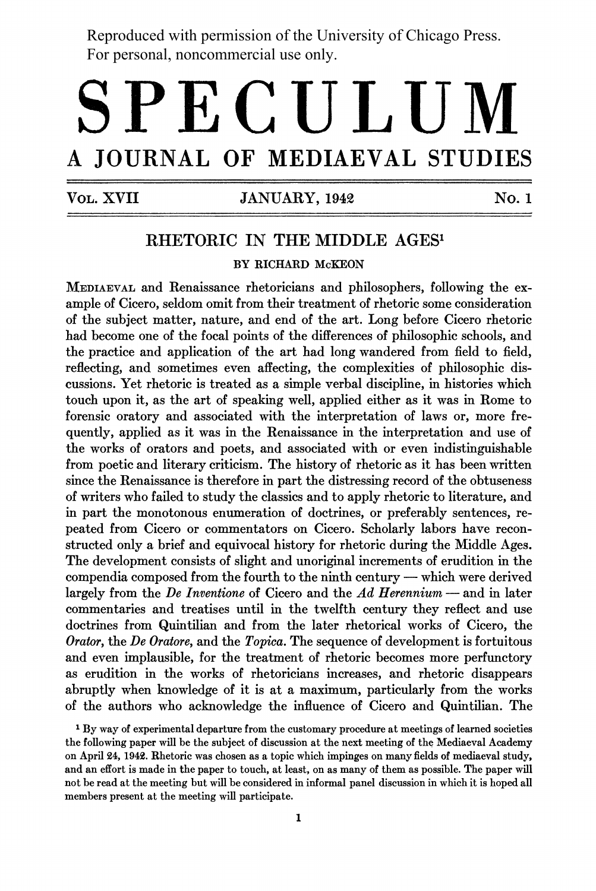Reproduced with permission of the University of Chicago Press.
For personal, noncommercial use only.

# SPECULUM

## A JOURNAL OF MEDIAEVAL STUDIES

Vol. XVII | January, 1942 | No. 1

## RHETORIC IN THE MIDDLE AGES[1]

BY RICHARD McKEON

Mediaeval and Renaissance rhetoricians and philosophers, following the example of Cicero, seldom omit from their treatment of rhetoric some consideration of the subject matter, nature, and end of the art. Long before Cicero rhetoric had become one of the focal points of the differences of philosophic schools, and the practice and application of the art had long wandered from field to field, reflecting, and sometimes even affecting, the complexities of philosophic discussions. Yet rhetoric is treated as a simple verbal discipline, in histories which touch upon it, as the art of speaking well, applied either as it was in Rome to forensic oratory and associated with the interpretation of laws or, more frequently, applied as it was in the Renaissance in the interpretation and use of the works of orators and poets, and associated with or even indistinguishable from poetic and literary criticism. The history of rhetoric as it has been written since the Renaissance is therefore in part the distressing record of the obtuseness of writers who failed to study the classics and to apply rhetoric to literature, and in part the monotonous enumeration of doctrines, or preferably sentences, repeated from Cicero or commentators on Cicero. Scholarly labors have reconstructed only a brief and equivocal history for rhetoric during the Middle Ages. The development consists of slight and unoriginal increments of erudition in the compendia composed from the fourth to the ninth century — which were derived largely from the *De Inventione* of Cicero and the *Ad Herennium* — and in later commentaries and treatises until in the twelfth century they reflect and use doctrines from Quintilian and from the later rhetorical works of Cicero, the *Orator*, the *De Oratore*, and the *Topica*. The sequence of development is fortuitous and even implausible, for the treatment of rhetoric becomes more perfunctory as erudition in the works of rhetoricians increases, and rhetoric disappears abruptly when knowledge of it is at a maximum, particularly from the works of the authors who acknowledge the influence of Cicero and Quintilian. The

[1] By way of experimental departure from the customary procedure at meetings of learned societies the following paper will be the subject of discussion at the next meeting of the Mediaeval Academy on April 24, 1942. Rhetoric was chosen as a topic which impinges on many fields of mediaeval study, and an effort is made in the paper to touch, at least, on as many of them as possible. The paper will not be read at the meeting but will be considered in informal panel discussion in which it is hoped all members present at the meeting will participate.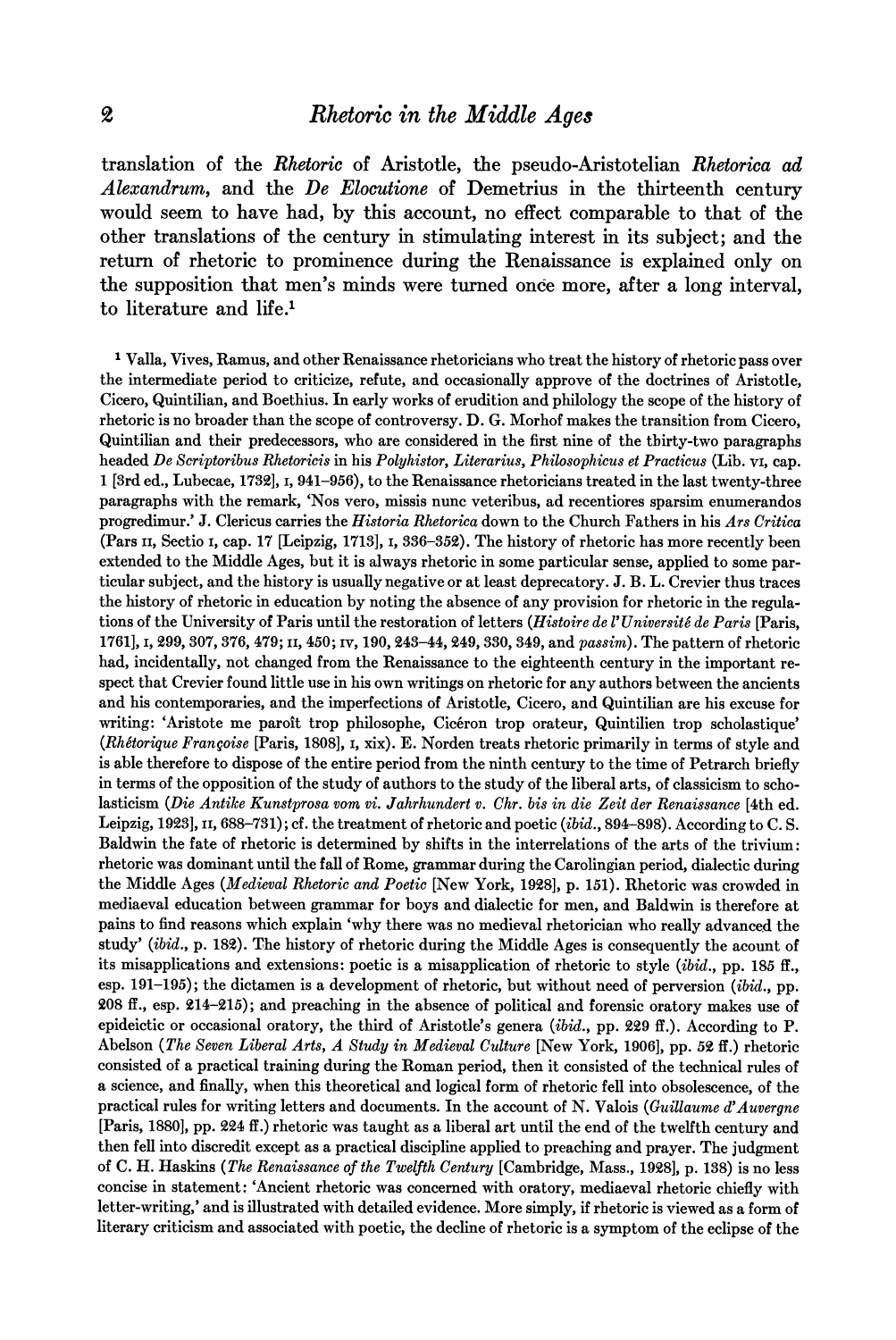translation of the *Rhetoric* of Aristotle, the pseudo-Aristotelian *Rhetorica ad Alexandrum*, and the *De Elocutione* of Demetrius in the thirteenth century would seem to have had, by this account, no effect comparable to that of the other translations of the century in stimulating interest in its subject; and the return of rhetoric to prominence during the Renaissance is explained only on the supposition that men's minds were turned once more, after a long interval, to literature and life.[1]

[1] Valla, Vives, Ramus, and other Renaissance rhetoricians who treat the history of rhetoric pass over the intermediate period to criticize, refute, and occasionally approve of the doctrines of Aristotle, Cicero, Quintilian, and Boethius. In early works of erudition and philology the scope of the history of rhetoric is no broader than the scope of controversy. D. G. Morhof makes the transition from Cicero, Quintilian and their predecessors, who are considered in the first nine of the thirty-two paragraphs headed *De Scriptoribus Rhetoricis* in his *Polyhistor, Literarius, Philosophicus et Practicus* (Lib. VI, cap. 1 [3rd ed., Lubecae, 1732], I, 941–956), to the Renaissance rhetoricians treated in the last twenty-three paragraphs with the remark, 'Nos vero, missis nunc veteribus, ad recentiores sparsim enumerandos progredimur.' J. Clericus carries the *Historia Rhetorica* down to the Church Fathers in his *Ars Critica* (Pars II, Sectio I, cap. 17 [Leipzig, 1713], I, 336–352). The history of rhetoric has more recently been extended to the Middle Ages, but it is always rhetoric in some particular sense, applied to some particular subject, and the history is usually negative or at least deprecatory. J. B. L. Crevier thus traces the history of rhetoric in education by noting the absence of any provision for rhetoric in the regulations of the University of Paris until the restoration of letters (*Histoire de l'Université de Paris* [Paris, 1761], I, 299, 307, 376, 479; II, 450; IV, 190, 243–44, 249, 330, 349, and *passim*). The pattern of rhetoric had, incidentally, not changed from the Renaissance to the eighteenth century in the important respect that Crevier found little use in his own writings on rhetoric for any authors between the ancients and his contemporaries, and the imperfections of Aristotle, Cicero, and Quintilian are his excuse for writing: 'Aristote me paroît trop philosophe, Cicéron trop orateur, Quintilien trop scholastique' (*Rhétorique Françoise* [Paris, 1808], I, xix). E. Norden treats rhetoric primarily in terms of style and is able therefore to dispose of the entire period from the ninth century to the time of Petrarch briefly in terms of the opposition of the study of authors to the study of the liberal arts, of classicism to scholasticism (*Die Antike Kunstprosa vom vi. Jahrhundert v. Chr. bis in die Zeit der Renaissance* [4th ed. Leipzig, 1923], II, 688–731); cf. the treatment of rhetoric and poetic (*ibid.*, 894–898). According to C. S. Baldwin the fate of rhetoric is determined by shifts in the interrelations of the arts of the trivium: rhetoric was dominant until the fall of Rome, grammar during the Carolingian period, dialectic during the Middle Ages (*Medieval Rhetoric and Poetic* [New York, 1928], p. 151). Rhetoric was crowded in mediaeval education between grammar for boys and dialectic for men, and Baldwin is therefore at pains to find reasons which explain 'why there was no medieval rhetorician who really advanced the study' (*ibid.*, p. 182). The history of rhetoric during the Middle Ages is consequently the acount of its misapplications and extensions: poetic is a misapplication of rhetoric to style (*ibid.*, pp. 185 ff., esp. 191–195); the dictamen is a development of rhetoric, but without need of perversion (*ibid.*, pp. 208 ff., esp. 214–215); and preaching in the absence of political and forensic oratory makes use of epideictic or occasional oratory, the third of Aristotle's genera (*ibid.*, pp. 229 ff.). According to P. Abelson (*The Seven Liberal Arts, A Study in Medieval Culture* [New York, 1906], pp. 52 ff.) rhetoric consisted of a practical training during the Roman period, then it consisted of the technical rules of a science, and finally, when this theoretical and logical form of rhetoric fell into obsolescence, of the practical rules for writing letters and documents. In the account of N. Valois (*Guillaume d'Auvergne* [Paris, 1880], pp. 224 ff.) rhetoric was taught as a liberal art until the end of the twelfth century and then fell into discredit except as a practical discipline applied to preaching and prayer. The judgment of C. H. Haskins (*The Renaissance of the Twelfth Century* [Cambridge, Mass., 1928], p. 138) is no less concise in statement: 'Ancient rhetoric was concerned with oratory, mediaeval rhetoric chiefly with letter-writing,' and is illustrated with detailed evidence. More simply, if rhetoric is viewed as a form of literary criticism and associated with poetic, the decline of rhetoric is a symptom of the eclipse of the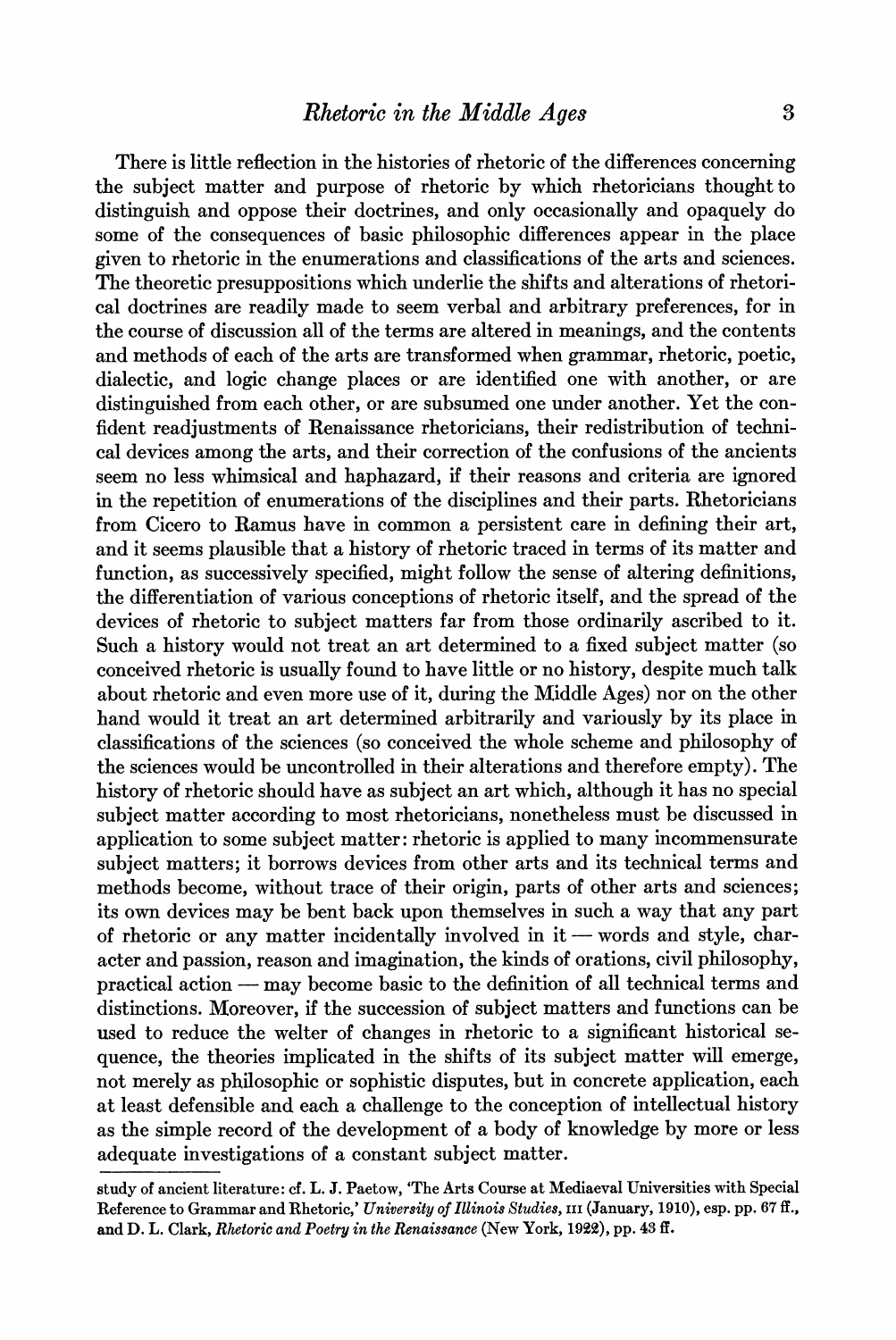There is little reflection in the histories of rhetoric of the differences concerning the subject matter and purpose of rhetoric by which rhetoricians thought to distinguish and oppose their doctrines, and only occasionally and opaquely do some of the consequences of basic philosophic differences appear in the place given to rhetoric in the enumerations and classifications of the arts and sciences. The theoretic presuppositions which underlie the shifts and alterations of rhetorical doctrines are readily made to seem verbal and arbitrary preferences, for in the course of discussion all of the terms are altered in meanings, and the contents and methods of each of the arts are transformed when grammar, rhetoric, poetic, dialectic, and logic change places or are identified one with another, or are distinguished from each other, or are subsumed one under another. Yet the confident readjustments of Renaissance rhetoricians, their redistribution of technical devices among the arts, and their correction of the confusions of the ancients seem no less whimsical and haphazard, if their reasons and criteria are ignored in the repetition of enumerations of the disciplines and their parts. Rhetoricians from Cicero to Ramus have in common a persistent care in defining their art, and it seems plausible that a history of rhetoric traced in terms of its matter and function, as successively specified, might follow the sense of altering definitions, the differentiation of various conceptions of rhetoric itself, and the spread of the devices of rhetoric to subject matters far from those ordinarily ascribed to it. Such a history would not treat an art determined to a fixed subject matter (so conceived rhetoric is usually found to have little or no history, despite much talk about rhetoric and even more use of it, during the Middle Ages) nor on the other hand would it treat an art determined arbitrarily and variously by its place in classifications of the sciences (so conceived the whole scheme and philosophy of the sciences would be uncontrolled in their alterations and therefore empty). The history of rhetoric should have as subject an art which, although it has no special subject matter according to most rhetoricians, nonetheless must be discussed in application to some subject matter: rhetoric is applied to many incommensurate subject matters; it borrows devices from other arts and its technical terms and methods become, without trace of their origin, parts of other arts and sciences; its own devices may be bent back upon themselves in such a way that any part of rhetoric or any matter incidentally involved in it — words and style, character and passion, reason and imagination, the kinds of orations, civil philosophy, practical action — may become basic to the definition of all technical terms and distinctions. Moreover, if the succession of subject matters and functions can be used to reduce the welter of changes in rhetoric to a significant historical sequence, the theories implicated in the shifts of its subject matter will emerge, not merely as philosophic or sophistic disputes, but in concrete application, each at least defensible and each a challenge to the conception of intellectual history as the simple record of the development of a body of knowledge by more or less adequate investigations of a constant subject matter.

---

study of ancient literature: cf. L. J. Paetow, 'The Arts Course at Mediaeval Universities with Special Reference to Grammar and Rhetoric,' *University of Illinois Studies*, III (January, 1910), esp. pp. 67 ff., and D. L. Clark, *Rhetoric and Poetry in the Renaissance* (New York, 1922), pp. 43 ff.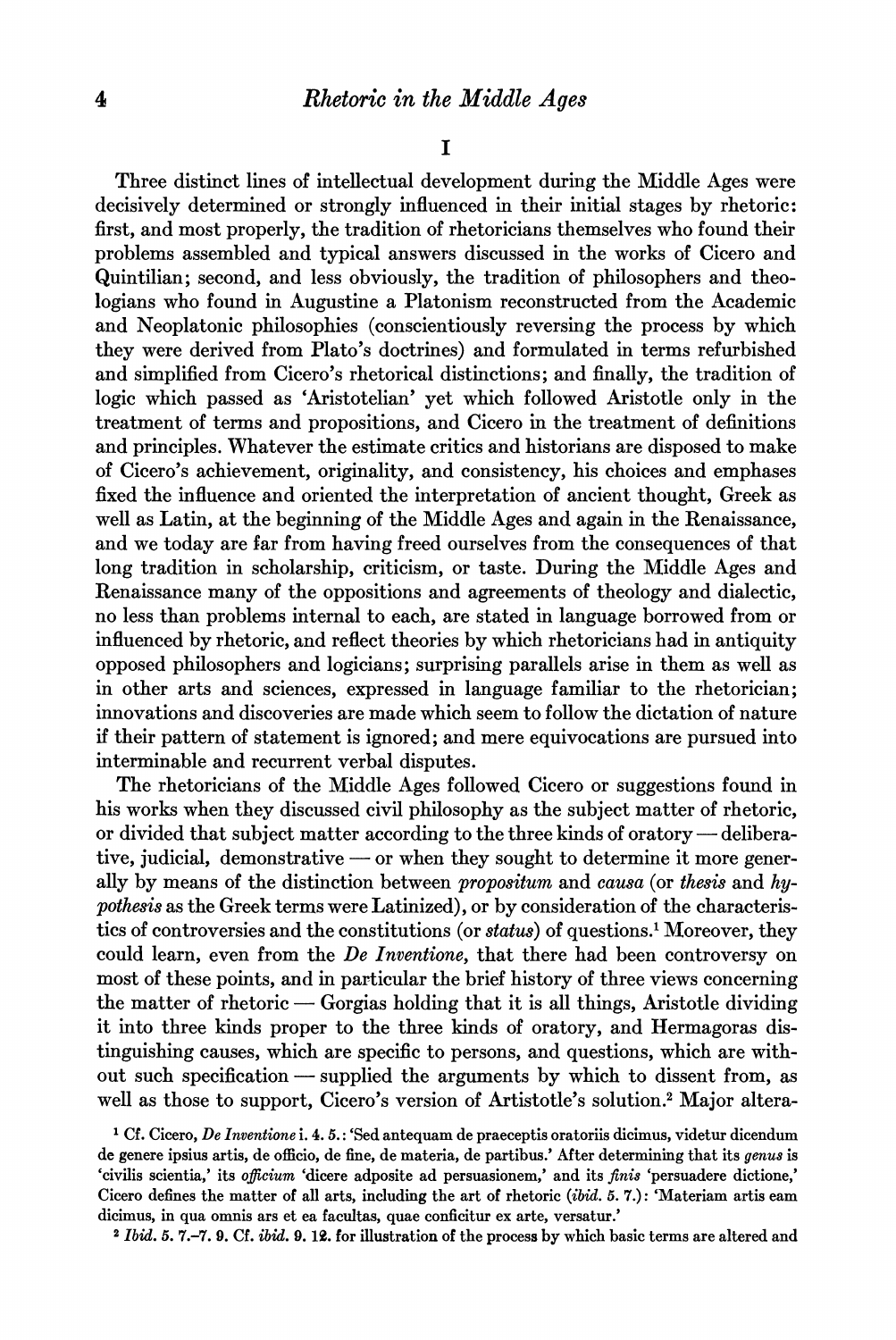# I

Three distinct lines of intellectual development during the Middle Ages were decisively determined or strongly influenced in their initial stages by rhetoric: first, and most properly, the tradition of rhetoricians themselves who found their problems assembled and typical answers discussed in the works of Cicero and Quintilian; second, and less obviously, the tradition of philosophers and theologians who found in Augustine a Platonism reconstructed from the Academic and Neoplatonic philosophies (conscientiously reversing the process by which they were derived from Plato's doctrines) and formulated in terms refurbished and simplified from Cicero's rhetorical distinctions; and finally, the tradition of logic which passed as 'Aristotelian' yet which followed Aristotle only in the treatment of terms and propositions, and Cicero in the treatment of definitions and principles. Whatever the estimate critics and historians are disposed to make of Cicero's achievement, originality, and consistency, his choices and emphases fixed the influence and oriented the interpretation of ancient thought, Greek as well as Latin, at the beginning of the Middle Ages and again in the Renaissance, and we today are far from having freed ourselves from the consequences of that long tradition in scholarship, criticism, or taste. During the Middle Ages and Renaissance many of the oppositions and agreements of theology and dialectic, no less than problems internal to each, are stated in language borrowed from or influenced by rhetoric, and reflect theories by which rhetoricians had in antiquity opposed philosophers and logicians; surprising parallels arise in them as well as in other arts and sciences, expressed in language familiar to the rhetorician; innovations and discoveries are made which seem to follow the dictation of nature if their pattern of statement is ignored; and mere equivocations are pursued into interminable and recurrent verbal disputes.

The rhetoricians of the Middle Ages followed Cicero or suggestions found in his works when they discussed civil philosophy as the subject matter of rhetoric, or divided that subject matter according to the three kinds of oratory — deliberative, judicial, demonstrative — or when they sought to determine it more generally by means of the distinction between *propositum* and *causa* (or *thesis* and *hypothesis* as the Greek terms were Latinized), or by consideration of the characteristics of controversies and the constitutions (or *status*) of questions.[1] Moreover, they could learn, even from the *De Inventione*, that there had been controversy on most of these points, and in particular the brief history of three views concerning the matter of rhetoric — Gorgias holding that it is all things, Aristotle dividing it into three kinds proper to the three kinds of oratory, and Hermagoras distinguishing causes, which are specific to persons, and questions, which are without such specification — supplied the arguments by which to dissent from, as well as those to support, Cicero's version of Artistotle's solution.[2] Major altera-

[1] Cf. Cicero, *De Inventione* i. 4. 5.: 'Sed antequam de praeceptis oratoriis dicimus, videtur dicendum de genere ipsius artis, de officio, de fine, de materia, de partibus.' After determining that its *genus* is 'civilis scientia,' its *officium* 'dicere adposite ad persuasionem,' and its *finis* 'persuadere dictione,' Cicero defines the matter of all arts, including the art of rhetoric (*ibid.* 5. 7.): 'Materiam artis eam dicimus, in qua omnis ars et ea facultas, quae conficitur ex arte, versatur.'

[2] *Ibid.* 5. 7.–7. 9. Cf. *ibid.* 9. 12. for illustration of the process by which basic terms are altered and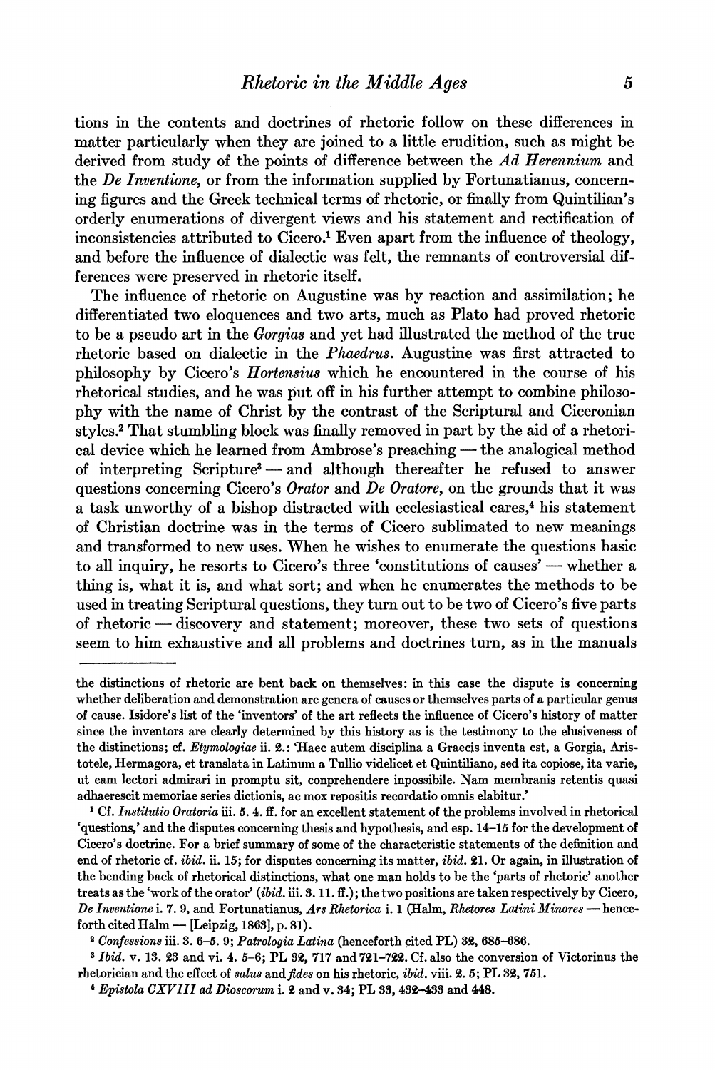tions in the contents and doctrines of rhetoric follow on these differences in matter particularly when they are joined to a little erudition, such as might be derived from study of the points of difference between the *Ad Herennium* and the *De Inventione*, or from the information supplied by Fortunatianus, concerning figures and the Greek technical terms of rhetoric, or finally from Quintilian's orderly enumerations of divergent views and his statement and rectification of inconsistencies attributed to Cicero.[1] Even apart from the influence of theology, and before the influence of dialectic was felt, the remnants of controversial differences were preserved in rhetoric itself.

The influence of rhetoric on Augustine was by reaction and assimilation; he differentiated two eloquences and two arts, much as Plato had proved rhetoric to be a pseudo art in the *Gorgias* and yet had illustrated the method of the true rhetoric based on dialectic in the *Phaedrus*. Augustine was first attracted to philosophy by Cicero's *Hortensius* which he encountered in the course of his rhetorical studies, and he was put off in his further attempt to combine philosophy with the name of Christ by the contrast of the Scriptural and Ciceronian styles.[2] That stumbling block was finally removed in part by the aid of a rhetorical device which he learned from Ambrose's preaching — the analogical method of interpreting Scripture[3] — and although thereafter he refused to answer questions concerning Cicero's *Orator* and *De Oratore*, on the grounds that it was a task unworthy of a bishop distracted with ecclesiastical cares,[4] his statement of Christian doctrine was in the terms of Cicero sublimated to new meanings and transformed to new uses. When he wishes to enumerate the questions basic to all inquiry, he resorts to Cicero's three 'constitutions of causes' — whether a thing is, what it is, and what sort; and when he enumerates the methods to be used in treating Scriptural questions, they turn out to be two of Cicero's five parts of rhetoric — discovery and statement; moreover, these two sets of questions seem to him exhaustive and all problems and doctrines turn, as in the manuals

---

the distinctions of rhetoric are bent back on themselves: in this case the dispute is concerning whether deliberation and demonstration are genera of causes or themselves parts of a particular genus of cause. Isidore's list of the 'inventors' of the art reflects the influence of Cicero's history of matter since the inventors are clearly determined by this history as is the testimony to the elusiveness of the distinctions; cf. *Etymologiae* ii. 2.: 'Haec autem disciplina a Graecis inventa est, a Gorgia, Aristotele, Hermagora, et translata in Latinum a Tullio videlicet et Quintiliano, sed ita copiose, ita varie, ut eam lectori admirari in promptu sit, conprehendere inpossibile. Nam membranis retentis quasi adhaerescit memoriae series dictionis, ac mox repositis recordatio omnis elabitur.'

[1] Cf. *Institutio Oratoria* iii. 5. 4. ff. for an excellent statement of the problems involved in rhetorical 'questions,' and the disputes concerning thesis and hypothesis, and esp. 14–15 for the development of Cicero's doctrine. For a brief summary of some of the characteristic statements of the definition and end of rhetoric cf. *ibid.* ii. 15; for disputes concerning its matter, *ibid.* 21. Or again, in illustration of the bending back of rhetorical distinctions, what one man holds to be the 'parts of rhetoric' another treats as the 'work of the orator' (*ibid.* iii. 3. 11. ff.); the two positions are taken respectively by Cicero, *De Inventione* i. 7. 9, and Fortunatianus, *Ars Rhetorica* i. 1 (Halm, *Rhetores Latini Minores* — henceforth cited Halm — [Leipzig, 1863], p. 81).

[2] *Confessions* iii. 3. 6–5. 9; *Patrologia Latina* (henceforth cited PL) 32, 685–686.

[3] *Ibid.* v. 13. 23 and vi. 4. 5–6; PL 32, 717 and 721–722. Cf. also the conversion of Victorinus the rhetorician and the effect of *salus* and *fides* on his rhetoric, *ibid.* viii. 2. 5; PL 32, 751.

[4] *Epistola CXVIII ad Dioscorum* i. 2 and v. 34; PL 33, 432–433 and 448.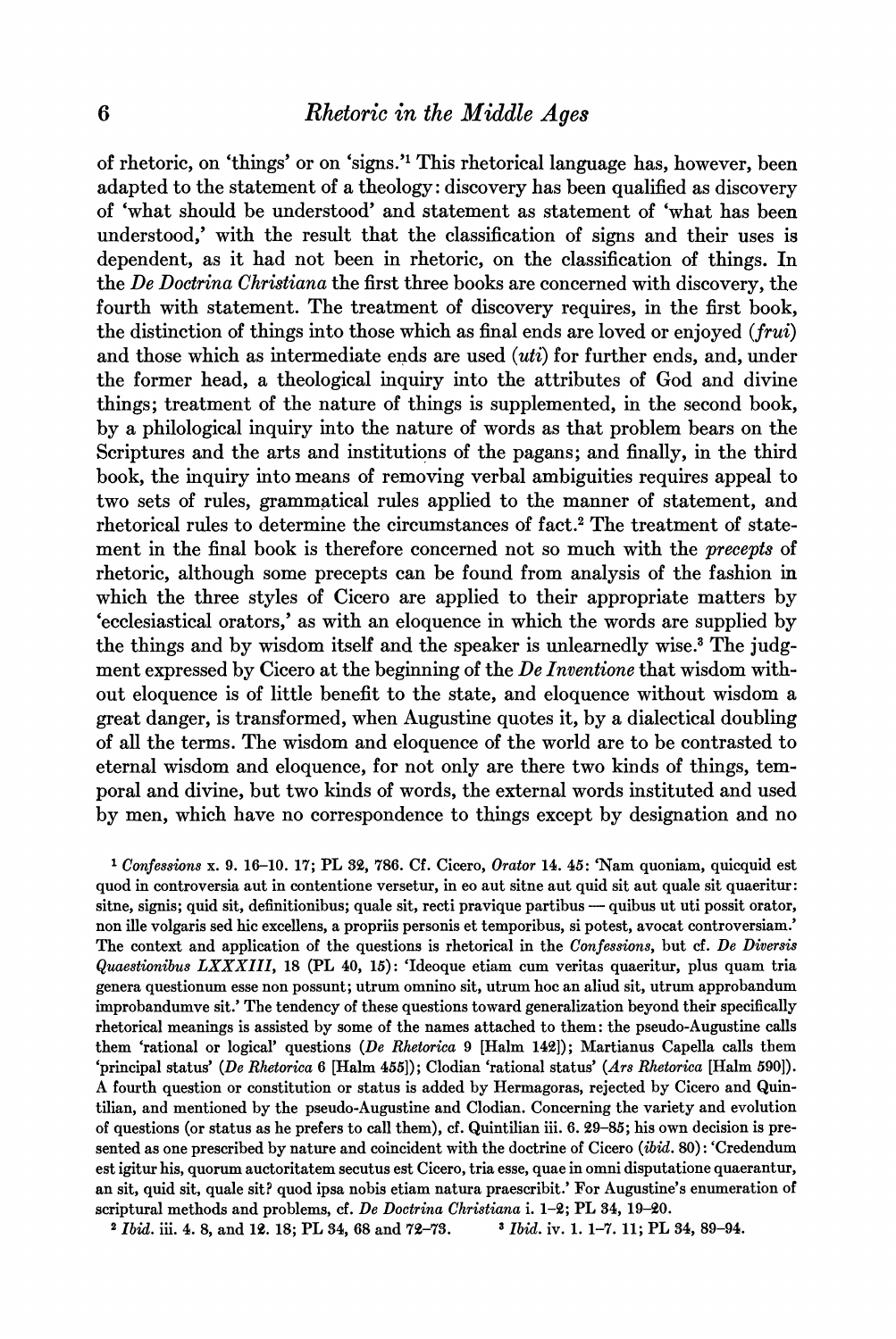of rhetoric, on 'things' or on 'signs.'[1] This rhetorical language has, however, been adapted to the statement of a theology: discovery has been qualified as discovery of 'what should be understood' and statement as statement of 'what has been understood,' with the result that the classification of signs and their uses is dependent, as it had not been in rhetoric, on the classification of things. In the *De Doctrina Christiana* the first three books are concerned with discovery, the fourth with statement. The treatment of discovery requires, in the first book, the distinction of things into those which as final ends are loved or enjoyed (*frui*) and those which as intermediate ends are used (*uti*) for further ends, and, under the former head, a theological inquiry into the attributes of God and divine things; treatment of the nature of things is supplemented, in the second book, by a philological inquiry into the nature of words as that problem bears on the Scriptures and the arts and institutions of the pagans; and finally, in the third book, the inquiry into means of removing verbal ambiguities requires appeal to two sets of rules, grammatical rules applied to the manner of statement, and rhetorical rules to determine the circumstances of fact.[2] The treatment of statement in the final book is therefore concerned not so much with the *precepts* of rhetoric, although some precepts can be found from analysis of the fashion in which the three styles of Cicero are applied to their appropriate matters by 'ecclesiastical orators,' as with an eloquence in which the words are supplied by the things and by wisdom itself and the speaker is unlearnedly wise.[3] The judgment expressed by Cicero at the beginning of the *De Inventione* that wisdom without eloquence is of little benefit to the state, and eloquence without wisdom a great danger, is transformed, when Augustine quotes it, by a dialectical doubling of all the terms. The wisdom and eloquence of the world are to be contrasted to eternal wisdom and eloquence, for not only are there two kinds of things, temporal and divine, but two kinds of words, the external words instituted and used by men, which have no correspondence to things except by designation and no

[1] *Confessions* x. 9. 16–10. 17; PL 32, 786. Cf. Cicero, *Orator* 14. 45: 'Nam quoniam, quicquid est quod in controversia aut in contentione versetur, in eo aut sitne aut quid sit aut quale sit quaeritur: sitne, signis; quid sit, definitionibus; quale sit, recti pravique partibus — quibus ut uti possit orator, non ille volgaris sed hic excellens, a propriis personis et temporibus, si potest, avocat controversiam.' The context and application of the questions is rhetorical in the *Confessions*, but cf. *De Diversis Quaestionibus LXXXIII*, 18 (PL 40, 15): 'Ideoque etiam cum veritas quaeritur, plus quam tria genera questionum esse non possunt; utrum omnino sit, utrum hoc an aliud sit, utrum approbandum improbandumve sit.' The tendency of these questions toward generalization beyond their specifically rhetorical meanings is assisted by some of the names attached to them: the pseudo-Augustine calls them 'rational or logical' questions (*De Rhetorica* 9 [Halm 142]); Martianus Capella calls them 'principal status' (*De Rhetorica* 6 [Halm 455]); Clodian 'rational status' (*Ars Rhetorica* [Halm 590]). A fourth question or constitution or status is added by Hermagoras, rejected by Cicero and Quintilian, and mentioned by the pseudo-Augustine and Clodian. Concerning the variety and evolution of questions (or status as he prefers to call them), cf. Quintilian iii. 6. 29–85; his own decision is presented as one prescribed by nature and coincident with the doctrine of Cicero (*ibid.* 80): 'Credendum est igitur his, quorum auctoritatem secutus est Cicero, tria esse, quae in omni disputatione quaerantur, an sit, quid sit, quale sit? quod ipsa nobis etiam natura praescribit.' For Augustine's enumeration of scriptural methods and problems, cf. *De Doctrina Christiana* i. 1–2; PL 34, 19–20.

[2] *Ibid.* iii. 4. 8, and 12. 18; PL 34, 68 and 72–73.

[3] *Ibid.* iv. 1. 1–7. 11; PL 34, 89–94.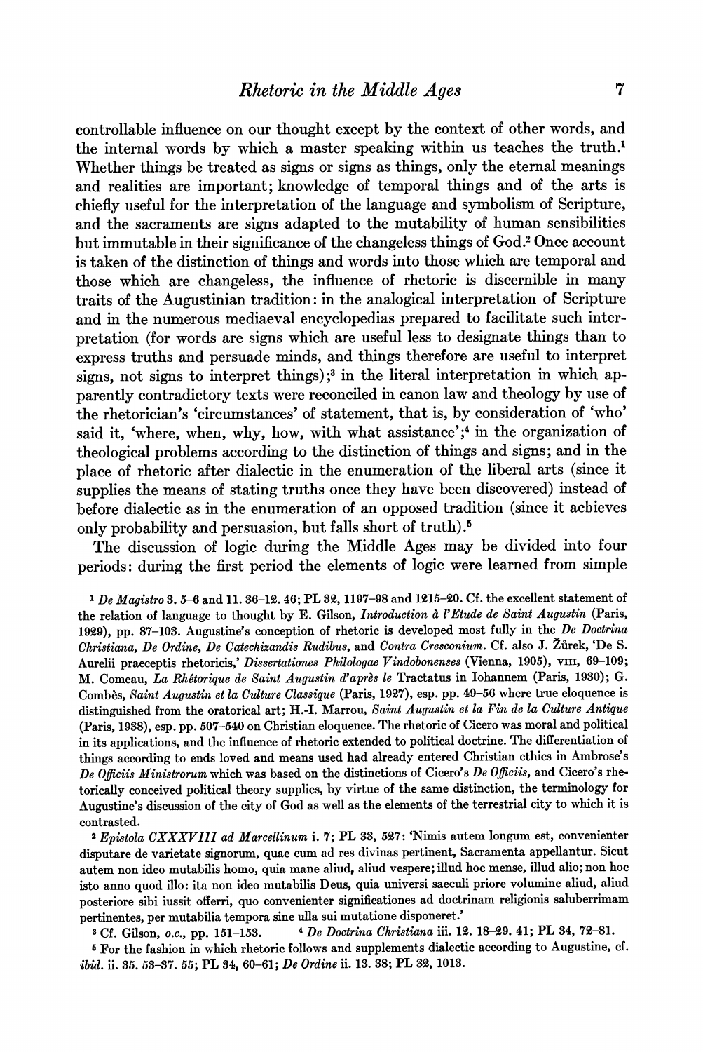controllable influence on our thought except by the context of other words, and the internal words by which a master speaking within us teaches the truth.[1] Whether things be treated as signs or signs as things, only the eternal meanings and realities are important; knowledge of temporal things and of the arts is chiefly useful for the interpretation of the language and symbolism of Scripture, and the sacraments are signs adapted to the mutability of human sensibilities but immutable in their significance of the changeless things of God.[2] Once account is taken of the distinction of things and words into those which are temporal and those which are changeless, the influence of rhetoric is discernible in many traits of the Augustinian tradition: in the analogical interpretation of Scripture and in the numerous mediaeval encyclopedias prepared to facilitate such interpretation (for words are signs which are useful less to designate things than to express truths and persuade minds, and things therefore are useful to interpret signs, not signs to interpret things);[3] in the literal interpretation in which apparently contradictory texts were reconciled in canon law and theology by use of the rhetorician's 'circumstances' of statement, that is, by consideration of 'who' said it, 'where, when, why, how, with what assistance';[4] in the organization of theological problems according to the distinction of things and signs; and in the place of rhetoric after dialectic in the enumeration of the liberal arts (since it supplies the means of stating truths once they have been discovered) instead of before dialectic as in the enumeration of an opposed tradition (since it achieves only probability and persuasion, but falls short of truth).[5]

The discussion of logic during the Middle Ages may be divided into four periods: during the first period the elements of logic were learned from simple

[1] *De Magistro* 3. 5–6 and 11. 36–12. 46; PL 32, 1197–98 and 1215–20. Cf. the excellent statement of the relation of language to thought by E. Gilson, *Introduction à l'Etude de Saint Augustin* (Paris, 1929), pp. 87–103. Augustine's conception of rhetoric is developed most fully in the *De Doctrina Christiana, De Ordine, De Catechizandis Rudibus,* and *Contra Cresconium.* Cf. also J. Žůrek, 'De S. Aurelii praeceptis rhetoricis,' *Dissertationes Philologae Vindobonenses* (Vienna, 1905), VIII, 69–109; M. Comeau, *La Rhétorique de Saint Augustin d'après le* Tractatus in Iohannem (Paris, 1930); G. Combès, *Saint Augustin et la Culture Classique* (Paris, 1927), esp. pp. 49–56 where true eloquence is distinguished from the oratorical art; H.-I. Marrou, *Saint Augustin et la Fin de la Culture Antique* (Paris, 1938), esp. pp. 507–540 on Christian eloquence. The rhetoric of Cicero was moral and political in its applications, and the influence of rhetoric extended to political doctrine. The differentiation of things according to ends loved and means used had already entered Christian ethics in Ambrose's *De Officiis Ministrorum* which was based on the distinctions of Cicero's *De Officiis,* and Cicero's rhetorically conceived political theory supplies, by virtue of the same distinction, the terminology for Augustine's discussion of the city of God as well as the elements of the terrestrial city to which it is contrasted.

[2] *Epistola CXXXVIII ad Marcellinum* i. 7; PL 33, 527: 'Nimis autem longum est, convenienter disputare de varietate signorum, quae cum ad res divinas pertinent, Sacramenta appellantur. Sicut autem non ideo mutabilis homo, quia mane aliud, aliud vespere; illud hoc mense, illud alio; non hoc isto anno quod illo: ita non ideo mutabilis Deus, quia universi saeculi priore volumine aliud, aliud posteriore sibi iussit offerri, quo convenienter significationes ad doctrinam religionis saluberrimam pertinentes, per mutabilia tempora sine ulla sui mutatione disponeret.'

[3] Cf. Gilson, *o.c.,* pp. 151–153.

[4] *De Doctrina Christiana* iii. 12. 18–29. 41; PL 34, 72–81.

[5] For the fashion in which rhetoric follows and supplements dialectic according to Augustine, cf. *ibid.* ii. 35. 53–37. 55; PL 34, 60–61; *De Ordine* ii. 13. 38; PL 32, 1013.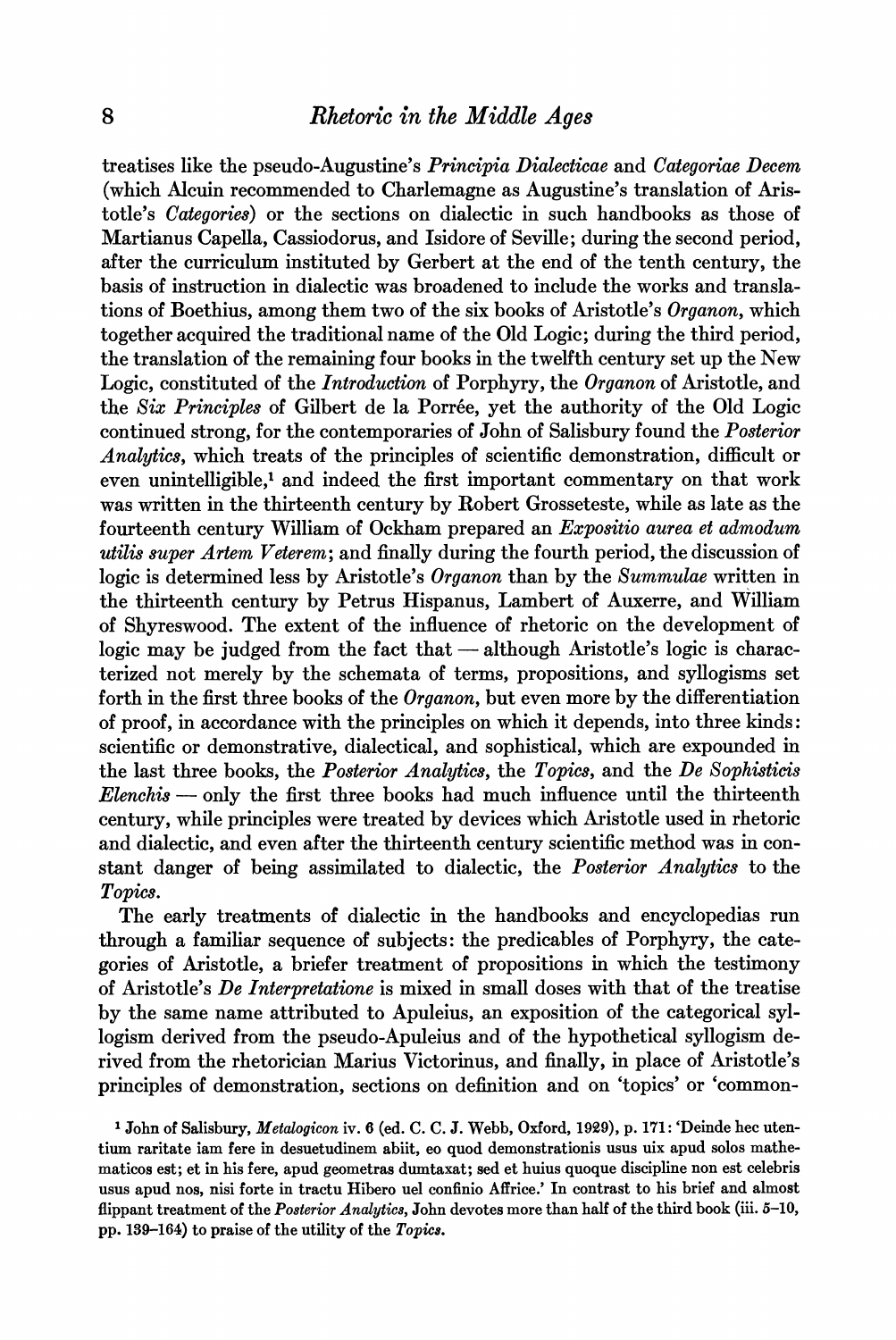treatises like the pseudo-Augustine's *Principia Dialecticae* and *Categoriae Decem* (which Alcuin recommended to Charlemagne as Augustine's translation of Aristotle's *Categories*) or the sections on dialectic in such handbooks as those of Martianus Capella, Cassiodorus, and Isidore of Seville; during the second period, after the curriculum instituted by Gerbert at the end of the tenth century, the basis of instruction in dialectic was broadened to include the works and translations of Boethius, among them two of the six books of Aristotle's *Organon*, which together acquired the traditional name of the Old Logic; during the third period, the translation of the remaining four books in the twelfth century set up the New Logic, constituted of the *Introduction* of Porphyry, the *Organon* of Aristotle, and the *Six Principles* of Gilbert de la Porrée, yet the authority of the Old Logic continued strong, for the contemporaries of John of Salisbury found the *Posterior Analytics*, which treats of the principles of scientific demonstration, difficult or even unintelligible,[1] and indeed the first important commentary on that work was written in the thirteenth century by Robert Grosseteste, while as late as the fourteenth century William of Ockham prepared an *Expositio aurea et admodum utilis super Artem Veterem*; and finally during the fourth period, the discussion of logic is determined less by Aristotle's *Organon* than by the *Summulae* written in the thirteenth century by Petrus Hispanus, Lambert of Auxerre, and William of Shyreswood. The extent of the influence of rhetoric on the development of logic may be judged from the fact that — although Aristotle's logic is characterized not merely by the schemata of terms, propositions, and syllogisms set forth in the first three books of the *Organon*, but even more by the differentiation of proof, in accordance with the principles on which it depends, into three kinds: scientific or demonstrative, dialectical, and sophistical, which are expounded in the last three books, the *Posterior Analytics*, the *Topics*, and the *De Sophisticis Elenchis* — only the first three books had much influence until the thirteenth century, while principles were treated by devices which Aristotle used in rhetoric and dialectic, and even after the thirteenth century scientific method was in constant danger of being assimilated to dialectic, the *Posterior Analytics* to the *Topics*.

The early treatments of dialectic in the handbooks and encyclopedias run through a familiar sequence of subjects: the predicables of Porphyry, the categories of Aristotle, a briefer treatment of propositions in which the testimony of Aristotle's *De Interpretatione* is mixed in small doses with that of the treatise by the same name attributed to Apuleius, an exposition of the categorical syllogism derived from the pseudo-Apuleius and of the hypothetical syllogism derived from the rhetorician Marius Victorinus, and finally, in place of Aristotle's principles of demonstration, sections on definition and on 'topics' or 'common-

[1] John of Salisbury, *Metalogicon* iv. 6 (ed. C. C. J. Webb, Oxford, 1929), p. 171: 'Deinde hec utentium raritate iam fere in desuetudinem abiit, eo quod demonstrationis usus uix apud solos mathematicos est; et in his fere, apud geometras dumtaxat; sed et huius quoque discipline non est celebris usus apud nos, nisi forte in tractu Hibero uel confinio Affrice.' In contrast to his brief and almost flippant treatment of the *Posterior Analytics*, John devotes more than half of the third book (iii. 5–10, pp. 139–164) to praise of the utility of the *Topics*.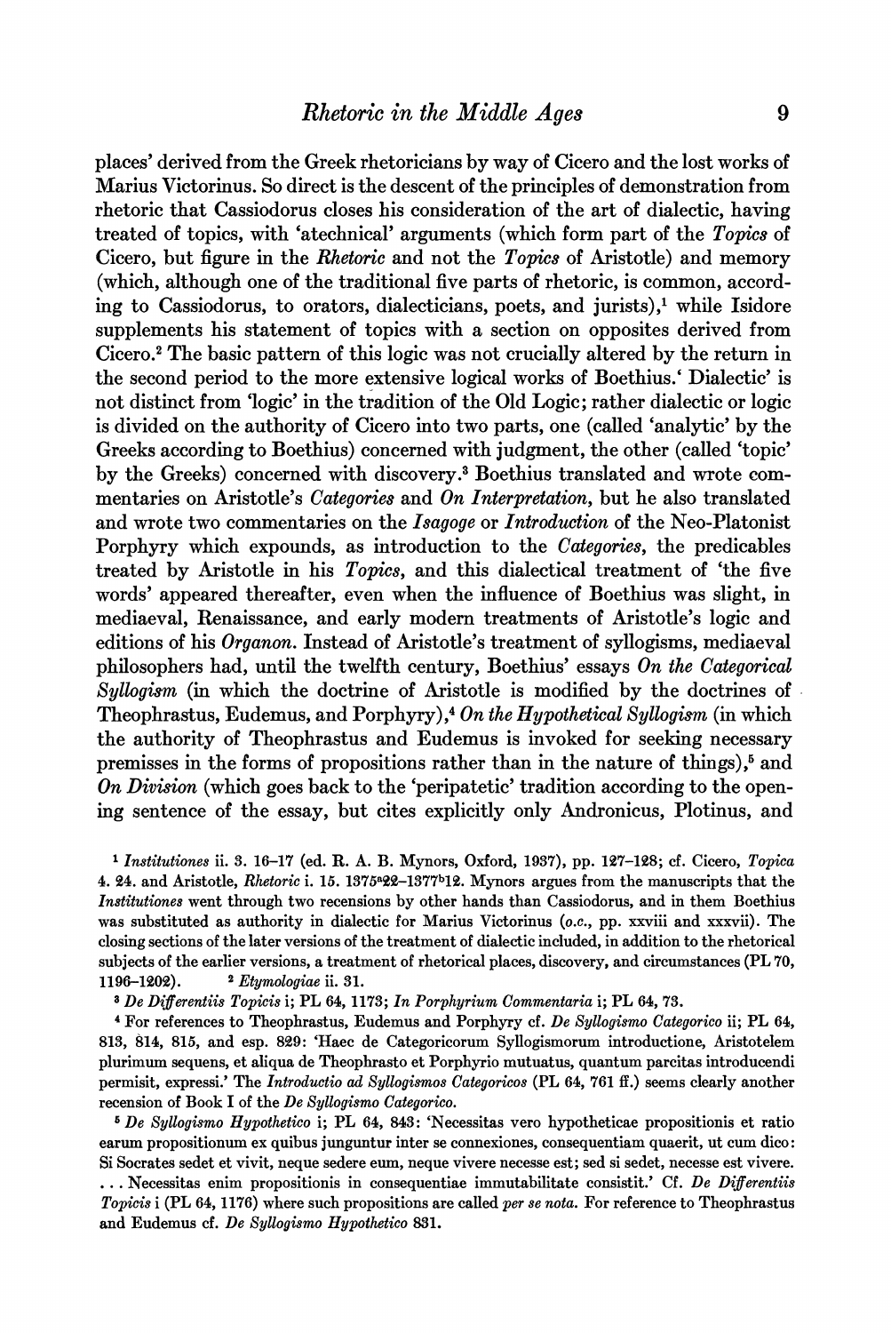places' derived from the Greek rhetoricians by way of Cicero and the lost works of Marius Victorinus. So direct is the descent of the principles of demonstration from rhetoric that Cassiodorus closes his consideration of the art of dialectic, having treated of topics, with 'atechnical' arguments (which form part of the *Topics* of Cicero, but figure in the *Rhetoric* and not the *Topics* of Aristotle) and memory (which, although one of the traditional five parts of rhetoric, is common, according to Cassiodorus, to orators, dialecticians, poets, and jurists),[1] while Isidore supplements his statement of topics with a section on opposites derived from Cicero.[2] The basic pattern of this logic was not crucially altered by the return in the second period to the more extensive logical works of Boethius. 'Dialectic' is not distinct from 'logic' in the tradition of the Old Logic; rather dialectic or logic is divided on the authority of Cicero into two parts, one (called 'analytic' by the Greeks according to Boethius) concerned with judgment, the other (called 'topic' by the Greeks) concerned with discovery.[3] Boethius translated and wrote commentaries on Aristotle's *Categories* and *On Interpretation*, but he also translated and wrote two commentaries on the *Isagoge* or *Introduction* of the Neo-Platonist Porphyry which expounds, as introduction to the *Categories*, the predicables treated by Aristotle in his *Topics*, and this dialectical treatment of 'the five words' appeared thereafter, even when the influence of Boethius was slight, in mediaeval, Renaissance, and early modern treatments of Aristotle's logic and editions of his *Organon*. Instead of Aristotle's treatment of syllogisms, mediaeval philosophers had, until the twelfth century, Boethius' essays *On the Categorical Syllogism* (in which the doctrine of Aristotle is modified by the doctrines of Theophrastus, Eudemus, and Porphyry),[4] *On the Hypothetical Syllogism* (in which the authority of Theophrastus and Eudemus is invoked for seeking necessary premisses in the forms of propositions rather than in the nature of things),[5] and *On Division* (which goes back to the 'peripatetic' tradition according to the opening sentence of the essay, but cites explicitly only Andronicus, Plotinus, and

---

[1] *Institutiones* ii. 3. 16–17 (ed. R. A. B. Mynors, Oxford, 1937), pp. 127–128; cf. Cicero, *Topica* 4. 24. and Aristotle, *Rhetoric* i. 15. 1375a22–1377b12. Mynors argues from the manuscripts that the *Institutiones* went through two recensions by other hands than Cassiodorus, and in them Boethius was substituted as authority in dialectic for Marius Victorinus (*o.c.*, pp. xxviii and xxxvii). The closing sections of the later versions of the treatment of dialectic included, in addition to the rhetorical subjects of the earlier versions, a treatment of rhetorical places, discovery, and circumstances (PL 70, 1196–1202).

[2] *Etymologiae* ii. 31.

[3] *De Differentiis Topicis* i; PL 64, 1173; *In Porphyrium Commentaria* i; PL 64, 73.

[4] For references to Theophrastus, Eudemus and Porphyry cf. *De Syllogismo Categorico* ii; PL 64, 813, 814, 815, and esp. 829: 'Haec de Categoricorum Syllogismorum introductione, Aristotelem plurimum sequens, et aliqua de Theophrasto et Porphyrio mutuatus, quantum parcitas introducendi permisit, expressi.' The *Introductio ad Syllogismos Categoricos* (PL 64, 761 ff.) seems clearly another recension of Book I of the *De Syllogismo Categorico*.

[5] *De Syllogismo Hypothetico* i; PL 64, 843: 'Necessitas vero hypotheticae propositionis et ratio earum propositionum ex quibus junguntur inter se connexiones, consequentiam quaerit, ut cum dico: Si Socrates sedet et vivit, neque sedere eum, neque vivere necesse est; sed si sedet, necesse est vivere. . . . Necessitas enim propositionis in consequentiae immutabilitate consistit.' Cf. *De Differentiis Topicis* i (PL 64, 1176) where such propositions are called *per se nota*. For reference to Theophrastus and Eudemus cf. *De Syllogismo Hypothetico* 831.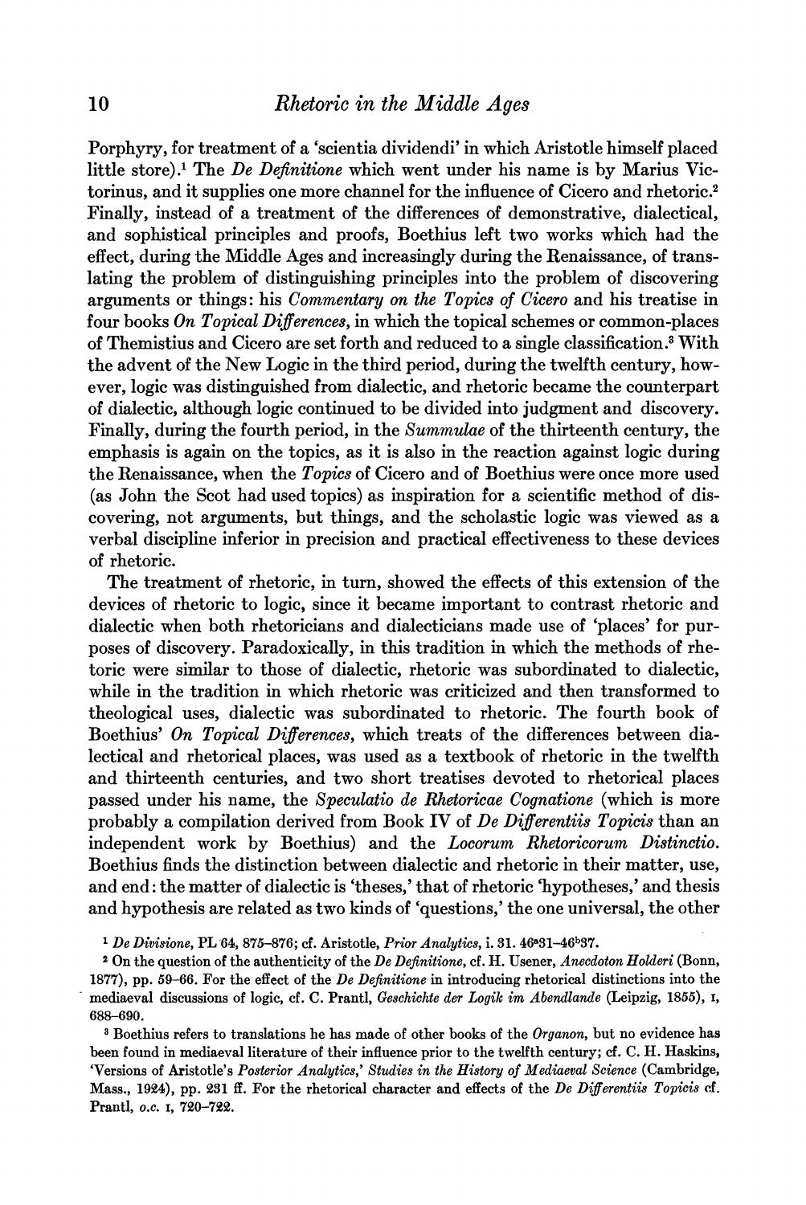Porphyry, for treatment of a 'scientia dividendi' in which Aristotle himself placed little store).[1] The *De Definitione* which went under his name is by Marius Victorinus, and it supplies one more channel for the influence of Cicero and rhetoric.[2] Finally, instead of a treatment of the differences of demonstrative, dialectical, and sophistical principles and proofs, Boethius left two works which had the effect, during the Middle Ages and increasingly during the Renaissance, of translating the problem of distinguishing principles into the problem of discovering arguments or things: his *Commentary on the Topics of Cicero* and his treatise in four books *On Topical Differences*, in which the topical schemes or common-places of Themistius and Cicero are set forth and reduced to a single classification.[3] With the advent of the New Logic in the third period, during the twelfth century, however, logic was distinguished from dialectic, and rhetoric became the counterpart of dialectic, although logic continued to be divided into judgment and discovery. Finally, during the fourth period, in the *Summulae* of the thirteenth century, the emphasis is again on the topics, as it is also in the reaction against logic during the Renaissance, when the *Topics* of Cicero and of Boethius were once more used (as John the Scot had used topics) as inspiration for a scientific method of discovering, not arguments, but things, and the scholastic logic was viewed as a verbal discipline inferior in precision and practical effectiveness to these devices of rhetoric.

The treatment of rhetoric, in turn, showed the effects of this extension of the devices of rhetoric to logic, since it became important to contrast rhetoric and dialectic when both rhetoricians and dialecticians made use of 'places' for purposes of discovery. Paradoxically, in this tradition in which the methods of rhetoric were similar to those of dialectic, rhetoric was subordinated to dialectic, while in the tradition in which rhetoric was criticized and then transformed to theological uses, dialectic was subordinated to rhetoric. The fourth book of Boethius' *On Topical Differences*, which treats of the differences between dialectical and rhetorical places, was used as a textbook of rhetoric in the twelfth and thirteenth centuries, and two short treatises devoted to rhetorical places passed under his name, the *Speculatio de Rhetoricae Cognatione* (which is more probably a compilation derived from Book IV of *De Differentiis Topicis* than an independent work by Boethius) and the *Locorum Rhetoricorum Distinctio*. Boethius finds the distinction between dialectic and rhetoric in their matter, use, and end: the matter of dialectic is 'theses,' that of rhetoric 'hypotheses,' and thesis and hypothesis are related as two kinds of 'questions,' the one universal, the other

[1] *De Divisione*, PL 64, 875–876; cf. Aristotle, *Prior Analytics*, i. 31. 46a31–46b37.

[2] On the question of the authenticity of the *De Definitione*, cf. H. Usener, *Anecdoton Holderi* (Bonn, 1877), pp. 59–66. For the effect of the *De Definitione* in introducing rhetorical distinctions into the mediaeval discussions of logic, cf. C. Prantl, *Geschichte der Logik im Abendlande* (Leipzig, 1855), I, 688–690.

[3] Boethius refers to translations he has made of other books of the *Organon*, but no evidence has been found in mediaeval literature of their influence prior to the twelfth century; cf. C. H. Haskins, 'Versions of Aristotle's *Posterior Analytics*,' *Studies in the History of Mediaeval Science* (Cambridge, Mass., 1924), pp. 231 ff. For the rhetorical character and effects of the *De Differentiis Topicis* cf. Prantl, *o.c.* I, 720–722.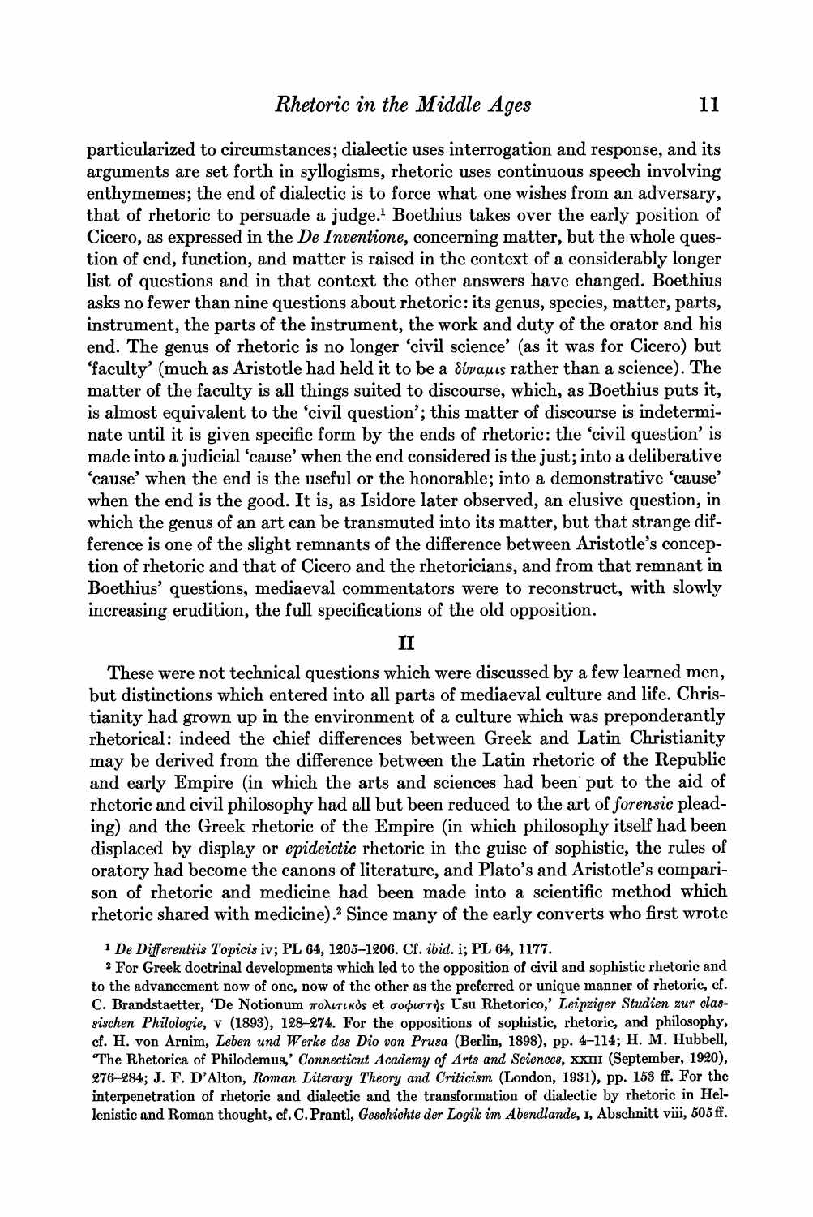particularized to circumstances; dialectic uses interrogation and response, and its arguments are set forth in syllogisms, rhetoric uses continuous speech involving enthymemes; the end of dialectic is to force what one wishes from an adversary, that of rhetoric to persuade a judge.[1] Boethius takes over the early position of Cicero, as expressed in the *De Inventione*, concerning matter, but the whole question of end, function, and matter is raised in the context of a considerably longer list of questions and in that context the other answers have changed. Boethius asks no fewer than nine questions about rhetoric: its genus, species, matter, parts, instrument, the parts of the instrument, the work and duty of the orator and his end. The genus of rhetoric is no longer 'civil science' (as it was for Cicero) but 'faculty' (much as Aristotle had held it to be a δύναμις rather than a science). The matter of the faculty is all things suited to discourse, which, as Boethius puts it, is almost equivalent to the 'civil question'; this matter of discourse is indeterminate until it is given specific form by the ends of rhetoric: the 'civil question' is made into a judicial 'cause' when the end considered is the just; into a deliberative 'cause' when the end is the useful or the honorable; into a demonstrative 'cause' when the end is the good. It is, as Isidore later observed, an elusive question, in which the genus of an art can be transmuted into its matter, but that strange difference is one of the slight remnants of the difference between Aristotle's conception of rhetoric and that of Cicero and the rhetoricians, and from that remnant in Boethius' questions, mediaeval commentators were to reconstruct, with slowly increasing erudition, the full specifications of the old opposition.

## II

These were not technical questions which were discussed by a few learned men, but distinctions which entered into all parts of mediaeval culture and life. Christianity had grown up in the environment of a culture which was preponderantly rhetorical: indeed the chief differences between Greek and Latin Christianity may be derived from the difference between the Latin rhetoric of the Republic and early Empire (in which the arts and sciences had been put to the aid of rhetoric and civil philosophy had all but been reduced to the art of *forensic* pleading) and the Greek rhetoric of the Empire (in which philosophy itself had been displaced by display or *epideictic* rhetoric in the guise of sophistic, the rules of oratory had become the canons of literature, and Plato's and Aristotle's comparison of rhetoric and medicine had been made into a scientific method which rhetoric shared with medicine).[2] Since many of the early converts who first wrote

---

[1] *De Differentiis Topicis* iv; PL 64, 1205–1206. Cf. *ibid.* i; PL 64, 1177.

[2] For Greek doctrinal developments which led to the opposition of civil and sophistic rhetoric and to the advancement now of one, now of the other as the preferred or unique manner of rhetoric, cf. C. Brandstaetter, 'De Notionum πολιτικός et σοφιστής Usu Rhetorico,' *Leipziger Studien zur classischen Philologie*, v (1893), 128–274. For the oppositions of sophistic, rhetoric, and philosophy, cf. H. von Arnim, *Leben und Werke des Dio von Prusa* (Berlin, 1898), pp. 4–114; H. M. Hubbell, 'The Rhetorica of Philodemus,' *Connecticut Academy of Arts and Sciences*, XXIII (September, 1920), 276–284; J. F. D'Alton, *Roman Literary Theory and Criticism* (London, 1931), pp. 153 ff. For the interpenetration of rhetoric and dialectic and the transformation of dialectic by rhetoric in Hellenistic and Roman thought, cf. C. Prantl, *Geschichte der Logik im Abendlande*, I, Abschnitt viii, 505 ff.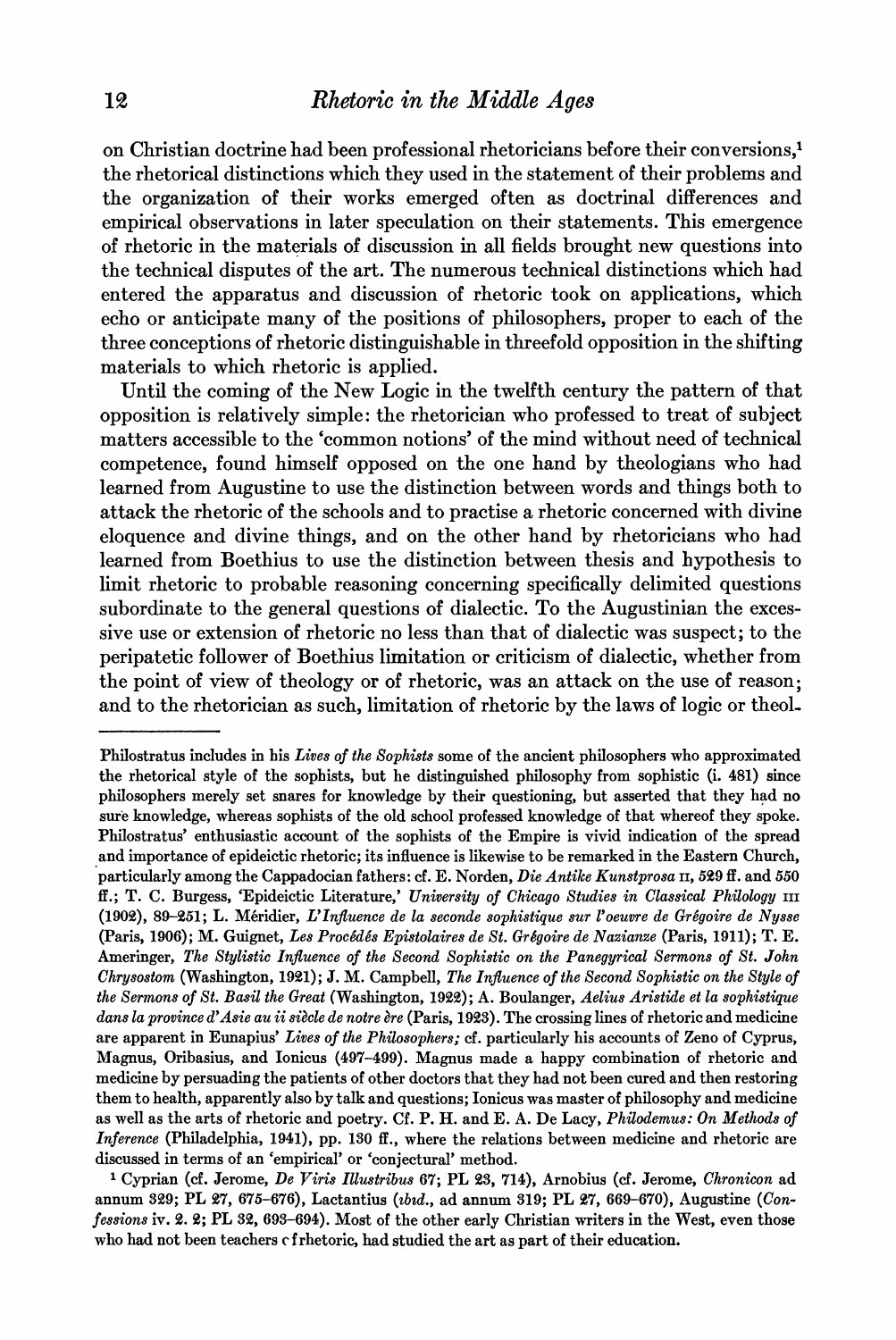on Christian doctrine had been professional rhetoricians before their conversions,[1] the rhetorical distinctions which they used in the statement of their problems and the organization of their works emerged often as doctrinal differences and empirical observations in later speculation on their statements. This emergence of rhetoric in the materials of discussion in all fields brought new questions into the technical disputes of the art. The numerous technical distinctions which had entered the apparatus and discussion of rhetoric took on applications, which echo or anticipate many of the positions of philosophers, proper to each of the three conceptions of rhetoric distinguishable in threefold opposition in the shifting materials to which rhetoric is applied.

Until the coming of the New Logic in the twelfth century the pattern of that opposition is relatively simple: the rhetorician who professed to treat of subject matters accessible to the 'common notions' of the mind without need of technical competence, found himself opposed on the one hand by theologians who had learned from Augustine to use the distinction between words and things both to attack the rhetoric of the schools and to practise a rhetoric concerned with divine eloquence and divine things, and on the other hand by rhetoricians who had learned from Boethius to use the distinction between thesis and hypothesis to limit rhetoric to probable reasoning concerning specifically delimited questions subordinate to the general questions of dialectic. To the Augustinian the excessive use or extension of rhetoric no less than that of dialectic was suspect; to the peripatetic follower of Boethius limitation or criticism of dialectic, whether from the point of view of theology or of rhetoric, was an attack on the use of reason; and to the rhetorician as such, limitation of rhetoric by the laws of logic or theol-

---

Philostratus includes in his *Lives of the Sophists* some of the ancient philosophers who approximated the rhetorical style of the sophists, but he distinguished philosophy from sophistic (i. 481) since philosophers merely set snares for knowledge by their questioning, but asserted that they had no sure knowledge, whereas sophists of the old school professed knowledge of that whereof they spoke. Philostratus' enthusiastic account of the sophists of the Empire is vivid indication of the spread and importance of epideictic rhetoric; its influence is likewise to be remarked in the Eastern Church, particularly among the Cappadocian fathers: cf. E. Norden, *Die Antike Kunstprosa* II, 529 ff. and 550 ff.; T. C. Burgess, 'Epideictic Literature,' *University of Chicago Studies in Classical Philology* III (1902), 89–251; L. Méridier, *L'Influence de la seconde sophistique sur l'oeuvre de Grégoire de Nysse* (Paris, 1906); M. Guignet, *Les Procédés Epistolaires de St. Grégoire de Nazianze* (Paris, 1911); T. E. Ameringer, *The Stylistic Influence of the Second Sophistic on the Panegyrical Sermons of St. John Chrysostom* (Washington, 1921); J. M. Campbell, *The Influence of the Second Sophistic on the Style of the Sermons of St. Basil the Great* (Washington, 1922); A. Boulanger, *Aelius Aristide et la sophistique dans la province d'Asie au ii siècle de notre ère* (Paris, 1923). The crossing lines of rhetoric and medicine are apparent in Eunapius' *Lives of the Philosophers;* cf. particularly his accounts of Zeno of Cyprus, Magnus, Oribasius, and Ionicus (497–499). Magnus made a happy combination of rhetoric and medicine by persuading the patients of other doctors that they had not been cured and then restoring them to health, apparently also by talk and questions; Ionicus was master of philosophy and medicine as well as the arts of rhetoric and poetry. Cf. P. H. and E. A. De Lacy, *Philodemus: On Methods of Inference* (Philadelphia, 1941), pp. 130 ff., where the relations between medicine and rhetoric are discussed in terms of an 'empirical' or 'conjectural' method.

[1] Cyprian (cf. Jerome, *De Viris Illustribus* 67; PL 23, 714), Arnobius (cf. Jerome, *Chronicon* ad annum 329; PL 27, 675–676), Lactantius (*ibid.*, ad annum 319; PL 27, 669–670), Augustine (*Confessions* iv. 2. 2; PL 32, 693–694). Most of the other early Christian writers in the West, even those who had not been teachers of rhetoric, had studied the art as part of their education.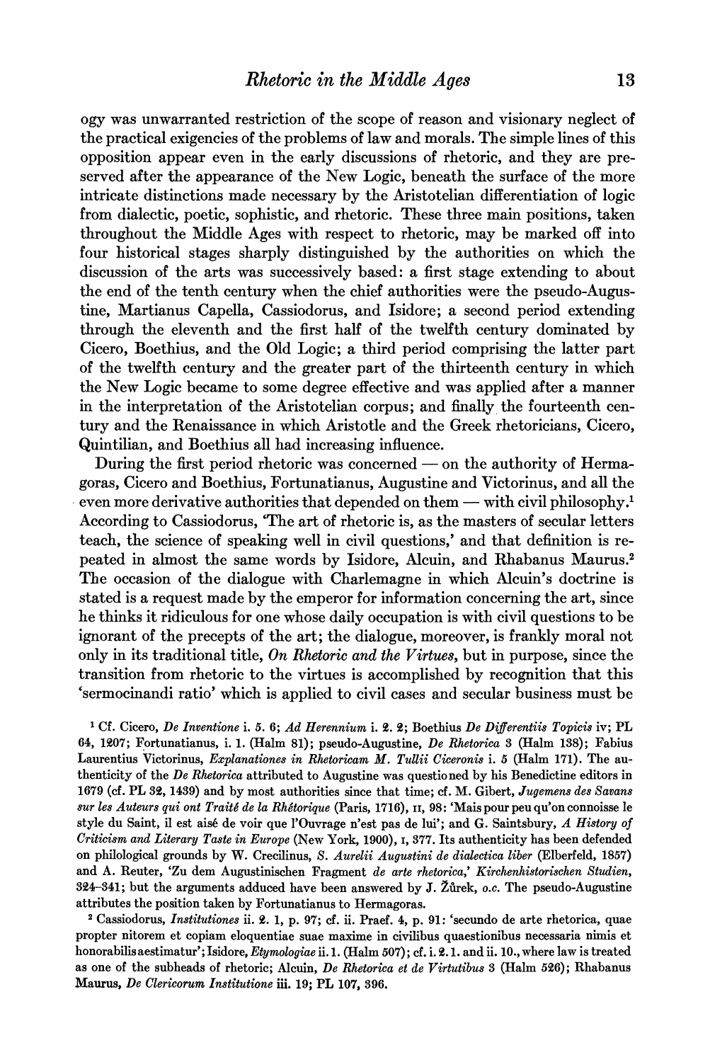ogy was unwarranted restriction of the scope of reason and visionary neglect of the practical exigencies of the problems of law and morals. The simple lines of this opposition appear even in the early discussions of rhetoric, and they are preserved after the appearance of the New Logic, beneath the surface of the more intricate distinctions made necessary by the Aristotelian differentiation of logic from dialectic, poetic, sophistic, and rhetoric. These three main positions, taken throughout the Middle Ages with respect to rhetoric, may be marked off into four historical stages sharply distinguished by the authorities on which the discussion of the arts was successively based: a first stage extending to about the end of the tenth century when the chief authorities were the pseudo-Augustine, Martianus Capella, Cassiodorus, and Isidore; a second period extending through the eleventh and the first half of the twelfth century dominated by Cicero, Boethius, and the Old Logic; a third period comprising the latter part of the twelfth century and the greater part of the thirteenth century in which the New Logic became to some degree effective and was applied after a manner in the interpretation of the Aristotelian corpus; and finally the fourteenth century and the Renaissance in which Aristotle and the Greek rhetoricians, Cicero, Quintilian, and Boethius all had increasing influence.

During the first period rhetoric was concerned — on the authority of Hermagoras, Cicero and Boethius, Fortunatianus, Augustine and Victorinus, and all the even more derivative authorities that depended on them — with civil philosophy.[1] According to Cassiodorus, 'The art of rhetoric is, as the masters of secular letters teach, the science of speaking well in civil questions,' and that definition is repeated in almost the same words by Isidore, Alcuin, and Rhabanus Maurus.[2] The occasion of the dialogue with Charlemagne in which Alcuin's doctrine is stated is a request made by the emperor for information concerning the art, since he thinks it ridiculous for one whose daily occupation is with civil questions to be ignorant of the precepts of the art; the dialogue, moreover, is frankly moral not only in its traditional title, *On Rhetoric and the Virtues*, but in purpose, since the transition from rhetoric to the virtues is accomplished by recognition that this 'sermocinandi ratio' which is applied to civil cases and secular business must be

[1] Cf. Cicero, *De Inventione* i. 5. 6; *Ad Herennium* i. 2. 2; Boethius *De Differentiis Topicis* iv; PL 64, 1207; Fortunatianus, i. 1. (Halm 81); pseudo-Augustine, *De Rhetorica* 3 (Halm 138); Fabius Laurentius Victorinus, *Explanationes in Rhetoricam M. Tullii Ciceronis* i. 5 (Halm 171). The authenticity of the *De Rhetorica* attributed to Augustine was questioned by his Benedictine editors in 1679 (cf. PL 32, 1439) and by most authorities since that time; cf. M. Gibert, *Jugemens des Savans sur les Auteurs qui ont Traitë de la Rhëtorique* (Paris, 1716), II, 98: 'Mais pour peu qu'on connoisse le style du Saint, il est aisé de voir que l'Ouvrage n'est pas de lui'; and G. Saintsbury, *A History of Criticism and Literary Taste in Europe* (New York, 1900), I, 377. Its authenticity has been defended on philological grounds by W. Crecilinus, *S. Aurelii Augustini de dialectica liber* (Elberfeld, 1857) and A. Reuter, 'Zu dem Augustinischen Fragment *de arte rhetorica*,' *Kirchenhistorischen Studien*, 324–341; but the arguments adduced have been answered by J. Žůrek, *o.c.* The pseudo-Augustine attributes the position taken by Fortunatianus to Hermagoras.

[2] Cassiodorus, *Institutiones* ii. 2. 1, p. 97; cf. ii. Praef. 4, p. 91: 'secundo de arte rhetorica, quae propter nitorem et copiam eloquentiae suae maxime in civilibus quaestionibus necessaria nimis et honorabilis aestimatur'; Isidore, *Etymologiae* ii. 1. (Halm 507); cf. i. 2. 1. and ii. 10., where law is treated as one of the subheads of rhetoric; Alcuin, *De Rhetorica et de Virtutibus* 3 (Halm 526); Rhabanus Maurus, *De Clericorum Institutione* iii. 19; PL 107, 396.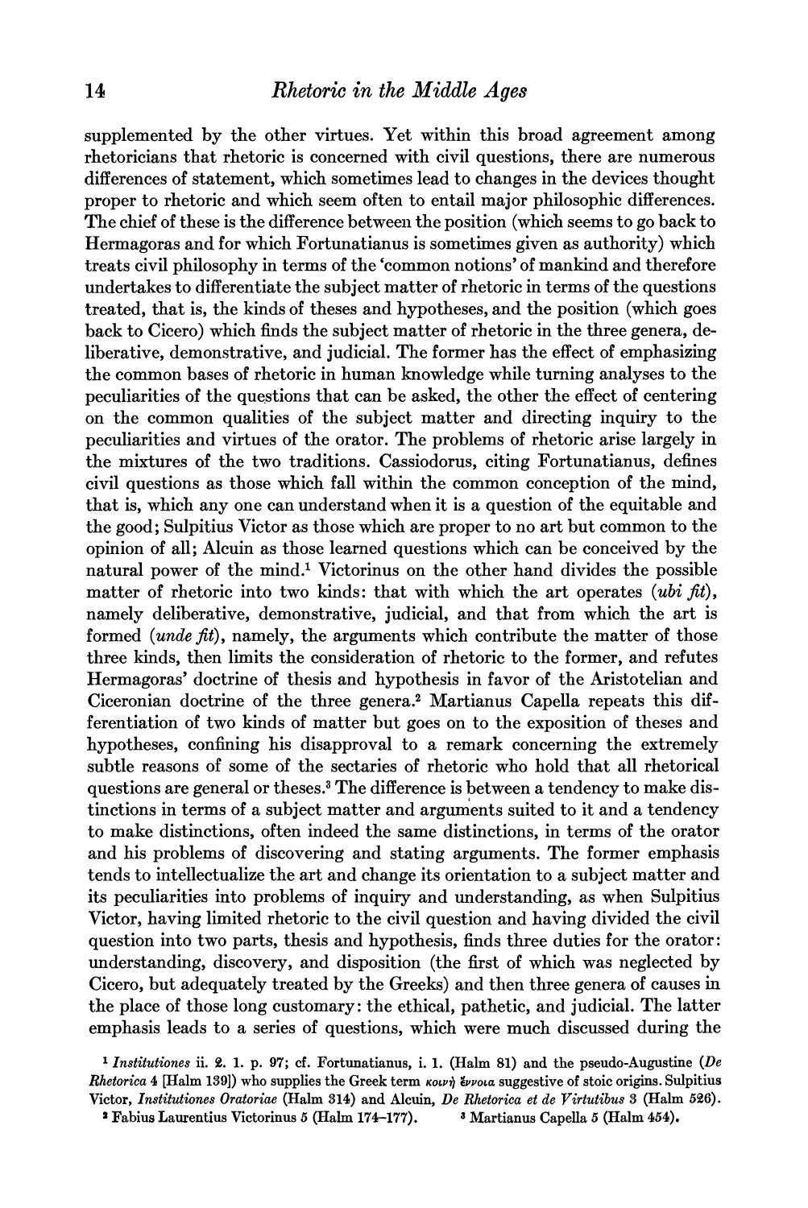supplemented by the other virtues. Yet within this broad agreement among rhetoricians that rhetoric is concerned with civil questions, there are numerous differences of statement, which sometimes lead to changes in the devices thought proper to rhetoric and which seem often to entail major philosophic differences. The chief of these is the difference between the position (which seems to go back to Hermagoras and for which Fortunatianus is sometimes given as authority) which treats civil philosophy in terms of the 'common notions' of mankind and therefore undertakes to differentiate the subject matter of rhetoric in terms of the questions treated, that is, the kinds of theses and hypotheses, and the position (which goes back to Cicero) which finds the subject matter of rhetoric in the three genera, deliberative, demonstrative, and judicial. The former has the effect of emphasizing the common bases of rhetoric in human knowledge while turning analyses to the peculiarities of the questions that can be asked, the other the effect of centering on the common qualities of the subject matter and directing inquiry to the peculiarities and virtues of the orator. The problems of rhetoric arise largely in the mixtures of the two traditions. Cassiodorus, citing Fortunatianus, defines civil questions as those which fall within the common conception of the mind, that is, which any one can understand when it is a question of the equitable and the good; Sulpitius Victor as those which are proper to no art but common to the opinion of all; Alcuin as those learned questions which can be conceived by the natural power of the mind.[1] Victorinus on the other hand divides the possible matter of rhetoric into two kinds: that with which the art operates (*ubi fit*), namely deliberative, demonstrative, judicial, and that from which the art is formed (*unde fit*), namely, the arguments which contribute the matter of those three kinds, then limits the consideration of rhetoric to the former, and refutes Hermagoras' doctrine of thesis and hypothesis in favor of the Aristotelian and Ciceronian doctrine of the three genera.[2] Martianus Capella repeats this differentiation of two kinds of matter but goes on to the exposition of theses and hypotheses, confining his disapproval to a remark concerning the extremely subtle reasons of some of the sectaries of rhetoric who hold that all rhetorical questions are general or theses.[3] The difference is between a tendency to make distinctions in terms of a subject matter and arguments suited to it and a tendency to make distinctions, often indeed the same distinctions, in terms of the orator and his problems of discovering and stating arguments. The former emphasis tends to intellectualize the art and change its orientation to a subject matter and its peculiarities into problems of inquiry and understanding, as when Sulpitius Victor, having limited rhetoric to the civil question and having divided the civil question into two parts, thesis and hypothesis, finds three duties for the orator: understanding, discovery, and disposition (the first of which was neglected by Cicero, but adequately treated by the Greeks) and then three genera of causes in the place of those long customary: the ethical, pathetic, and judicial. The latter emphasis leads to a series of questions, which were much discussed during the

[1] *Institutiones* ii. 2. 1. p. 97; cf. Fortunatianus, i. 1. (Halm 81) and the pseudo-Augustine (*De Rhetorica* 4 [Halm 139]) who supplies the Greek term κοινὴ ἔννοια suggestive of stoic origins. Sulpitius Victor, *Institutiones Oratoriae* (Halm 314) and Alcuin, *De Rhetorica et de Virtutibus* 3 (Halm 526).

[2] Fabius Laurentius Victorinus 5 (Halm 174–177).

[3] Martianus Capella 5 (Halm 454).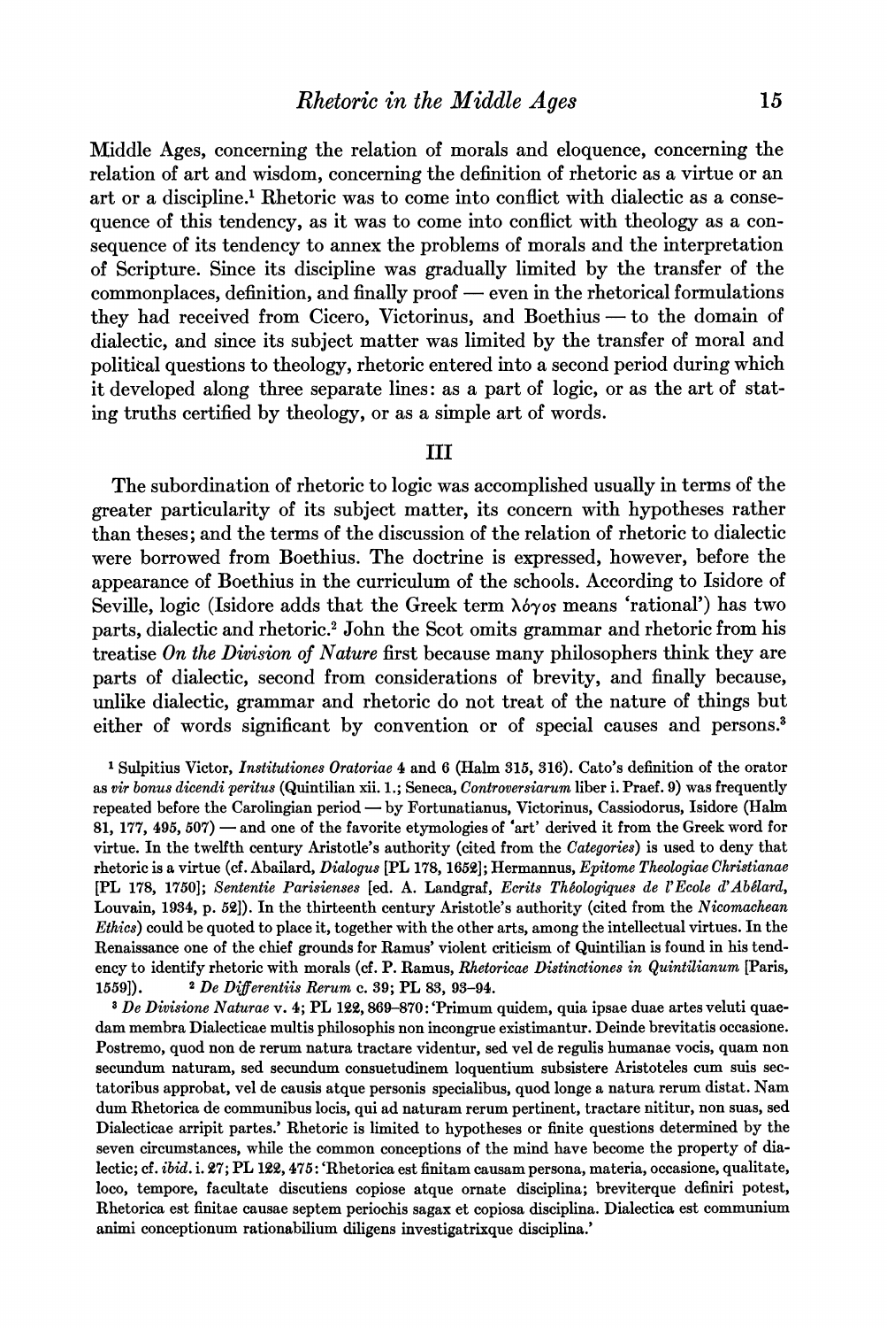Middle Ages, concerning the relation of morals and eloquence, concerning the relation of art and wisdom, concerning the definition of rhetoric as a virtue or an art or a discipline.[1] Rhetoric was to come into conflict with dialectic as a consequence of this tendency, as it was to come into conflict with theology as a consequence of its tendency to annex the problems of morals and the interpretation of Scripture. Since its discipline was gradually limited by the transfer of the commonplaces, definition, and finally proof — even in the rhetorical formulations they had received from Cicero, Victorinus, and Boethius — to the domain of dialectic, and since its subject matter was limited by the transfer of moral and political questions to theology, rhetoric entered into a second period during which it developed along three separate lines: as a part of logic, or as the art of stating truths certified by theology, or as a simple art of words.

## III

The subordination of rhetoric to logic was accomplished usually in terms of the greater particularity of its subject matter, its concern with hypotheses rather than theses; and the terms of the discussion of the relation of rhetoric to dialectic were borrowed from Boethius. The doctrine is expressed, however, before the appearance of Boethius in the curriculum of the schools. According to Isidore of Seville, logic (Isidore adds that the Greek term λόγος means 'rational') has two parts, dialectic and rhetoric.[2] John the Scot omits grammar and rhetoric from his treatise *On the Division of Nature* first because many philosophers think they are parts of dialectic, second from considerations of brevity, and finally because, unlike dialectic, grammar and rhetoric do not treat of the nature of things but either of words significant by convention or of special causes and persons.[3]

[1] Sulpitius Victor, *Institutiones Oratoriae* 4 and 6 (Halm 315, 316). Cato's definition of the orator as *vir bonus dicendi peritus* (Quintilian xii. 1.; Seneca, *Controversiarum* liber i. Praef. 9) was frequently repeated before the Carolingian period — by Fortunatianus, Victorinus, Cassiodorus, Isidore (Halm 81, 177, 495, 507) — and one of the favorite etymologies of 'art' derived it from the Greek word for virtue. In the twelfth century Aristotle's authority (cited from the *Categories*) is used to deny that rhetoric is a virtue (cf. Abailard, *Dialogus* [PL 178, 1652]; Hermannus, *Epitome Theologiae Christianae* [PL 178, 1750]; *Sententie Parisienses* [ed. A. Landgraf, *Ecrits Théologiques de l'Ecole d'Abélard*, Louvain, 1934, p. 52]). In the thirteenth century Aristotle's authority (cited from the *Nicomachean Ethics*) could be quoted to place it, together with the other arts, among the intellectual virtues. In the Renaissance one of the chief grounds for Ramus' violent criticism of Quintilian is found in his tendency to identify rhetoric with morals (cf. P. Ramus, *Rhetoricae Distinctiones in Quintilianum* [Paris, 1559]).

[2] *De Differentiis Rerum* c. 39; PL 83, 93–94.

[3] *De Divisione Naturae* v. 4; PL 122, 869–870: 'Primum quidem, quia ipsae duae artes veluti quaedam membra Dialecticae multis philosophis non incongrue existimantur. Deinde brevitatis occasione. Postremo, quod non de rerum natura tractare videntur, sed vel de regulis humanae vocis, quam non secundum naturam, sed secundum consuetudinem loquentium subsistere Aristoteles cum suis sectatoribus approbat, vel de causis atque personis specialibus, quod longe a natura rerum distat. Nam dum Rhetorica de communibus locis, qui ad naturam rerum pertinent, tractare nititur, non suas, sed Dialecticae arripit partes.' Rhetoric is limited to hypotheses or finite questions determined by the seven circumstances, while the common conceptions of the mind have become the property of dialectic; cf. *ibid.* i. 27; PL 122, 475: 'Rhetorica est finitam causam persona, materia, occasione, qualitate, loco, tempore, facultate discutiens copiose atque ornate disciplina; breviterque definiri potest, Rhetorica est finitae causae septem periochis sagax et copiosa disciplina. Dialectica est communium animi conceptionum rationabilium diligens investigatrixque disciplina.'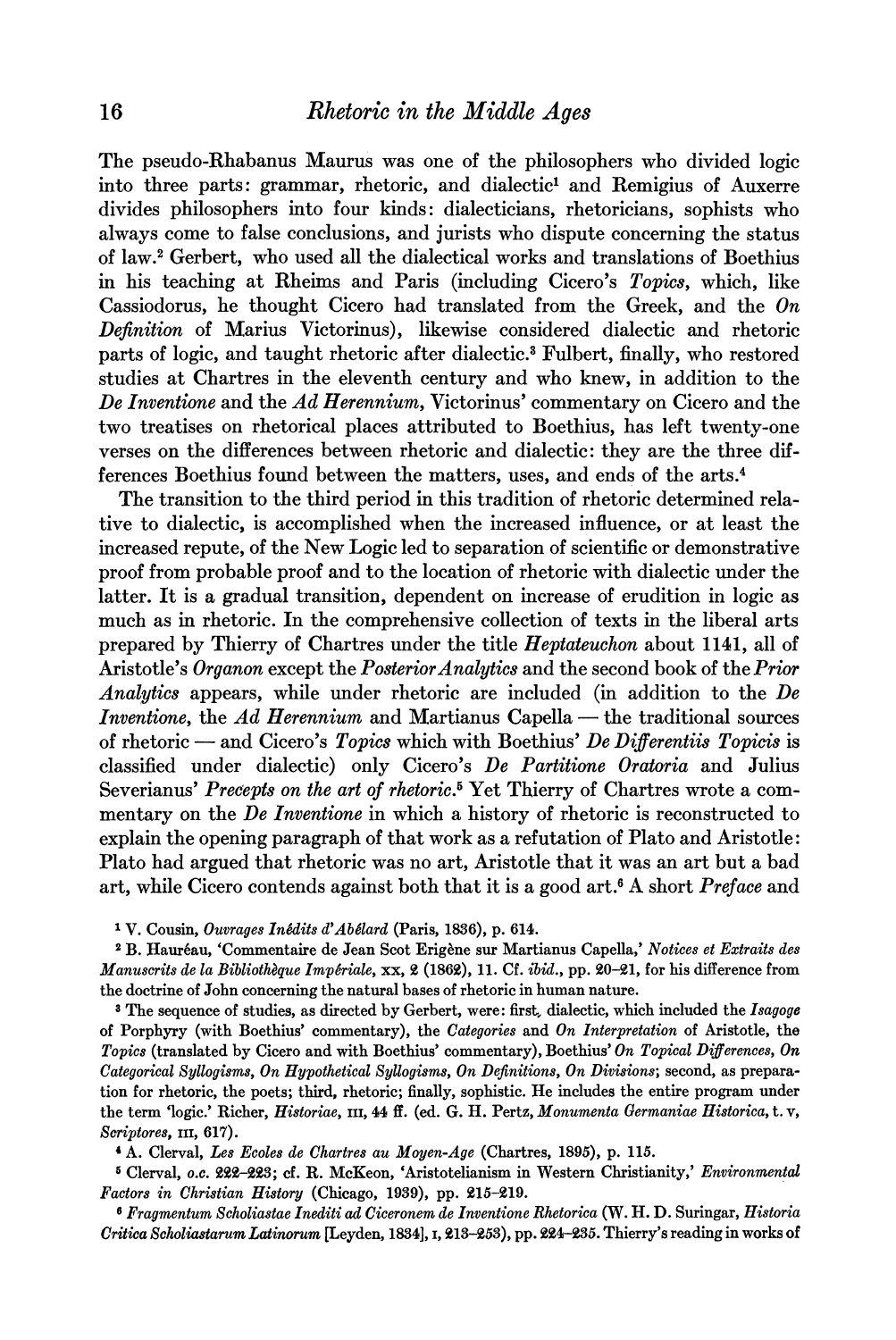The pseudo-Rhabanus Maurus was one of the philosophers who divided logic into three parts: grammar, rhetoric, and dialectic[1] and Remigius of Auxerre divides philosophers into four kinds: dialecticians, rhetoricians, sophists who always come to false conclusions, and jurists who dispute concerning the status of law.[2] Gerbert, who used all the dialectical works and translations of Boethius in his teaching at Rheims and Paris (including Cicero's *Topics*, which, like Cassiodorus, he thought Cicero had translated from the Greek, and the *On Definition* of Marius Victorinus), likewise considered dialectic and rhetoric parts of logic, and taught rhetoric after dialectic.[3] Fulbert, finally, who restored studies at Chartres in the eleventh century and who knew, in addition to the *De Inventione* and the *Ad Herennium*, Victorinus' commentary on Cicero and the two treatises on rhetorical places attributed to Boethius, has left twenty-one verses on the differences between rhetoric and dialectic: they are the three differences Boethius found between the matters, uses, and ends of the arts.[4]

The transition to the third period in this tradition of rhetoric determined relative to dialectic, is accomplished when the increased influence, or at least the increased repute, of the New Logic led to separation of scientific or demonstrative proof from probable proof and to the location of rhetoric with dialectic under the latter. It is a gradual transition, dependent on increase of erudition in logic as much as in rhetoric. In the comprehensive collection of texts in the liberal arts prepared by Thierry of Chartres under the title *Heptateuchon* about 1141, all of Aristotle's *Organon* except the *Posterior Analytics* and the second book of the *Prior Analytics* appears, while under rhetoric are included (in addition to the *De Inventione*, the *Ad Herennium* and Martianus Capella — the traditional sources of rhetoric — and Cicero's *Topics* which with Boethius' *De Differentiis Topicis* is classified under dialectic) only Cicero's *De Partitione Oratoria* and Julius Severianus' *Precepts on the art of rhetoric*.[5] Yet Thierry of Chartres wrote a commentary on the *De Inventione* in which a history of rhetoric is reconstructed to explain the opening paragraph of that work as a refutation of Plato and Aristotle: Plato had argued that rhetoric was no art, Aristotle that it was an art but a bad art, while Cicero contends against both that it is a good art.[6] A short *Preface* and

[1] V. Cousin, *Ouvrages Inédits d'Abélard* (Paris, 1836), p. 614.

[2] B. Hauréau, 'Commentaire de Jean Scot Erigène sur Martianus Capella,' *Notices et Extraits des Manuscrits de la Bibliothèque Impériale*, XX, 2 (1862), 11. Cf. *ibid.*, pp. 20–21, for his difference from the doctrine of John concerning the natural bases of rhetoric in human nature.

[3] The sequence of studies, as directed by Gerbert, were: first, dialectic, which included the *Isagoge* of Porphyry (with Boethius' commentary), the *Categories* and *On Interpretation* of Aristotle, the *Topics* (translated by Cicero and with Boethius' commentary), Boethius' *On Topical Differences, On Categorical Syllogisms, On Hypothetical Syllogisms, On Definitions, On Divisions*; second, as preparation for rhetoric, the poets; third, rhetoric; finally, sophistic. He includes the entire program under the term 'logic.' Richer, *Historiae*, III, 44 ff. (ed. G. H. Pertz, *Monumenta Germaniae Historica*, t. v, *Scriptores*, III, 617).

[4] A. Clerval, *Les Ecoles de Chartres au Moyen-Age* (Chartres, 1895), p. 115.

[5] Clerval, *o.c.* 222–223; cf. R. McKeon, 'Aristotelianism in Western Christianity,' *Environmental Factors in Christian History* (Chicago, 1939), pp. 215–219.

[6] *Fragmentum Scholiastae Inediti ad Ciceronem de Inventione Rhetorica* (W. H. D. Suringar, *Historia Critica Scholiastarum Latinorum* [Leyden, 1834], I, 213–253), pp. 224–235. Thierry's reading in works of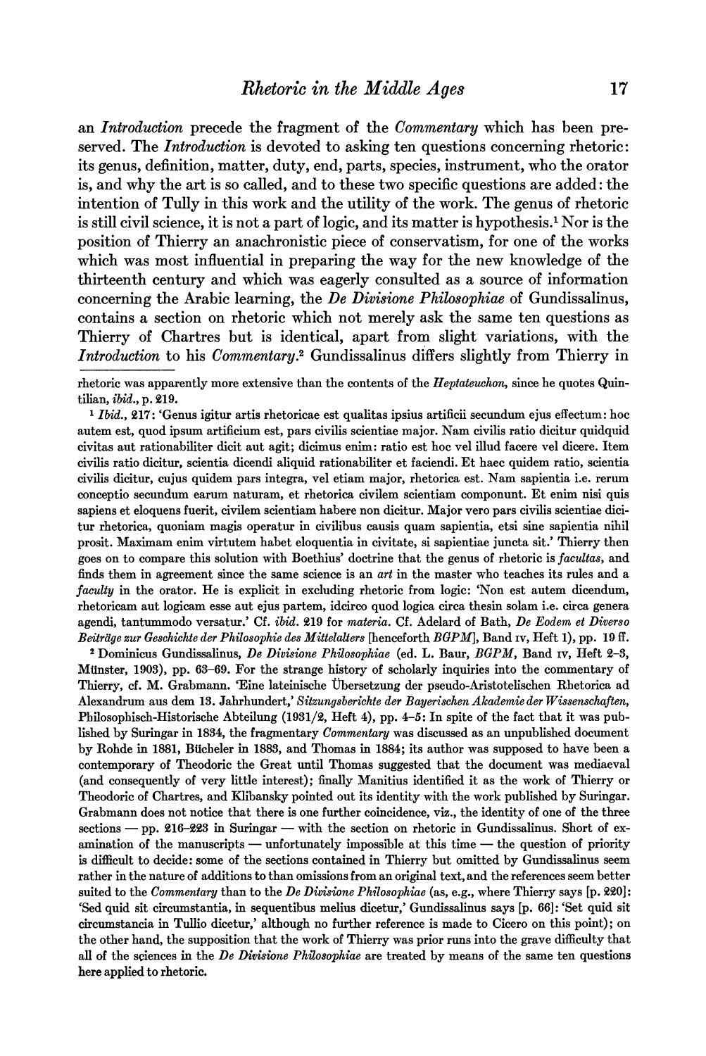an *Introduction* precede the fragment of the *Commentary* which has been preserved. The *Introduction* is devoted to asking ten questions concerning rhetoric: its genus, definition, matter, duty, end, parts, species, instrument, who the orator is, and why the art is so called, and to these two specific questions are added: the intention of Tully in this work and the utility of the work. The genus of rhetoric is still civil science, it is not a part of logic, and its matter is hypothesis.[1] Nor is the position of Thierry an anachronistic piece of conservatism, for one of the works which was most influential in preparing the way for the new knowledge of the thirteenth century and which was eagerly consulted as a source of information concerning the Arabic learning, the *De Divisione Philosophiae* of Gundissalinus, contains a section on rhetoric which not merely ask the same ten questions as Thierry of Chartres but is identical, apart from slight variations, with the *Introduction* to his *Commentary*.[2] Gundissalinus differs slightly from Thierry in

---

rhetoric was apparently more extensive than the contents of the *Heptateuchon*, since he quotes Quintilian, *ibid.*, p. 219.

[1] *Ibid.*, 217: 'Genus igitur artis rhetoricae est qualitas ipsius artificii secundum ejus effectum: hoc autem est, quod ipsum artificium est, pars civilis scientiae major. Nam civilis ratio dicitur quidquid civitas aut rationabiliter dicit aut agit; dicimus enim: ratio est hoc vel illud facere vel dicere. Item civilis ratio dicitur, scientia dicendi aliquid rationabiliter et faciendi. Et haec quidem ratio, scientia civilis dicitur, cujus quidem pars integra, vel etiam major, rhetorica est. Nam sapientia i.e. rerum conceptio secundum earum naturam, et rhetorica civilem scientiam componunt. Et enim nisi quis sapiens et eloquens fuerit, civilem scientiam habere non dicitur. Major vero pars civilis scientiae dicitur rhetorica, quoniam magis operatur in civilibus causis quam sapientia, etsi sine sapientia nihil prosit. Maximam enim virtutem habet eloquentia in civitate, si sapientiae juncta sit.' Thierry then goes on to compare this solution with Boethius' doctrine that the genus of rhetoric is *facultas*, and finds them in agreement since the same science is an *art* in the master who teaches its rules and a *faculty* in the orator. He is explicit in excluding rhetoric from logic: 'Non est autem dicendum, rhetoricam aut logicam esse aut ejus partem, idcirco quod logica circa thesin solam i.e. circa genera agendi, tantummodo versatur.' Cf. *ibid.* 219 for *materia*. Cf. Adelard of Bath, *De Eodem et Diverso Beiträge zur Geschichte der Philosophie des Mittelalters* [henceforth *BGPM*], Band IV, Heft 1), pp. 19 ff.

[2] Dominicus Gundissalinus, *De Divisione Philosophiae* (ed. L. Baur, *BGPM*, Band IV, Heft 2–3, Münster, 1903), pp. 63–69. For the strange history of scholarly inquiries into the commentary of Thierry, cf. M. Grabmann. 'Eine lateinische Übersetzung der pseudo-Aristotelischen Rhetorica ad Alexandrum aus dem 13. Jahrhundert,' *Sitzungsberichte der Bayerischen Akademie der Wissenschaften*, Philosophisch-Historische Abteilung (1931/2, Heft 4), pp. 4–5: In spite of the fact that it was published by Suringar in 1834, the fragmentary *Commentary* was discussed as an unpublished document by Rohde in 1881, Bücheler in 1883, and Thomas in 1884; its author was supposed to have been a contemporary of Theodoric the Great until Thomas suggested that the document was mediaeval (and consequently of very little interest); finally Manitius identified it as the work of Thierry or Theodoric of Chartres, and Klibansky pointed out its identity with the work published by Suringar. Grabmann does not notice that there is one further coincidence, viz., the identity of one of the three sections — pp. 216–223 in Suringar — with the section on rhetoric in Gundissalinus. Short of examination of the manuscripts — unfortunately impossible at this time — the question of priority is difficult to decide: some of the sections contained in Thierry but omitted by Gundissalinus seem rather in the nature of additions to than omissions from an original text, and the references seem better suited to the *Commentary* than to the *De Divisione Philosophiae* (as, e.g., where Thierry says [p. 220]: 'Sed quid sit circumstantia, in sequentibus melius dicetur,' Gundissalinus says [p. 66]: 'Set quid sit circumstancia in Tullio dicetur,' although no further reference is made to Cicero on this point); on the other hand, the supposition that the work of Thierry was prior runs into the grave difficulty that all of the sciences in the *De Divisione Philosophiae* are treated by means of the same ten questions here applied to rhetoric.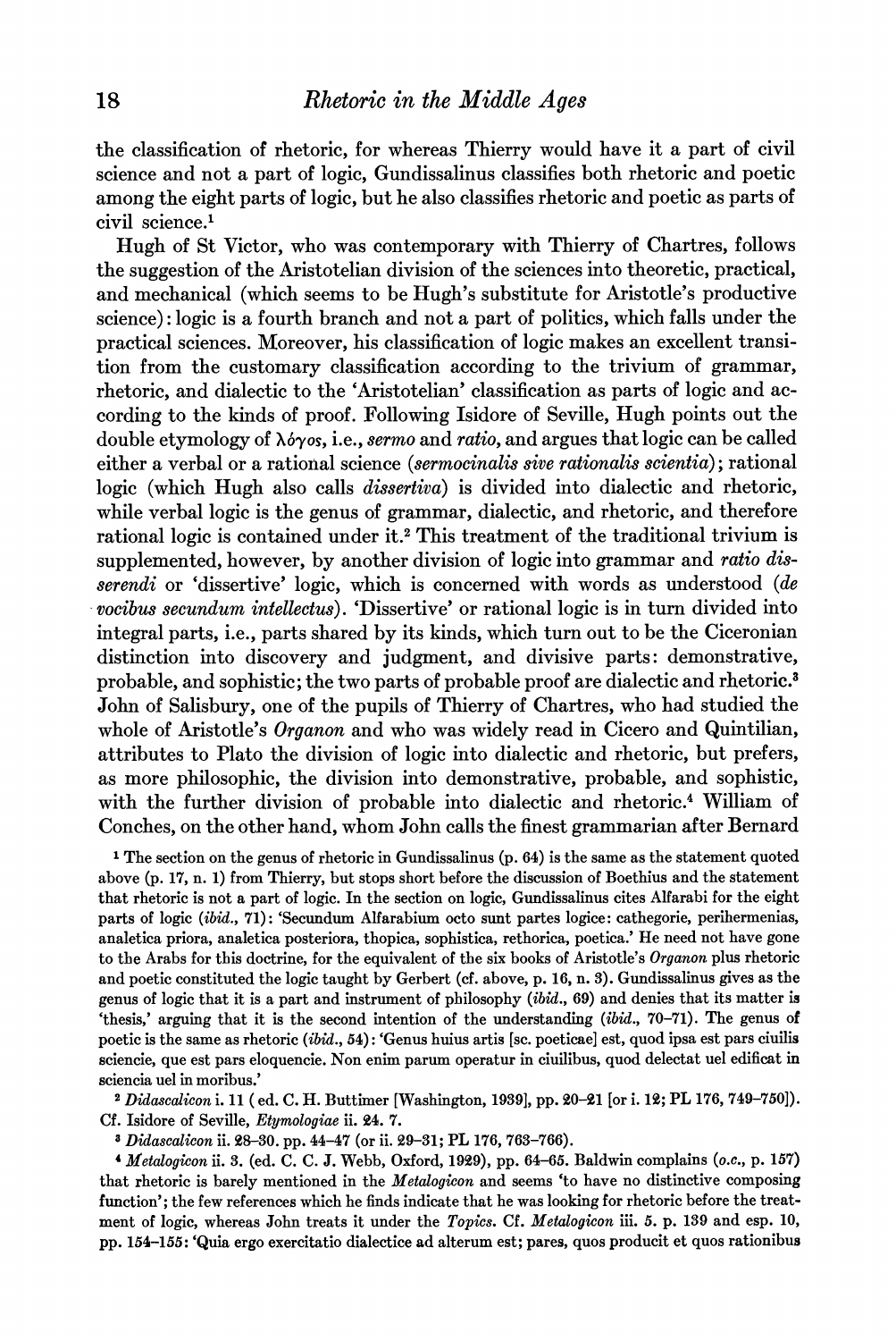the classification of rhetoric, for whereas Thierry would have it a part of civil science and not a part of logic, Gundissalinus classifies both rhetoric and poetic among the eight parts of logic, but he also classifies rhetoric and poetic as parts of civil science.[1]

Hugh of St Victor, who was contemporary with Thierry of Chartres, follows the suggestion of the Aristotelian division of the sciences into theoretic, practical, and mechanical (which seems to be Hugh's substitute for Aristotle's productive science): logic is a fourth branch and not a part of politics, which falls under the practical sciences. Moreover, his classification of logic makes an excellent transition from the customary classification according to the trivium of grammar, rhetoric, and dialectic to the 'Aristotelian' classification as parts of logic and according to the kinds of proof. Following Isidore of Seville, Hugh points out the double etymology of λόγος, i.e., *sermo* and *ratio*, and argues that logic can be called either a verbal or a rational science (*sermocinalis sive rationalis scientia*); rational logic (which Hugh also calls *dissertiva*) is divided into dialectic and rhetoric, while verbal logic is the genus of grammar, dialectic, and rhetoric, and therefore rational logic is contained under it.[2] This treatment of the traditional trivium is supplemented, however, by another division of logic into grammar and *ratio disserendi* or 'dissertive' logic, which is concerned with words as understood (*de vocibus secundum intellectus*). 'Dissertive' or rational logic is in turn divided into integral parts, i.e., parts shared by its kinds, which turn out to be the Ciceronian distinction into discovery and judgment, and divisive parts: demonstrative, probable, and sophistic; the two parts of probable proof are dialectic and rhetoric.[3] John of Salisbury, one of the pupils of Thierry of Chartres, who had studied the whole of Aristotle's *Organon* and who was widely read in Cicero and Quintilian, attributes to Plato the division of logic into dialectic and rhetoric, but prefers, as more philosophic, the division into demonstrative, probable, and sophistic, with the further division of probable into dialectic and rhetoric.[4] William of Conches, on the other hand, whom John calls the finest grammarian after Bernard

[1] The section on the genus of rhetoric in Gundissalinus (p. 64) is the same as the statement quoted above (p. 17, n. 1) from Thierry, but stops short before the discussion of Boethius and the statement that rhetoric is not a part of logic. In the section on logic, Gundissalinus cites Alfarabi for the eight parts of logic (*ibid.*, 71): 'Secundum Alfarabium octo sunt partes logice: cathegorie, perihermenias, analetica priora, analetica posteriora, thopica, sophistica, rethorica, poetica.' He need not have gone to the Arabs for this doctrine, for the equivalent of the six books of Aristotle's *Organon* plus rhetoric and poetic constituted the logic taught by Gerbert (cf. above, p. 16, n. 3). Gundissalinus gives as the genus of logic that it is a part and instrument of philosophy (*ibid.*, 69) and denies that its matter is 'thesis,' arguing that it is the second intention of the understanding (*ibid.*, 70–71). The genus of poetic is the same as rhetoric (*ibid.*, 54): 'Genus huius artis [sc. poeticae] est, quod ipsa est pars ciuilis sciencie, que est pars eloquencie. Non enim parum operatur in ciuilibus, quod delectat uel edificat in sciencia uel in moribus.'

[2] *Didascalicon* i. 11 (ed. C. H. Buttimer [Washington, 1939], pp. 20–21 [or i. 12; PL 176, 749–750]). Cf. Isidore of Seville, *Etymologiae* ii. 24. 7.

[3] *Didascalicon* ii. 28–30. pp. 44–47 (or ii. 29–31; PL 176, 763–766).

[4] *Metalogicon* ii. 3. (ed. C. C. J. Webb, Oxford, 1929), pp. 64–65. Baldwin complains (*o.c.*, p. 157) that rhetoric is barely mentioned in the *Metalogicon* and seems 'to have no distinctive composing function'; the few references which he finds indicate that he was looking for rhetoric before the treatment of logic, whereas John treats it under the *Topics*. Cf. *Metalogicon* iii. 5. p. 139 and esp. 10, pp. 154–155: 'Quia ergo exercitatio dialectice ad alterum est; pares, quos producit et quos rationibus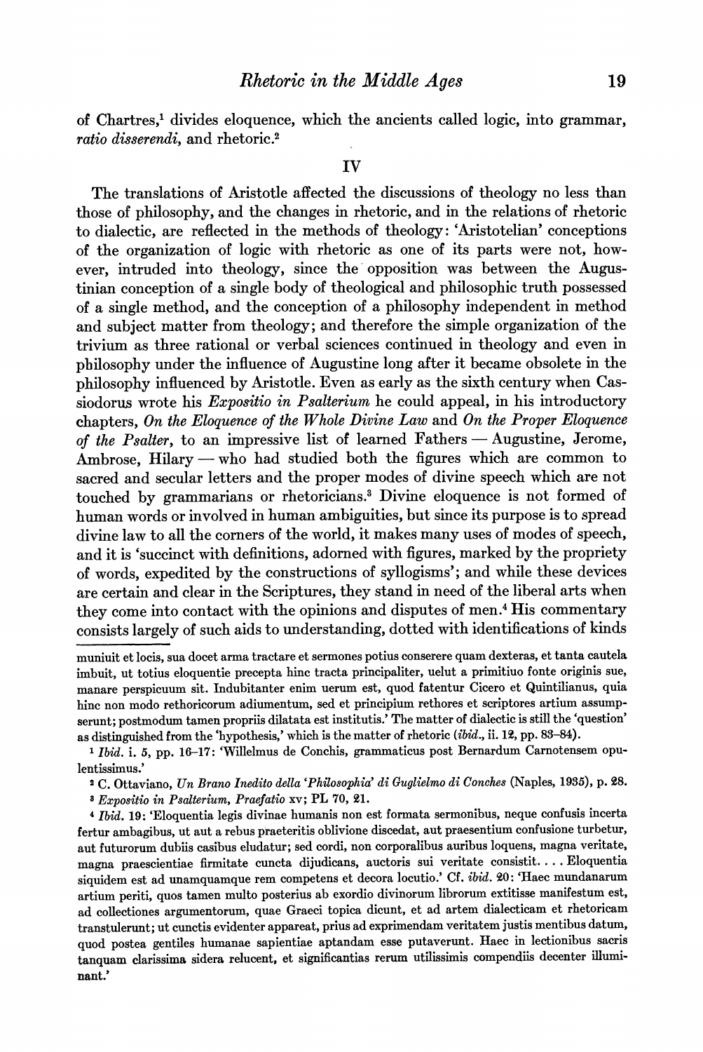of Chartres,[1] divides eloquence, which the ancients called logic, into grammar, *ratio disserendi*, and rhetoric.[2]

## IV

The translations of Aristotle affected the discussions of theology no less than those of philosophy, and the changes in rhetoric, and in the relations of rhetoric to dialectic, are reflected in the methods of theology: 'Aristotelian' conceptions of the organization of logic with rhetoric as one of its parts were not, however, intruded into theology, since the opposition was between the Augustinian conception of a single body of theological and philosophic truth possessed of a single method, and the conception of a philosophy independent in method and subject matter from theology; and therefore the simple organization of the trivium as three rational or verbal sciences continued in theology and even in philosophy under the influence of Augustine long after it became obsolete in the philosophy influenced by Aristotle. Even as early as the sixth century when Cassiodorus wrote his *Expositio in Psalterium* he could appeal, in his introductory chapters, *On the Eloquence of the Whole Divine Law* and *On the Proper Eloquence of the Psalter*, to an impressive list of learned Fathers — Augustine, Jerome, Ambrose, Hilary — who had studied both the figures which are common to sacred and secular letters and the proper modes of divine speech which are not touched by grammarians or rhetoricians.[3] Divine eloquence is not formed of human words or involved in human ambiguities, but since its purpose is to spread divine law to all the corners of the world, it makes many uses of modes of speech, and it is 'succinct with definitions, adorned with figures, marked by the propriety of words, expedited by the constructions of syllogisms'; and while these devices are certain and clear in the Scriptures, they stand in need of the liberal arts when they come into contact with the opinions and disputes of men.[4] His commentary consists largely of such aids to understanding, dotted with identifications of kinds

---

muniuit et locis, sua docet arma tractare et sermones potius conserere quam dexteras, et tanta cautela imbuit, ut totius eloquentie precepta hinc tracta principaliter, uelut a primitiuo fonte originis sue, manare perspicuum sit. Indubitanter enim uerum est, quod fatentur Cicero et Quintilianus, quia hinc non modo rethoricorum adiumentum, sed et principium rethores et scriptores artium assumpserunt; postmodum tamen propriis dilatata est institutis.' The matter of dialectic is still the 'question' as distinguished from the 'hypothesis,' which is the matter of rhetoric (*ibid.*, ii. 12, pp. 83–84).

[1] *Ibid.* i. 5, pp. 16–17: 'Willelmus de Conchis, grammaticus post Bernardum Carnotensem opulentissimus.'

[2] C. Ottaviano, *Un Brano Inedito della 'Philosophia' di Guglielmo di Conches* (Naples, 1935), p. 28.

[3] *Expositio in Psalterium, Praefatio* xv; PL 70, 21.

[4] *Ibid.* 19: 'Eloquentia legis divinae humanis non est formata sermonibus, neque confusis incerta fertur ambagibus, ut aut a rebus praeteritis oblivione discedat, aut praesentium confusione turbetur, aut futurorum dubiis casibus eludatur; sed cordi, non corporalibus auribus loquens, magna veritate, magna praescientiae firmitate cuncta dijudicans, auctoris sui veritate consistit. . . . Eloquentia siquidem est ad unamquamque rem competens et decora locutio.' Cf. *ibid.* 20: 'Haec mundanarum artium periti, quos tamen multo posterius ab exordio divinorum librorum extitisse manifestum est, ad collectiones argumentorum, quae Graeci topica dicunt, et ad artem dialecticam et rhetoricam transtulerunt; ut cunctis evidenter appareat, prius ad exprimendam veritatem justis mentibus datum, quod postea gentiles humanae sapientiae aptandam esse putaverunt. Haec in lectionibus sacris tanquam clarissima sidera relucent, et significantias rerum utilissimis compendiis decenter illuminant.'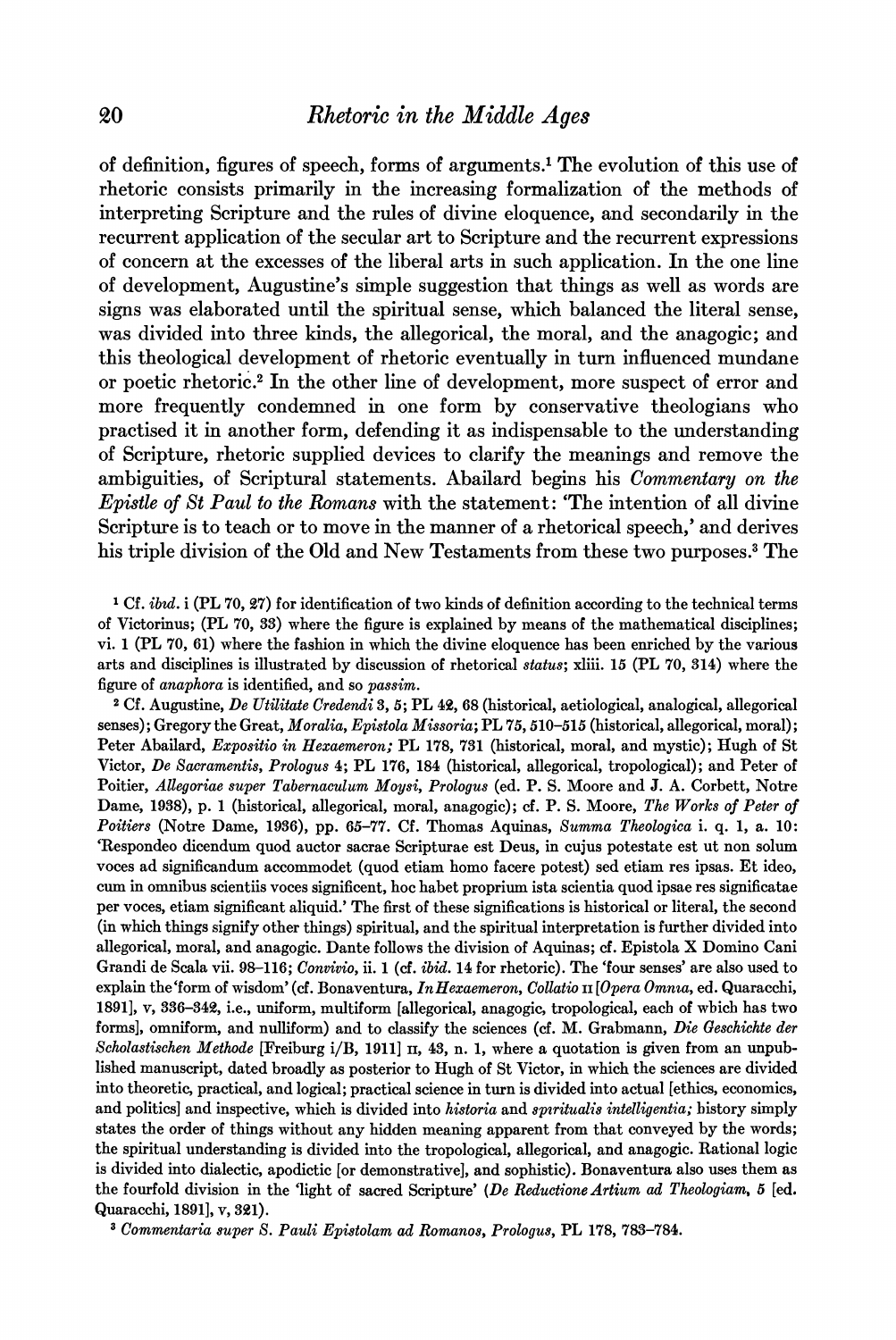of definition, figures of speech, forms of arguments.[1] The evolution of this use of rhetoric consists primarily in the increasing formalization of the methods of interpreting Scripture and the rules of divine eloquence, and secondarily in the recurrent application of the secular art to Scripture and the recurrent expressions of concern at the excesses of the liberal arts in such application. In the one line of development, Augustine's simple suggestion that things as well as words are signs was elaborated until the spiritual sense, which balanced the literal sense, was divided into three kinds, the allegorical, the moral, and the anagogic; and this theological development of rhetoric eventually in turn influenced mundane or poetic rhetoric.[2] In the other line of development, more suspect of error and more frequently condemned in one form by conservative theologians who practised it in another form, defending it as indispensable to the understanding of Scripture, rhetoric supplied devices to clarify the meanings and remove the ambiguities, of Scriptural statements. Abailard begins his *Commentary on the Epistle of St Paul to the Romans* with the statement: 'The intention of all divine Scripture is to teach or to move in the manner of a rhetorical speech,' and derives his triple division of the Old and New Testaments from these two purposes.[3] The

[1] Cf. *ibid.* i (PL 70, 27) for identification of two kinds of definition according to the technical terms of Victorinus; (PL 70, 33) where the figure is explained by means of the mathematical disciplines; vi. 1 (PL 70, 61) where the fashion in which the divine eloquence has been enriched by the various arts and disciplines is illustrated by discussion of rhetorical *status*; xliii. 15 (PL 70, 314) where the figure of *anaphora* is identified, and so *passim*.

[2] Cf. Augustine, *De Utilitate Credendi* 3, 5; PL 42, 68 (historical, aetiological, analogical, allegorical senses); Gregory the Great, *Moralia, Epistola Missoria*; PL 75, 510–515 (historical, allegorical, moral); Peter Abailard, *Expositio in Hexaemeron;* PL 178, 731 (historical, moral, and mystic); Hugh of St Victor, *De Sacramentis, Prologus* 4; PL 176, 184 (historical, allegorical, tropological); and Peter of Poitier, *Allegoriae super Tabernaculum Moysi, Prologus* (ed. P. S. Moore and J. A. Corbett, Notre Dame, 1938), p. 1 (historical, allegorical, moral, anagogic); cf. P. S. Moore, *The Works of Peter of Poitiers* (Notre Dame, 1936), pp. 65–77. Cf. Thomas Aquinas, *Summa Theologica* i. q. 1, a. 10: 'Respondeo dicendum quod auctor sacrae Scripturae est Deus, in cujus potestate est ut non solum voces ad significandum accommodet (quod etiam homo facere potest) sed etiam res ipsas. Et ideo, cum in omnibus scientiis voces significent, hoc habet proprium ista scientia quod ipsae res significatae per voces, etiam significant aliquid.' The first of these significations is historical or literal, the second (in which things signify other things) spiritual, and the spiritual interpretation is further divided into allegorical, moral, and anagogic. Dante follows the division of Aquinas; cf. Epistola X Domino Cani Grandi de Scala vii. 98–116; *Convivio*, ii. 1 (cf. *ibid.* 14 for rhetoric). The 'four senses' are also used to explain the 'form of wisdom' (cf. Bonaventura, *In Hexaemeron, Collatio* II [*Opera Omnia*, ed. Quaracchi, 1891], v, 336–342, i.e., uniform, multiform [allegorical, anagogic, tropological, each of which has two forms], omniform, and nulliform) and to classify the sciences (cf. M. Grabmann, *Die Geschichte der Scholastischen Methode* [Freiburg i/B, 1911] II, 43, n. 1, where a quotation is given from an unpublished manuscript, dated broadly as posterior to Hugh of St Victor, in which the sciences are divided into theoretic, practical, and logical; practical science in turn is divided into actual [ethics, economics, and politics] and inspective, which is divided into *historia* and *spiritualis intelligentia;* history simply states the order of things without any hidden meaning apparent from that conveyed by the words; the spiritual understanding is divided into the tropological, allegorical, and anagogic. Rational logic is divided into dialectic, apodictic [or demonstrative], and sophistic). Bonaventura also uses them as the fourfold division in the 'light of sacred Scripture' (*De Reductione Artium ad Theologiam*, 5 [ed. Quaracchi, 1891], v, 321).

[3] *Commentaria super S. Pauli Epistolam ad Romanos, Prologus*, PL 178, 783–784.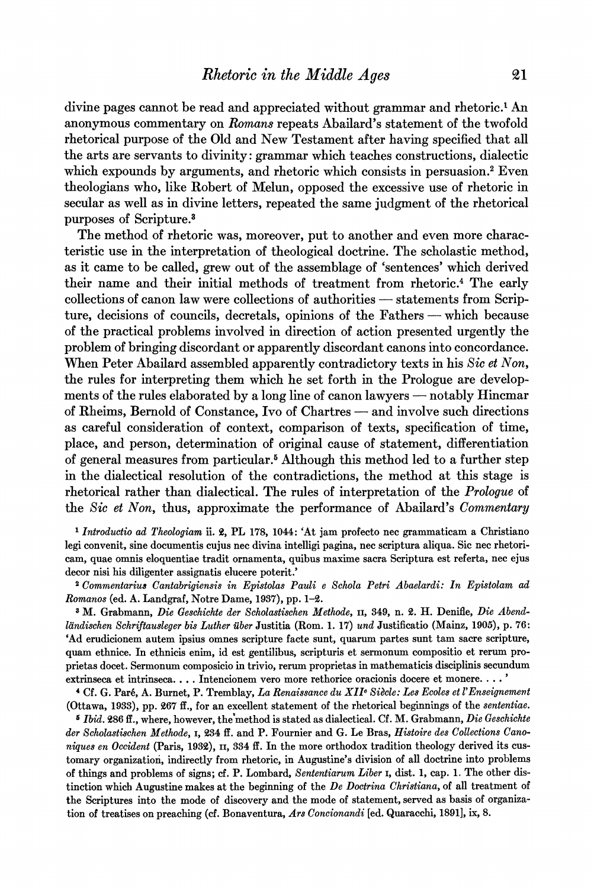divine pages cannot be read and appreciated without grammar and rhetoric.[1] An anonymous commentary on *Romans* repeats Abailard's statement of the twofold rhetorical purpose of the Old and New Testament after having specified that all the arts are servants to divinity: grammar which teaches constructions, dialectic which expounds by arguments, and rhetoric which consists in persuasion.[2] Even theologians who, like Robert of Melun, opposed the excessive use of rhetoric in secular as well as in divine letters, repeated the same judgment of the rhetorical purposes of Scripture.[3]

The method of rhetoric was, moreover, put to another and even more characteristic use in the interpretation of theological doctrine. The scholastic method, as it came to be called, grew out of the assemblage of 'sentences' which derived their name and their initial methods of treatment from rhetoric.[4] The early collections of canon law were collections of authorities — statements from Scripture, decisions of councils, decretals, opinions of the Fathers — which because of the practical problems involved in direction of action presented urgently the problem of bringing discordant or apparently discordant canons into concordance. When Peter Abailard assembled apparently contradictory texts in his *Sic et Non*, the rules for interpreting them which he set forth in the Prologue are developments of the rules elaborated by a long line of canon lawyers — notably Hincmar of Rheims, Bernold of Constance, Ivo of Chartres — and involve such directions as careful consideration of context, comparison of texts, specification of time, place, and person, determination of original cause of statement, differentiation of general measures from particular.[5] Although this method led to a further step in the dialectical resolution of the contradictions, the method at this stage is rhetorical rather than dialectical. The rules of interpretation of the *Prologue* of the *Sic et Non*, thus, approximate the performance of Abailard's *Commentary*

---

[1] *Introductio ad Theologiam* ii. 2, PL 178, 1044: 'At jam profecto nec grammaticam a Christiano legi convenit, sine documentis cujus nec divina intelligi pagina, nec scriptura aliqua. Sic nec rhetoricam, quae omnis eloquentiae tradit ornamenta, quibus maxime sacra Scriptura est referta, nec ejus decor nisi his diligenter assignatis elucere poterit.'

[2] *Commentarius Cantabrigiensis in Epistolas Pauli e Schola Petri Abaelardi: In Epistolam ad Romanos* (ed. A. Landgraf, Notre Dame, 1937), pp. 1–2.

[3] M. Grabmann, *Die Geschichte der Scholastischen Methode*, II, 349, n. 2. H. Denifle, *Die Abendländischen Schriftausleger bis Luther über* Justitia (Rom. 1. 17) *und* Justificatio (Mainz, 1905), p. 76: 'Ad erudicionem autem ipsius omnes scripture facte sunt, quarum partes sunt tam sacre scripture, quam ethnice. In ethnicis enim, id est gentilibus, scripturis et sermonum compositio et rerum proprietas docet. Sermonum composicio in trivio, rerum proprietas in mathematicis disciplinis secundum extrinseca et intrinseca. . . . Intencionem vero more rethorice oracionis docere et monere. . . .'

[4] Cf. G. Paré, A. Burnet, P. Tremblay, *La Renaissance du XIIe Siècle: Les Ecoles et l'Enseignement* (Ottawa, 1933), pp. 267 ff., for an excellent statement of the rhetorical beginnings of the *sententiae*.

[5] *Ibid.* 286 ff., where, however, the method is stated as dialectical. Cf. M. Grabmann, *Die Geschichte der Scholastischen Methode*, I, 234 ff. and P. Fournier and G. Le Bras, *Histoire des Collections Canoniques en Occident* (Paris, 1932), II, 334 ff. In the more orthodox tradition theology derived its customary organization, indirectly from rhetoric, in Augustine's division of all doctrine into problems of things and problems of signs; cf. P. Lombard, *Sententiarum Liber* I, dist. 1, cap. 1. The other distinction which Augustine makes at the beginning of the *De Doctrina Christiana*, of all treatment of the Scriptures into the mode of discovery and the mode of statement, served as basis of organization of treatises on preaching (cf. Bonaventura, *Ars Concionandi* [ed. Quaracchi, 1891], ix, 8.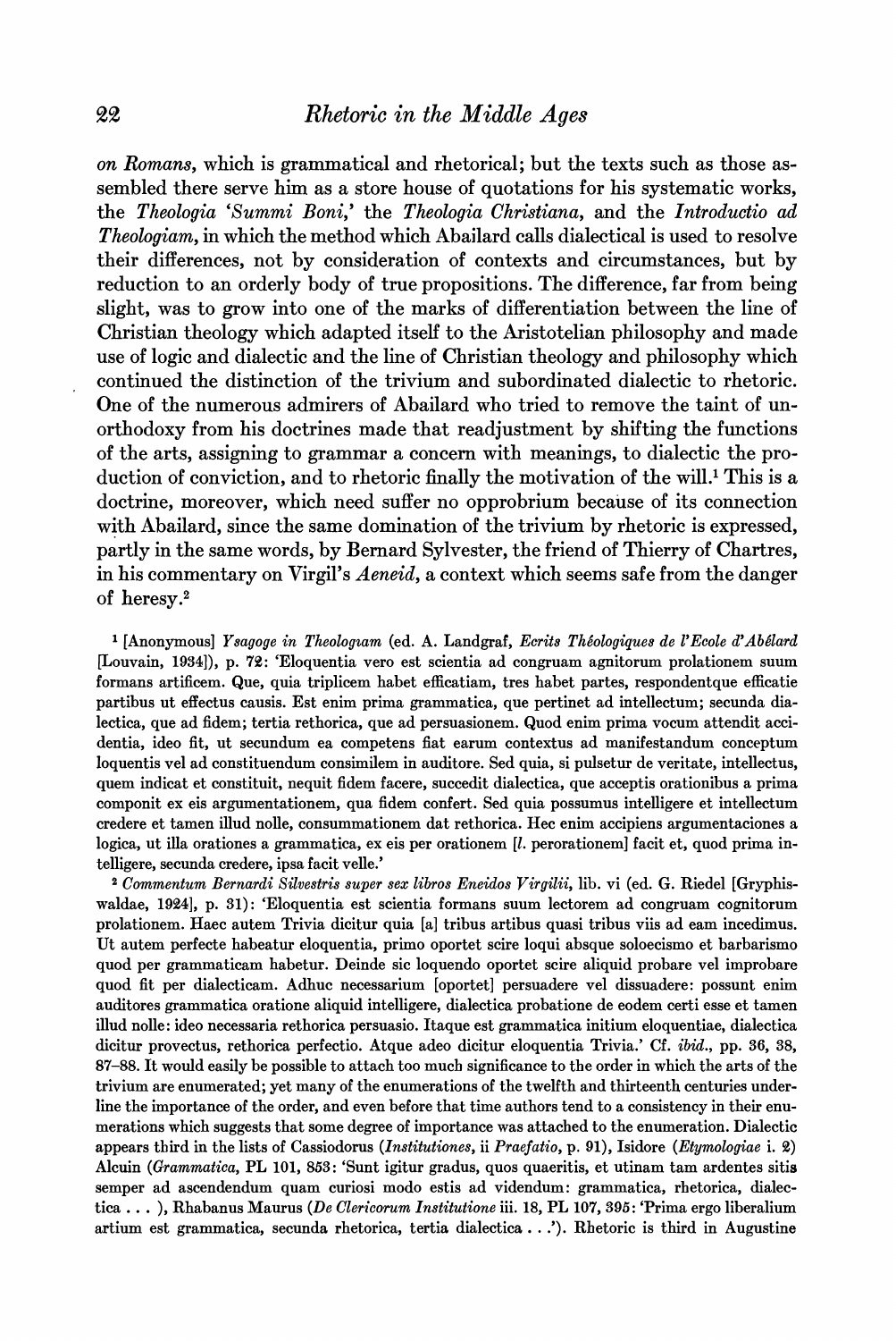on *Romans*, which is grammatical and rhetorical; but the texts such as those assembled there serve him as a store house of quotations for his systematic works, the *Theologia 'Summi Boni,'* the *Theologia Christiana*, and the *Introductio ad Theologiam*, in which the method which Abailard calls dialectical is used to resolve their differences, not by consideration of contexts and circumstances, but by reduction to an orderly body of true propositions. The difference, far from being slight, was to grow into one of the marks of differentiation between the line of Christian theology which adapted itself to the Aristotelian philosophy and made use of logic and dialectic and the line of Christian theology and philosophy which continued the distinction of the trivium and subordinated dialectic to rhetoric. One of the numerous admirers of Abailard who tried to remove the taint of unorthodoxy from his doctrines made that readjustment by shifting the functions of the arts, assigning to grammar a concern with meanings, to dialectic the production of conviction, and to rhetoric finally the motivation of the will.[1] This is a doctrine, moreover, which need suffer no opprobrium because of its connection with Abailard, since the same domination of the trivium by rhetoric is expressed, partly in the same words, by Bernard Sylvester, the friend of Thierry of Chartres, in his commentary on Virgil's *Aeneid*, a context which seems safe from the danger of heresy.[2]

[1] [Anonymous] *Ysagoge in Theologiam* (ed. A. Landgraf, *Ecrits Théologiques de l'Ecole d'Abélard* [Louvain, 1934]), p. 72: 'Eloquentia vero est scientia ad congruam agnitorum prolationem suum formans artificem. Que, quia triplicem habet efficatiam, tres habet partes, respondentque efficatie partibus ut effectus causis. Est enim prima grammatica, que pertinet ad intellectum; secunda dialectica, que ad fidem; tertia rethorica, que ad persuasionem. Quod enim prima vocum attendit accidentia, ideo fit, ut secundum ea competens fiat earum contextus ad manifestandum conceptum loquentis vel ad constituendum consimilem in auditore. Sed quia, si pulsetur de veritate, intellectus, quem indicat et constituit, nequit fidem facere, succedit dialectica, que acceptis orationibus a prima componit ex eis argumentationem, qua fidem confert. Sed quia possumus intelligere et intellectum credere et tamen illud nolle, consummationem dat rethorica. Hec enim accipiens argumentaciones a logica, ut illa orationes a grammatica, ex eis per orationem [*l.* perorationem] facit et, quod prima intelligere, secunda credere, ipsa facit velle.'

[2] *Commentum Bernardi Silvestris super sex libros Eneidos Virgilii*, lib. vi (ed. G. Riedel [Gryphiswaldae, 1924], p. 31): 'Eloquentia est scientia formans suum lectorem ad congruam cognitorum prolationem. Haec autem Trivia dicitur quia [a] tribus artibus quasi tribus viis ad eam incedimus. Ut autem perfecte habeatur eloquentia, primo oportet scire loqui absque soloecismo et barbarismo quod per grammaticam habetur. Deinde sic loquendo oportet scire aliquid probare vel improbare quod fit per dialecticam. Adhuc necessarium [oportet] persuadere vel dissuadere: possunt enim auditores grammatica oratione aliquid intelligere, dialectica probatione de eodem certi esse et tamen illud nolle: ideo necessaria rethorica persuasio. Itaque est grammatica initium eloquentiae, dialectica dicitur provectus, rethorica perfectio. Atque adeo dicitur eloquentia Trivia.' Cf. *ibid.*, pp. 36, 38, 87–88. It would easily be possible to attach too much significance to the order in which the arts of the trivium are enumerated; yet many of the enumerations of the twelfth and thirteenth centuries underline the importance of the order, and even before that time authors tend to a consistency in their enumerations which suggests that some degree of importance was attached to the enumeration. Dialectic appears third in the lists of Cassiodorus (*Institutiones*, ii *Praefatio*, p. 91), Isidore (*Etymologiae* i. 2) Alcuin (*Grammatica*, PL 101, 853: 'Sunt igitur gradus, quos quaeritis, et utinam tam ardentes sitis semper ad ascendendum quam curiosi modo estis ad videndum: grammatica, rhetorica, dialectica . . . ), Rhabanus Maurus (*De Clericorum Institutione* iii. 18, PL 107, 395: 'Prima ergo liberalium artium est grammatica, secunda rhetorica, tertia dialectica . . .'). Rhetoric is third in Augustine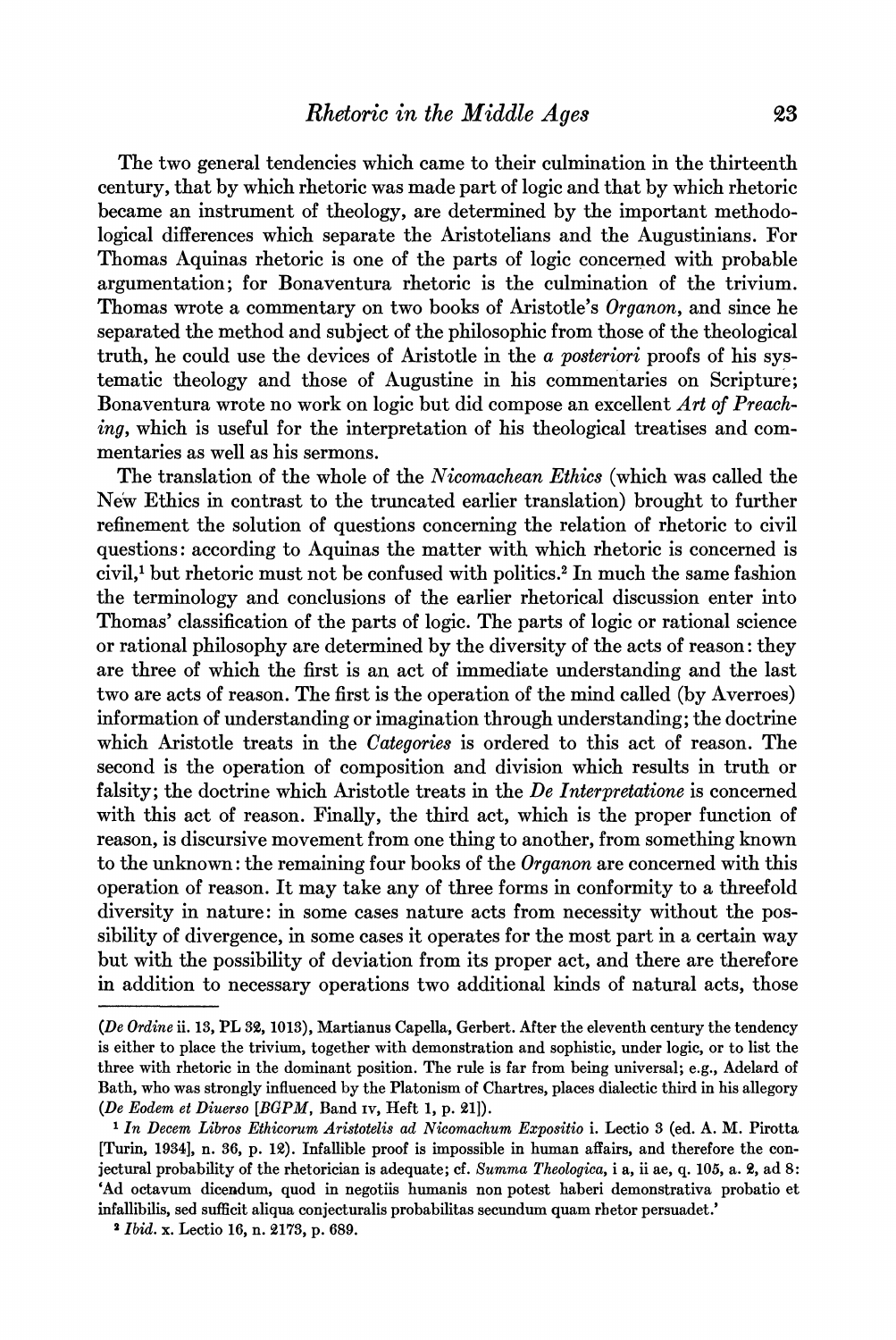The two general tendencies which came to their culmination in the thirteenth century, that by which rhetoric was made part of logic and that by which rhetoric became an instrument of theology, are determined by the important methodological differences which separate the Aristotelians and the Augustinians. For Thomas Aquinas rhetoric is one of the parts of logic concerned with probable argumentation; for Bonaventura rhetoric is the culmination of the trivium. Thomas wrote a commentary on two books of Aristotle's *Organon*, and since he separated the method and subject of the philosophic from those of the theological truth, he could use the devices of Aristotle in the *a posteriori* proofs of his systematic theology and those of Augustine in his commentaries on Scripture; Bonaventura wrote no work on logic but did compose an excellent *Art of Preaching*, which is useful for the interpretation of his theological treatises and commentaries as well as his sermons.

The translation of the whole of the *Nicomachean Ethics* (which was called the New Ethics in contrast to the truncated earlier translation) brought to further refinement the solution of questions concerning the relation of rhetoric to civil questions: according to Aquinas the matter with which rhetoric is concerned is civil,[1] but rhetoric must not be confused with politics.[2] In much the same fashion the terminology and conclusions of the earlier rhetorical discussion enter into Thomas' classification of the parts of logic. The parts of logic or rational science or rational philosophy are determined by the diversity of the acts of reason: they are three of which the first is an act of immediate understanding and the last two are acts of reason. The first is the operation of the mind called (by Averroes) information of understanding or imagination through understanding; the doctrine which Aristotle treats in the *Categories* is ordered to this act of reason. The second is the operation of composition and division which results in truth or falsity; the doctrine which Aristotle treats in the *De Interpretatione* is concerned with this act of reason. Finally, the third act, which is the proper function of reason, is discursive movement from one thing to another, from something known to the unknown: the remaining four books of the *Organon* are concerned with this operation of reason. It may take any of three forms in conformity to a threefold diversity in nature: in some cases nature acts from necessity without the possibility of divergence, in some cases it operates for the most part in a certain way but with the possibility of deviation from its proper act, and there are therefore in addition to necessary operations two additional kinds of natural acts, those

---

(*De Ordine* ii. 13, PL 32, 1013), Martianus Capella, Gerbert. After the eleventh century the tendency is either to place the trivium, together with demonstration and sophistic, under logic, or to list the three with rhetoric in the dominant position. The rule is far from being universal; e.g., Adelard of Bath, who was strongly influenced by the Platonism of Chartres, places dialectic third in his allegory (*De Eodem et Diuerso* [*BGPM*, Band IV, Heft 1, p. 21]).

[1] *In Decem Libros Ethicorum Aristotelis ad Nicomachum Expositio* i. Lectio 3 (ed. A. M. Pirotta [Turin, 1934], n. 36, p. 12). Infallible proof is impossible in human affairs, and therefore the conjectural probability of the rhetorician is adequate; cf. *Summa Theologica*, i a, ii ae, q. 105, a. 2, ad 8: 'Ad octavum dicendum, quod in negotiis humanis non potest haberi demonstrativa probatio et infallibilis, sed sufficit aliqua conjecturalis probabilitas secundum quam rhetor persuadet.'

[2] *Ibid.* x. Lectio 16, n. 2173, p. 689.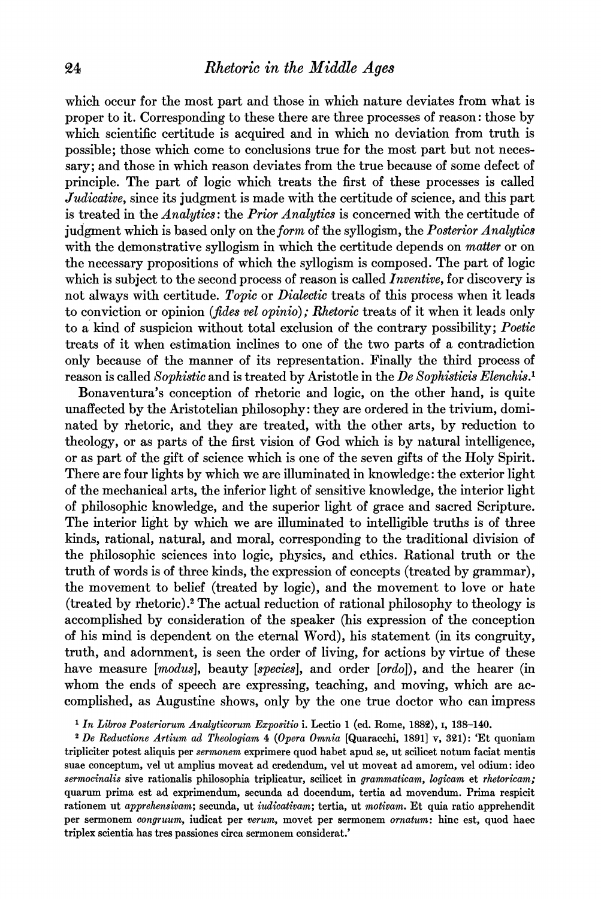which occur for the most part and those in which nature deviates from what is proper to it. Corresponding to these there are three processes of reason: those by which scientific certitude is acquired and in which no deviation from truth is possible; those which come to conclusions true for the most part but not necessary; and those in which reason deviates from the true because of some defect of principle. The part of logic which treats the first of these processes is called *Judicative*, since its judgment is made with the certitude of science, and this part is treated in the *Analytics*: the *Prior Analytics* is concerned with the certitude of judgment which is based only on the *form* of the syllogism, the *Posterior Analytics* with the demonstrative syllogism in which the certitude depends on *matter* or on the necessary propositions of which the syllogism is composed. The part of logic which is subject to the second process of reason is called *Inventive*, for discovery is not always with certitude. *Topic* or *Dialectic* treats of this process when it leads to conviction or opinion (*fides vel opinio*); *Rhetoric* treats of it when it leads only to a kind of suspicion without total exclusion of the contrary possibility; *Poetic* treats of it when estimation inclines to one of the two parts of a contradiction only because of the manner of its representation. Finally the third process of reason is called *Sophistic* and is treated by Aristotle in the *De Sophisticis Elenchis*.[1]

Bonaventura's conception of rhetoric and logic, on the other hand, is quite unaffected by the Aristotelian philosophy: they are ordered in the trivium, dominated by rhetoric, and they are treated, with the other arts, by reduction to theology, or as parts of the first vision of God which is by natural intelligence, or as part of the gift of science which is one of the seven gifts of the Holy Spirit. There are four lights by which we are illuminated in knowledge: the exterior light of the mechanical arts, the inferior light of sensitive knowledge, the interior light of philosophic knowledge, and the superior light of grace and sacred Scripture. The interior light by which we are illuminated to intelligible truths is of three kinds, rational, natural, and moral, corresponding to the traditional division of the philosophic sciences into logic, physics, and ethics. Rational truth or the truth of words is of three kinds, the expression of concepts (treated by grammar), the movement to belief (treated by logic), and the movement to love or hate (treated by rhetoric).[2] The actual reduction of rational philosophy to theology is accomplished by consideration of the speaker (his expression of the conception of his mind is dependent on the eternal Word), his statement (in its congruity, truth, and adornment, is seen the order of living, for actions by virtue of these have measure [*modus*], beauty [*species*], and order [*ordo*]), and the hearer (in whom the ends of speech are expressing, teaching, and moving, which are accomplished, as Augustine shows, only by the one true doctor who can impress

[1] *In Libros Posteriorum Analyticorum Expositio* i. Lectio 1 (ed. Rome, 1882), I, 138–140.

[2] *De Reductione Artium ad Theologiam* 4 (*Opera Omnia* [Quaracchi, 1891] v, 321): 'Et quoniam tripliciter potest aliquis per *sermonem* exprimere quod habet apud se, ut scilicet notum faciat mentis suae conceptum, vel ut amplius moveat ad credendum, vel ut moveat ad amorem, vel odium: ideo *sermocinalis* sive rationalis philosophia triplicatur, scilicet in *grammaticam, logicam* et *rhetoricam;* quarum prima est ad exprimendum, secunda ad docendum, tertia ad movendum. Prima respicit rationem ut *apprehensivam;* secunda, ut *iudicativam;* tertia, ut *motivam.* Et quia ratio apprehendit per sermonem *congruum,* iudicat per *verum,* movet per sermonem *ornatum:* hinc est, quod haec triplex scientia has tres passiones circa sermonem considerat.'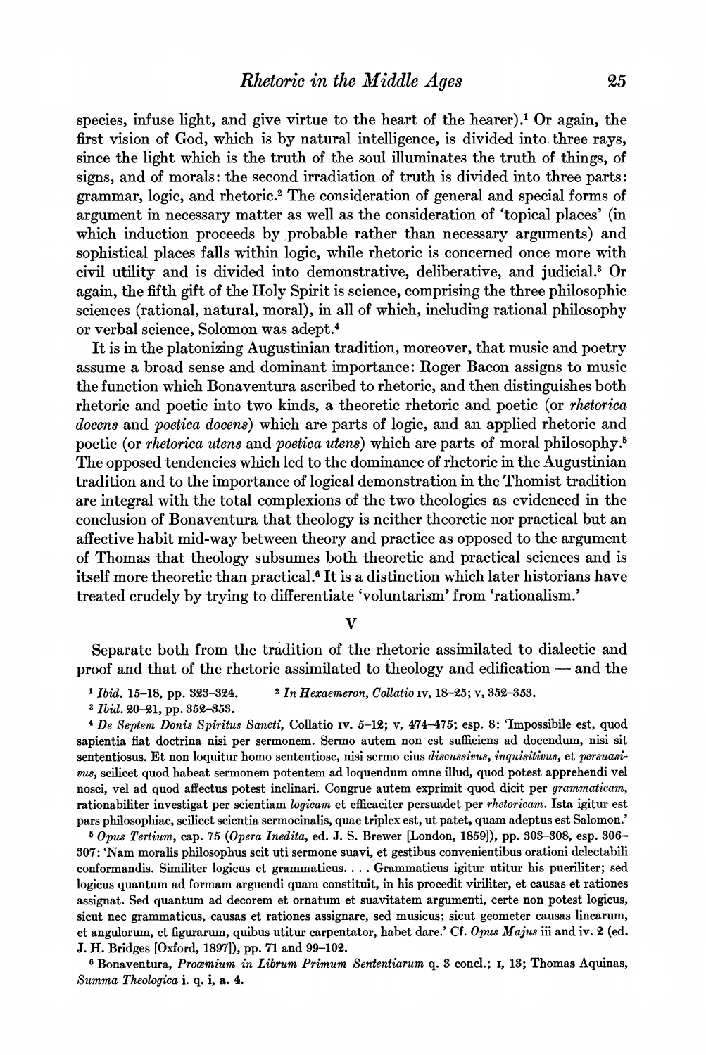species, infuse light, and give virtue to the heart of the hearer).[1] Or again, the first vision of God, which is by natural intelligence, is divided into three rays, since the light which is the truth of the soul illuminates the truth of things, of signs, and of morals: the second irradiation of truth is divided into three parts: grammar, logic, and rhetoric.[2] The consideration of general and special forms of argument in necessary matter as well as the consideration of 'topical places' (in which induction proceeds by probable rather than necessary arguments) and sophistical places falls within logic, while rhetoric is concerned once more with civil utility and is divided into demonstrative, deliberative, and judicial.[3] Or again, the fifth gift of the Holy Spirit is science, comprising the three philosophic sciences (rational, natural, moral), in all of which, including rational philosophy or verbal science, Solomon was adept.[4]

It is in the platonizing Augustinian tradition, moreover, that music and poetry assume a broad sense and dominant importance: Roger Bacon assigns to music the function which Bonaventura ascribed to rhetoric, and then distinguishes both rhetoric and poetic into two kinds, a theoretic rhetoric and poetic (or *rhetorica docens* and *poetica docens*) which are parts of logic, and an applied rhetoric and poetic (or *rhetorica utens* and *poetica utens*) which are parts of moral philosophy.[5] The opposed tendencies which led to the dominance of rhetoric in the Augustinian tradition and to the importance of logical demonstration in the Thomist tradition are integral with the total complexions of the two theologies as evidenced in the conclusion of Bonaventura that theology is neither theoretic nor practical but an affective habit mid-way between theory and practice as opposed to the argument of Thomas that theology subsumes both theoretic and practical sciences and is itself more theoretic than practical.[6] It is a distinction which later historians have treated crudely by trying to differentiate 'voluntarism' from 'rationalism.'

## V

Separate both from the tradition of the rhetoric assimilated to dialectic and proof and that of the rhetoric assimilated to theology and edification — and the

[1] *Ibid.* 15–18, pp. 323–324.

[2] *In Hexaemeron, Collatio* IV, 18–25; V, 352–353.

[3] *Ibid.* 20–21, pp. 352–353.

[4] *De Septem Donis Spiritus Sancti*, Collatio IV. 5–12; V, 474–475; esp. 8: 'Impossibile est, quod sapientia fiat doctrina nisi per sermonem. Sermo autem non est sufficiens ad docendum, nisi sit sententiosus. Et non loquitur homo sententiose, nisi sermo eius *discussivus, inquisitivus*, et *persuasivus*, scilicet quod habeat sermonem potentem ad loquendum omne illud, quod potest apprehendi vel nosci, vel ad quod affectus potest inclinari. Congrue autem exprimit quod dicit per *grammaticam*, rationabiliter investigat per scientiam *logicam* et efficaciter persuadet per *rhetoricam*. Ista igitur est pars philosophiae, scilicet scientia sermocinalis, quae triplex est, ut patet, quam adeptus est Salomon.'

[5] *Opus Tertium*, cap. 75 (*Opera Inedita*, ed. J. S. Brewer [London, 1859]), pp. 303–308, esp. 306–307: 'Nam moralis philosophus scit uti sermone suavi, et gestibus convenientibus orationi delectabili conformandis. Similiter logicus et grammaticus. . . . Grammaticus igitur utitur his pueriliter; sed logicus quantum ad formam arguendi quam constituit, in his procedit viriliter, et causas et rationes assignat. Sed quantum ad decorem et ornatum et suavitatem argumenti, certe non potest logicus, sicut nec grammaticus, causas et rationes assignare, sed musicus; sicut geometer causas linearum, et angulorum, et figurarum, quibus utitur carpentator, habet dare.' Cf. *Opus Majus* iii and iv. 2 (ed. J. H. Bridges [Oxford, 1897]), pp. 71 and 99–102.

[6] Bonaventura, *Prooemium in Librum Primum Sententiarum* q. 3 concl.; I, 13; Thomas Aquinas, *Summa Theologica* i. q. i, a. 4.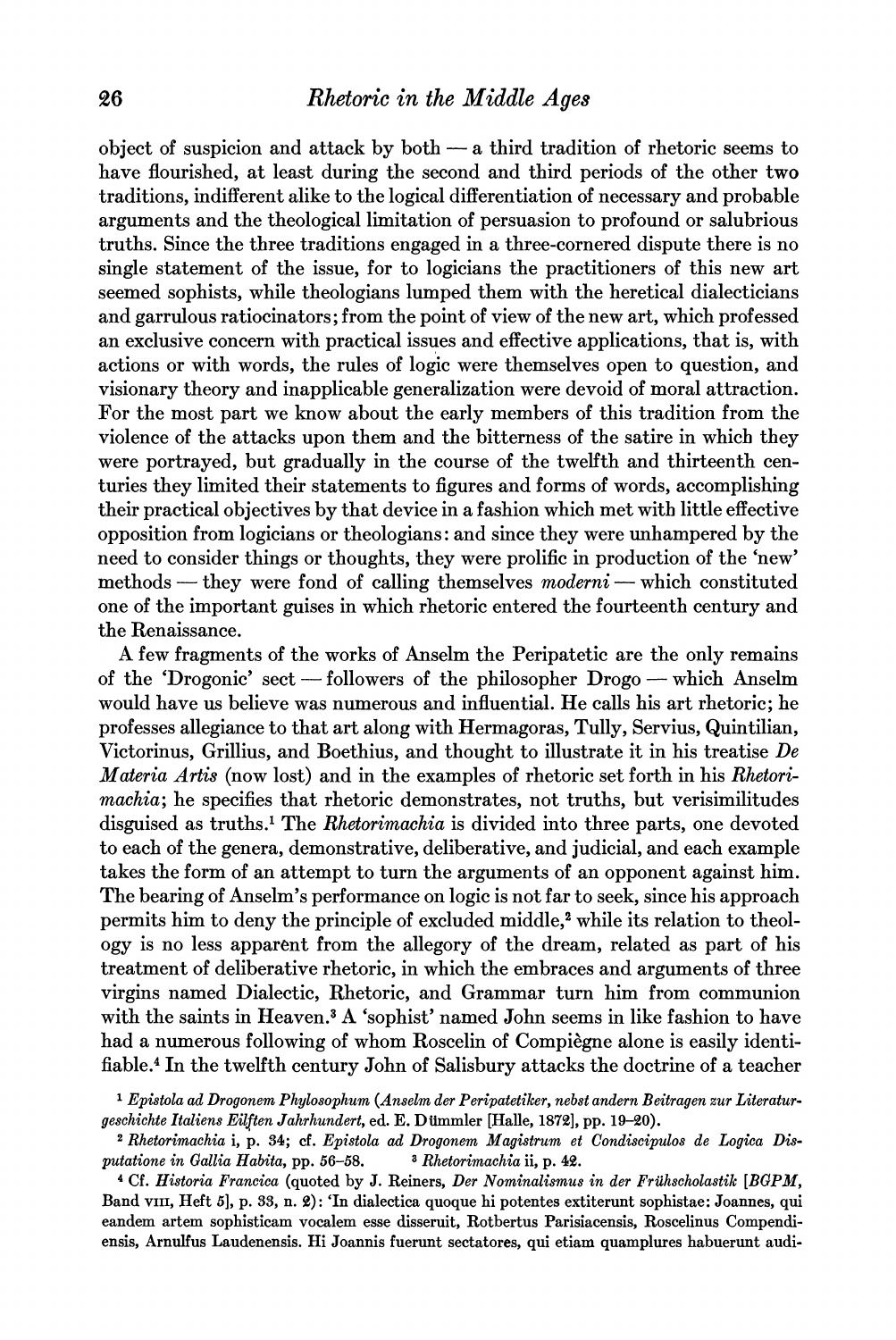object of suspicion and attack by both — a third tradition of rhetoric seems to have flourished, at least during the second and third periods of the other two traditions, indifferent alike to the logical differentiation of necessary and probable arguments and the theological limitation of persuasion to profound or salubrious truths. Since the three traditions engaged in a three-cornered dispute there is no single statement of the issue, for to logicians the practitioners of this new art seemed sophists, while theologians lumped them with the heretical dialecticians and garrulous ratiocinators; from the point of view of the new art, which professed an exclusive concern with practical issues and effective applications, that is, with actions or with words, the rules of logic were themselves open to question, and visionary theory and inapplicable generalization were devoid of moral attraction. For the most part we know about the early members of this tradition from the violence of the attacks upon them and the bitterness of the satire in which they were portrayed, but gradually in the course of the twelfth and thirteenth centuries they limited their statements to figures and forms of words, accomplishing their practical objectives by that device in a fashion which met with little effective opposition from logicians or theologians: and since they were unhampered by the need to consider things or thoughts, they were prolific in production of the 'new' methods — they were fond of calling themselves *moderni* — which constituted one of the important guises in which rhetoric entered the fourteenth century and the Renaissance.

A few fragments of the works of Anselm the Peripatetic are the only remains of the 'Drogonic' sect — followers of the philosopher Drogo — which Anselm would have us believe was numerous and influential. He calls his art rhetoric; he professes allegiance to that art along with Hermagoras, Tully, Servius, Quintilian, Victorinus, Grillius, and Boethius, and thought to illustrate it in his treatise *De Materia Artis* (now lost) and in the examples of rhetoric set forth in his *Rhetorimachia*; he specifies that rhetoric demonstrates, not truths, but verisimilitudes disguised as truths.[1] The *Rhetorimachia* is divided into three parts, one devoted to each of the genera, demonstrative, deliberative, and judicial, and each example takes the form of an attempt to turn the arguments of an opponent against him. The bearing of Anselm's performance on logic is not far to seek, since his approach permits him to deny the principle of excluded middle,[2] while its relation to theology is no less apparent from the allegory of the dream, related as part of his treatment of deliberative rhetoric, in which the embraces and arguments of three virgins named Dialectic, Rhetoric, and Grammar turn him from communion with the saints in Heaven.[3] A 'sophist' named John seems in like fashion to have had a numerous following of whom Roscelin of Compiègne alone is easily identifiable.[4] In the twelfth century John of Salisbury attacks the doctrine of a teacher

[1] *Epistola ad Drogonem Phylosophum* (*Anselm der Peripatetiker, nebst andern Beiträgen zur Literaturgeschichte Italiens Eilften Jahrhundert*, ed. E. Dümmler [Halle, 1872], pp. 19–20).

[2] *Rhetorimachia* i, p. 34; cf. *Epistola ad Drogonem Magistrum et Condiscipulos de Logica Disputatione in Gallia Habita*, pp. 56–58. [3] *Rhetorimachia* ii, p. 42.

[4] Cf. *Historia Francica* (quoted by J. Reiners, *Der Nominalismus in der Frühscholastik* [*BGPM*, Band VIII, Heft 5], p. 33, n. 2): 'In dialectica quoque hi potentes extiterunt sophistae: Joannes, qui eandem artem sophisticam vocalem esse disseruit, Rotbertus Parisiacensis, Roscelinus Compendiensis, Arnulfus Laudenensis. Hi Joannis fuerunt sectatores, qui etiam quamplures habuerunt audi-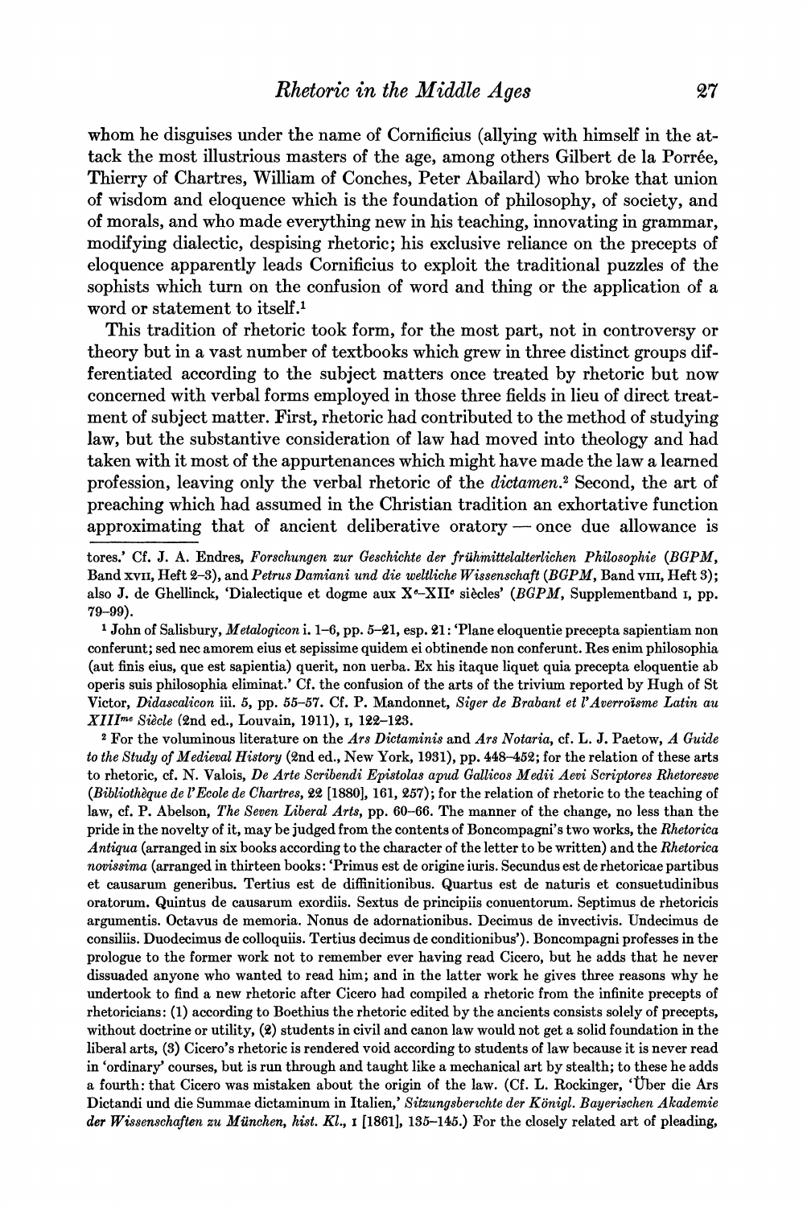whom he disguises under the name of Cornificius (allying with himself in the attack the most illustrious masters of the age, among others Gilbert de la Porrée, Thierry of Chartres, William of Conches, Peter Abailard) who broke that union of wisdom and eloquence which is the foundation of philosophy, of society, and of morals, and who made everything new in his teaching, innovating in grammar, modifying dialectic, despising rhetoric; his exclusive reliance on the precepts of eloquence apparently leads Cornificius to exploit the traditional puzzles of the sophists which turn on the confusion of word and thing or the application of a word or statement to itself.[1]

This tradition of rhetoric took form, for the most part, not in controversy or theory but in a vast number of textbooks which grew in three distinct groups differentiated according to the subject matters once treated by rhetoric but now concerned with verbal forms employed in those three fields in lieu of direct treatment of subject matter. First, rhetoric had contributed to the method of studying law, but the substantive consideration of law had moved into theology and had taken with it most of the appurtenances which might have made the law a learned profession, leaving only the verbal rhetoric of the *dictamen*.[2] Second, the art of preaching which had assumed in the Christian tradition an exhortative function approximating that of ancient deliberative oratory — once due allowance is

tores.' Cf. J. A. Endres, *Forschungen zur Geschichte der frühmittelalterlichen Philosophie* (*BGPM*, Band XVII, Heft 2–3), and *Petrus Damiani und die weltliche Wissenschaft* (*BGPM*, Band VIII, Heft 3); also J. de Ghellinck, 'Dialectique et dogme aux X$^{e}$–XII$^{e}$ siècles' (*BGPM*, Supplementband I, pp. 79–99).

[1] John of Salisbury, *Metalogicon* i. 1–6, pp. 5–21, esp. 21: 'Plane eloquentie precepta sapientiam non conferunt; sed nec amorem eius et sepissime quidem ei obtinende non conferunt. Res enim philosophia (aut finis eius, que est sapientia) querit, non uerba. Ex his itaque liquet quia precepta eloquentie ab operis suis philosophia eliminat.' Cf. the confusion of the arts of the trivium reported by Hugh of St Victor, *Didascalicon* iii. 5, pp. 55–57. Cf. P. Mandonnet, *Siger de Brabant et l'Averroïsme Latin au XIII$^{me}$ Siècle* (2nd ed., Louvain, 1911), I, 122–123.

[2] For the voluminous literature on the *Ars Dictaminis* and *Ars Notaria*, cf. L. J. Paetow, *A Guide to the Study of Medieval History* (2nd ed., New York, 1931), pp. 448–452; for the relation of these arts to rhetoric, cf. N. Valois, *De Arte Scribendi Epistolas apud Gallicos Medii Aevi Scriptores Rhetoresve* (*Bibliothèque de l'Ecole de Chartres*, 22 [1880], 161, 257); for the relation of rhetoric to the teaching of law, cf. P. Abelson, *The Seven Liberal Arts*, pp. 60–66. The manner of the change, no less than the pride in the novelty of it, may be judged from the contents of Boncompagni's two works, the *Rhetorica Antiqua* (arranged in six books according to the character of the letter to be written) and the *Rhetorica novissima* (arranged in thirteen books: 'Primus est de origine iuris. Secundus est de rhetoricae partibus et causarum generibus. Tertius est de diffinitionibus. Quartus est de naturis et consuetudinibus oratorum. Quintus de causarum exordiis. Sextus de principiis conuentorum. Septimus de rhetoricis argumentis. Octavus de memoria. Nonus de adornationibus. Decimus de invectivis. Undecimus de consiliis. Duodecimus de colloquiis. Tertius decimus de conditionibus'). Boncompagni professes in the prologue to the former work not to remember ever having read Cicero, but he adds that he never dissuaded anyone who wanted to read him; and in the latter work he gives three reasons why he undertook to find a new rhetoric after Cicero had compiled a rhetoric from the infinite precepts of rhetoricians: (1) according to Boethius the rhetoric edited by the ancients consists solely of precepts, without doctrine or utility, (2) students in civil and canon law would not get a solid foundation in the liberal arts, (3) Cicero's rhetoric is rendered void according to students of law because it is never read in 'ordinary' courses, but is run through and taught like a mechanical art by stealth; to these he adds a fourth: that Cicero was mistaken about the origin of the law. (Cf. L. Rockinger, 'Über die Ars Dictandi und die Summae dictaminum in Italien,' *Sitzungsberichte der Königl. Bayerischen Akademie der Wissenschaften zu München, hist. Kl.*, I [1861], 135–145.) For the closely related art of pleading,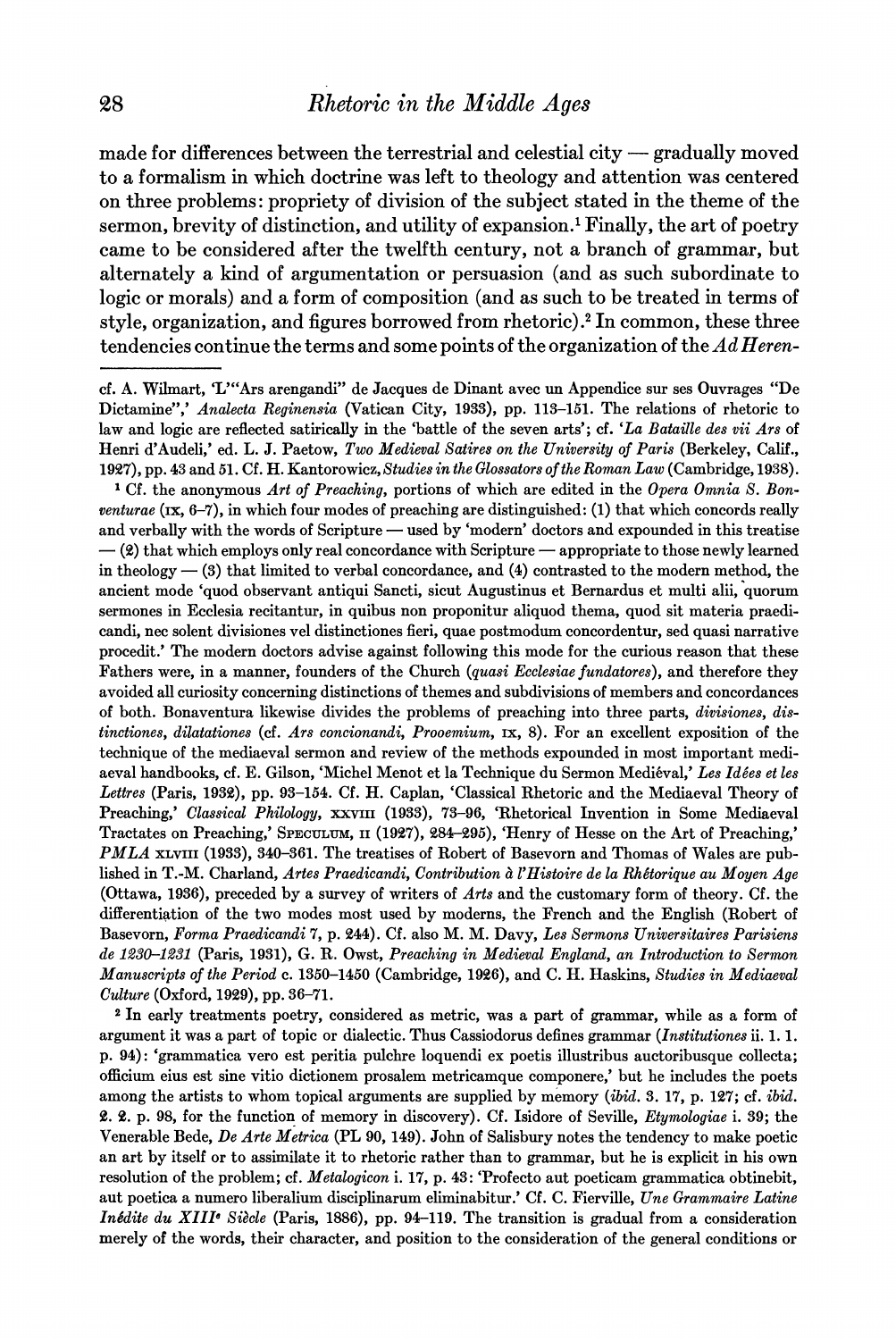made for differences between the terrestrial and celestial city — gradually moved to a formalism in which doctrine was left to theology and attention was centered on three problems: propriety of division of the subject stated in the theme of the sermon, brevity of distinction, and utility of expansion.[1] Finally, the art of poetry came to be considered after the twelfth century, not a branch of grammar, but alternately a kind of argumentation or persuasion (and as such subordinate to logic or morals) and a form of composition (and as such to be treated in terms of style, organization, and figures borrowed from rhetoric).[2] In common, these three tendencies continue the terms and some points of the organization of the *Ad Heren-*

---

cf. A. Wilmart, 'L'"Ars arengandi" de Jacques de Dinant avec un Appendice sur ses Ouvrages "De Dictamine",' *Analecta Reginensia* (Vatican City, 1933), pp. 113–151. The relations of rhetoric to law and logic are reflected satirically in the 'battle of the seven arts'; cf. '*La Bataille des vii Ars* of Henri d'Audeli,' ed. L. J. Paetow, *Two Medieval Satires on the University of Paris* (Berkeley, Calif., 1927), pp. 43 and 51. Cf. H. Kantorowicz, *Studies in the Glossators of the Roman Law* (Cambridge, 1938).

[1] Cf. the anonymous *Art of Preaching*, portions of which are edited in the *Opera Omnia S. Bonventurae* (IX, 6–7), in which four modes of preaching are distinguished: (1) that which concords really and verbally with the words of Scripture — used by 'modern' doctors and expounded in this treatise — (2) that which employs only real concordance with Scripture — appropriate to those newly learned in theology — (3) that limited to verbal concordance, and (4) contrasted to the modern method, the ancient mode 'quod observant antiqui Sancti, sicut Augustinus et Bernardus et multi alii, quorum sermones in Ecclesia recitantur, in quibus non proponitur aliquod thema, quod sit materia praedicandi, nec solent divisiones vel distinctiones fieri, quae postmodum concordentur, sed quasi narrative procedit.' The modern doctors advise against following this mode for the curious reason that these Fathers were, in a manner, founders of the Church (*quasi Ecclesiae fundatores*), and therefore they avoided all curiosity concerning distinctions of themes and subdivisions of members and concordances of both. Bonaventura likewise divides the problems of preaching into three parts, *divisiones, distinctiones, dilatationes* (cf. *Ars concionandi, Prooemium*, IX, 8). For an excellent exposition of the technique of the mediaeval sermon and review of the methods expounded in most important mediaeval handbooks, cf. E. Gilson, 'Michel Menot et la Technique du Sermon Mediéval,' *Les Idées et les Lettres* (Paris, 1932), pp. 93–154. Cf. H. Caplan, 'Classical Rhetoric and the Mediaeval Theory of Preaching,' *Classical Philology*, XXVIII (1933), 73–96, 'Rhetorical Invention in Some Mediaeval Tractates on Preaching,' SPECULUM, II (1927), 284–295), 'Henry of Hesse on the Art of Preaching,' *PMLA* XLVIII (1933), 340–361. The treatises of Robert of Basevorn and Thomas of Wales are published in T.-M. Charland, *Artes Praedicandi, Contribution à l'Histoire de la Rhétorique au Moyen Age* (Ottawa, 1936), preceded by a survey of writers of *Arts* and the customary form of theory. Cf. the differentiation of the two modes most used by moderns, the French and the English (Robert of Basevorn, *Forma Praedicandi* 7, p. 244). Cf. also M. M. Davy, *Les Sermons Universitaires Parisiens de 1230–1231* (Paris, 1931), G. R. Owst, *Preaching in Medieval England, an Introduction to Sermon Manuscripts of the Period* c. 1350–1450 (Cambridge, 1926), and C. H. Haskins, *Studies in Mediaeval Culture* (Oxford, 1929), pp. 36–71.

[2] In early treatments poetry, considered as metric, was a part of grammar, while as a form of argument it was a part of topic or dialectic. Thus Cassiodorus defines grammar (*Institutiones* ii. 1. 1. p. 94): 'grammatica vero est peritia pulchre loquendi ex poetis illustribus auctoribusque collecta; officium eius est sine vitio dictionem prosalem metricamque componere,' but he includes the poets among the artists to whom topical arguments are supplied by memory (*ibid.* 3. 17, p. 127; cf. *ibid.* 2. 2. p. 98, for the function of memory in discovery). Cf. Isidore of Seville, *Etymologiae* i. 39; the Venerable Bede, *De Arte Metrica* (PL 90, 149). John of Salisbury notes the tendency to make poetic an art by itself or to assimilate it to rhetoric rather than to grammar, but he is explicit in his own resolution of the problem; cf. *Metalogicon* i. 17, p. 43: 'Profecto aut poeticam grammatica obtinebit, aut poetica a numero liberalium disciplinarum eliminabitur.' Cf. C. Fierville, *Une Grammaire Latine Inédite du XIII^e Siècle* (Paris, 1886), pp. 94–119. The transition is gradual from a consideration merely of the words, their character, and position to the consideration of the general conditions or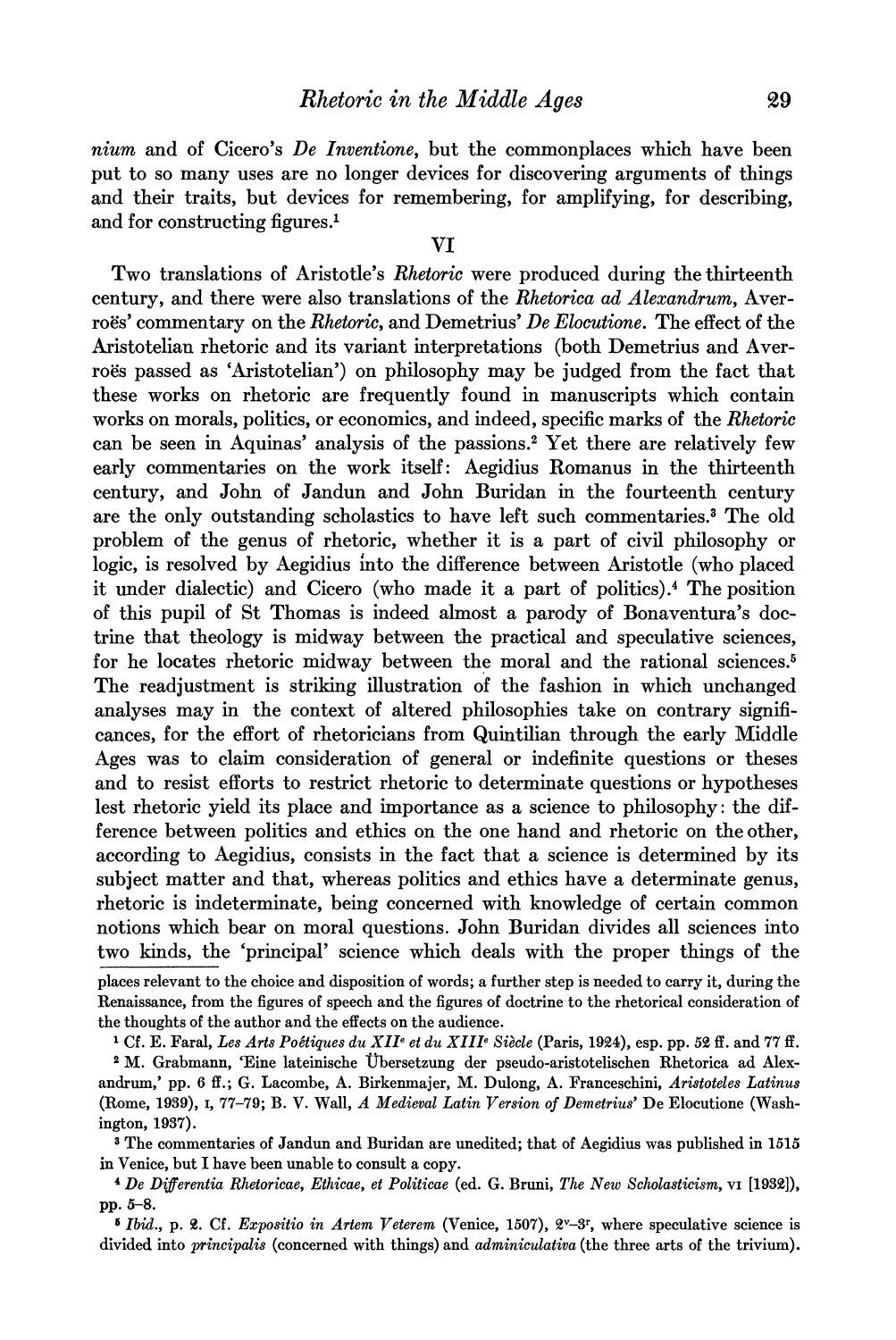*nium* and of Cicero's *De Inventione*, but the commonplaces which have been put to so many uses are no longer devices for discovering arguments of things and their traits, but devices for remembering, for amplifying, for describing, and for constructing figures.[1]

## VI

Two translations of Aristotle's *Rhetoric* were produced during the thirteenth century, and there were also translations of the *Rhetorica ad Alexandrum*, Averroës' commentary on the *Rhetoric*, and Demetrius' *De Elocutione*. The effect of the Aristotelian rhetoric and its variant interpretations (both Demetrius and Averroës passed as 'Aristotelian') on philosophy may be judged from the fact that these works on rhetoric are frequently found in manuscripts which contain works on morals, politics, or economics, and indeed, specific marks of the *Rhetoric* can be seen in Aquinas' analysis of the passions.[2] Yet there are relatively few early commentaries on the work itself: Aegidius Romanus in the thirteenth century, and John of Jandun and John Buridan in the fourteenth century are the only outstanding scholastics to have left such commentaries.[3] The old problem of the genus of rhetoric, whether it is a part of civil philosophy or logic, is resolved by Aegidius into the difference between Aristotle (who placed it under dialectic) and Cicero (who made it a part of politics).[4] The position of this pupil of St Thomas is indeed almost a parody of Bonaventura's doctrine that theology is midway between the practical and speculative sciences, for he locates rhetoric midway between the moral and the rational sciences.[5] The readjustment is striking illustration of the fashion in which unchanged analyses may in the context of altered philosophies take on contrary significances, for the effort of rhetoricians from Quintilian through the early Middle Ages was to claim consideration of general or indefinite questions or theses and to resist efforts to restrict rhetoric to determinate questions or hypotheses lest rhetoric yield its place and importance as a science to philosophy: the difference between politics and ethics on the one hand and rhetoric on the other, according to Aegidius, consists in the fact that a science is determined by its subject matter and that, whereas politics and ethics have a determinate genus, rhetoric is indeterminate, being concerned with knowledge of certain common notions which bear on moral questions. John Buridan divides all sciences into two kinds, the 'principal' science which deals with the proper things of the

---

places relevant to the choice and disposition of words; a further step is needed to carry it, during the Renaissance, from the figures of speech and the figures of doctrine to the rhetorical consideration of the thoughts of the author and the effects on the audience.

[1] Cf. E. Faral, *Les Arts Poëtiques du XII[e] et du XIII[e] Siècle* (Paris, 1924), esp. pp. 52 ff. and 77 ff.

[2] M. Grabmann, 'Eine lateinische Übersetzung der pseudo-aristotelischen Rhetorica ad Alexandrum,' pp. 6 ff.; G. Lacombe, A. Birkenmajer, M. Dulong, A. Franceschini, *Aristoteles Latinus* (Rome, 1939), I, 77–79; B. V. Wall, *A Medieval Latin Version of Demetrius'* De Elocutione (Washington, 1937).

[3] The commentaries of Jandun and Buridan are unedited; that of Aegidius was published in 1515 in Venice, but I have been unable to consult a copy.

[4] *De Differentia Rhetoricae, Ethicae, et Politicae* (ed. G. Bruni, *The New Scholasticism*, VI [1932]), pp. 5–8.

[5] *Ibid.*, p. 2. Cf. *Expositio in Artem Veterem* (Venice, 1507), 2[v]–3[r], where speculative science is divided into *principalis* (concerned with things) and *adminiculativa* (the three arts of the trivium).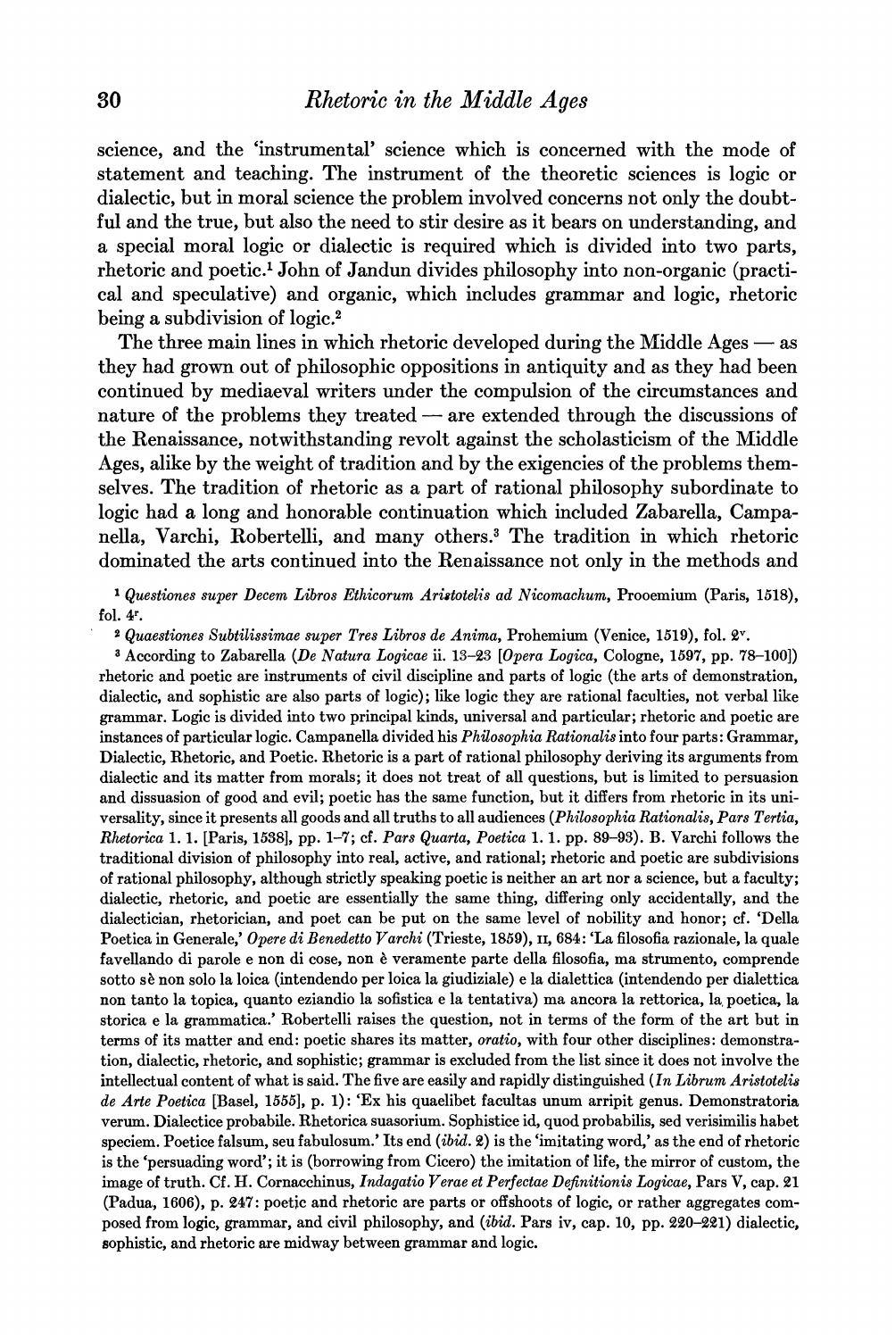science, and the 'instrumental' science which is concerned with the mode of statement and teaching. The instrument of the theoretic sciences is logic or dialectic, but in moral science the problem involved concerns not only the doubtful and the true, but also the need to stir desire as it bears on understanding, and a special moral logic or dialectic is required which is divided into two parts, rhetoric and poetic.[1] John of Jandun divides philosophy into non-organic (practical and speculative) and organic, which includes grammar and logic, rhetoric being a subdivision of logic.[2]

The three main lines in which rhetoric developed during the Middle Ages — as they had grown out of philosophic oppositions in antiquity and as they had been continued by mediaeval writers under the compulsion of the circumstances and nature of the problems they treated — are extended through the discussions of the Renaissance, notwithstanding revolt against the scholasticism of the Middle Ages, alike by the weight of tradition and by the exigencies of the problems themselves. The tradition of rhetoric as a part of rational philosophy subordinate to logic had a long and honorable continuation which included Zabarella, Campanella, Varchi, Robertelli, and many others.[3] The tradition in which rhetoric dominated the arts continued into the Renaissance not only in the methods and

---

[1] *Questiones super Decem Libros Ethicorum Aristotelis ad Nicomachum*, Prooemium (Paris, 1518), fol. 4r.

[2] *Quaestiones Subtilissimae super Tres Libros de Anima*, Prohemium (Venice, 1519), fol. 2v.

[3] According to Zabarella (*De Natura Logicae* ii. 13–23 [*Opera Logica*, Cologne, 1597, pp. 78–100]) rhetoric and poetic are instruments of civil discipline and parts of logic (the arts of demonstration, dialectic, and sophistic are also parts of logic); like logic they are rational faculties, not verbal like grammar. Logic is divided into two principal kinds, universal and particular; rhetoric and poetic are instances of particular logic. Campanella divided his *Philosophia Rationalis* into four parts: Grammar, Dialectic, Rhetoric, and Poetic. Rhetoric is a part of rational philosophy deriving its arguments from dialectic and its matter from morals; it does not treat of all questions, but is limited to persuasion and dissuasion of good and evil; poetic has the same function, but it differs from rhetoric in its universality, since it presents all goods and all truths to all audiences (*Philosophia Rationalis, Pars Tertia, Rhetorica* 1. 1. [Paris, 1538], pp. 1–7; cf. *Pars Quarta, Poetica* 1. 1. pp. 89–93). B. Varchi follows the traditional division of philosophy into real, active, and rational; rhetoric and poetic are subdivisions of rational philosophy, although strictly speaking poetic is neither an art nor a science, but a faculty; dialectic, rhetoric, and poetic are essentially the same thing, differing only accidentally, and the dialectician, rhetorician, and poet can be put on the same level of nobility and honor; cf. 'Della Poetica in Generale,' *Opere di Benedetto Varchi* (Trieste, 1859), II, 684: 'La filosofia razionale, la quale favellando di parole e non di cose, non è veramente parte della filosofia, ma strumento, comprende sotto sè non solo la loica (intendendo per loica la giudiziale) e la dialettica (intendendo per dialettica non tanto la topica, quanto eziandio la sofistica e la tentativa) ma ancora la rettorica, la poetica, la storica e la grammatica.' Robertelli raises the question, not in terms of the form of the art but in terms of its matter and end: poetic shares its matter, *oratio*, with four other disciplines: demonstration, dialectic, rhetoric, and sophistic; grammar is excluded from the list since it does not involve the intellectual content of what is said. The five are easily and rapidly distinguished (*In Librum Aristotelis de Arte Poetica* [Basel, 1555], p. 1): 'Ex his quaelibet facultas unum arripit genus. Demonstratoria verum. Dialectice probabile. Rhetorica suasorium. Sophistice id, quod probabilis, sed verisimilis habet speciem. Poetice falsum, seu fabulosum.' Its end (*ibid.* 2) is the 'imitating word,' as the end of rhetoric is the 'persuading word'; it is (borrowing from Cicero) the imitation of life, the mirror of custom, the image of truth. Cf. H. Cornacchinus, *Indagatio Verae et Perfectae Definitionis Logicae*, Pars V, cap. 21 (Padua, 1606), p. 247: poetic and rhetoric are parts or offshoots of logic, or rather aggregates composed from logic, grammar, and civil philosophy, and (*ibid.* Pars iv, cap. 10, pp. 220–221) dialectic, sophistic, and rhetoric are midway between grammar and logic.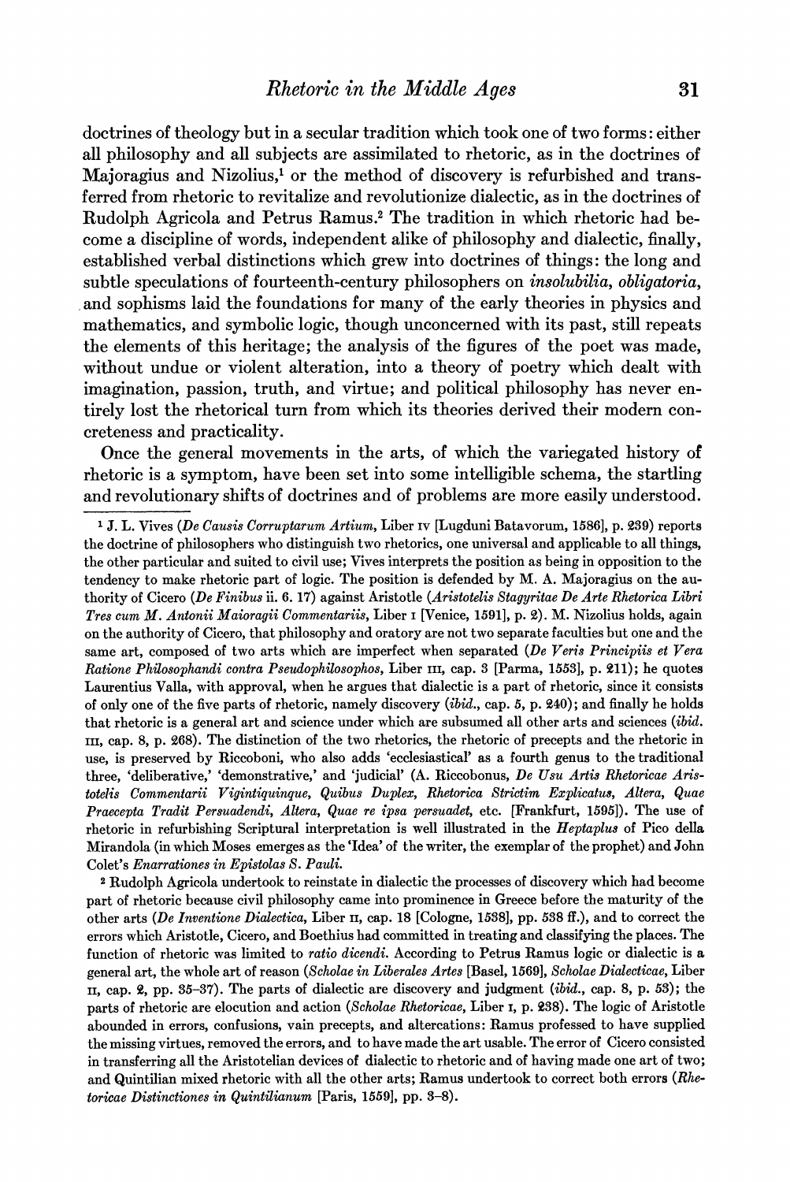doctrines of theology but in a secular tradition which took one of two forms: either all philosophy and all subjects are assimilated to rhetoric, as in the doctrines of Majoragius and Nizolius,[1] or the method of discovery is refurbished and transferred from rhetoric to revitalize and revolutionize dialectic, as in the doctrines of Rudolph Agricola and Petrus Ramus.[2] The tradition in which rhetoric had become a discipline of words, independent alike of philosophy and dialectic, finally, established verbal distinctions which grew into doctrines of things: the long and subtle speculations of fourteenth-century philosophers on *insolubilia*, *obligatoria*, and sophisms laid the foundations for many of the early theories in physics and mathematics, and symbolic logic, though unconcerned with its past, still repeats the elements of this heritage; the analysis of the figures of the poet was made, without undue or violent alteration, into a theory of poetry which dealt with imagination, passion, truth, and virtue; and political philosophy has never entirely lost the rhetorical turn from which its theories derived their modern concreteness and practicality.

Once the general movements in the arts, of which the variegated history of rhetoric is a symptom, have been set into some intelligible schema, the startling and revolutionary shifts of doctrines and of problems are more easily understood.

[1] J. L. Vives (*De Causis Corruptarum Artium*, Liber IV [Lugduni Batavorum, 1586], p. 239) reports the doctrine of philosophers who distinguish two rhetorics, one universal and applicable to all things, the other particular and suited to civil use; Vives interprets the position as being in opposition to the tendency to make rhetoric part of logic. The position is defended by M. A. Majoragius on the authority of Cicero (*De Finibus* ii. 6. 17) against Aristotle (*Aristotelis Stagyritae De Arte Rhetorica Libri Tres cum M. Antonii Maioragii Commentariis*, Liber I [Venice, 1591], p. 2). M. Nizolius holds, again on the authority of Cicero, that philosophy and oratory are not two separate faculties but one and the same art, composed of two arts which are imperfect when separated (*De Veris Principiis et Vera Ratione Philosophandi contra Pseudophilosophos*, Liber III, cap. 3 [Parma, 1553], p. 211); he quotes Laurentius Valla, with approval, when he argues that dialectic is a part of rhetoric, since it consists of only one of the five parts of rhetoric, namely discovery (*ibid.*, cap. 5, p. 240); and finally he holds that rhetoric is a general art and science under which are subsumed all other arts and sciences (*ibid.* III, cap. 8, p. 268). The distinction of the two rhetorics, the rhetoric of precepts and the rhetoric in use, is preserved by Riccoboni, who also adds 'ecclesiastical' as a fourth genus to the traditional three, 'deliberative,' 'demonstrative,' and 'judicial' (A. Riccobonus, *De Usu Artis Rhetoricae Aristotelis Commentarii Vigintiquinque, Quibus Duplex, Rhetorica Strictim Explicatus, Altera, Quae Praecepta Tradit Persuadendi, Altera, Quae re ipsa persuadet*, etc. [Frankfurt, 1595]). The use of rhetoric in refurbishing Scriptural interpretation is well illustrated in the *Heptaplus* of Pico della Mirandola (in which Moses emerges as the 'Idea' of the writer, the exemplar of the prophet) and John Colet's *Enarrationes in Epistolas S. Pauli.*

[2] Rudolph Agricola undertook to reinstate in dialectic the processes of discovery which had become part of rhetoric because civil philosophy came into prominence in Greece before the maturity of the other arts (*De Inventione Dialectica*, Liber II, cap. 18 [Cologne, 1538], pp. 538 ff.), and to correct the errors which Aristotle, Cicero, and Boethius had committed in treating and classifying the places. The function of rhetoric was limited to *ratio dicendi.* According to Petrus Ramus logic or dialectic is a general art, the whole art of reason (*Scholae in Liberales Artes* [Basel, 1569], *Scholae Dialecticae*, Liber II, cap. 2, pp. 35–37). The parts of dialectic are discovery and judgment (*ibid.*, cap. 8, p. 53); the parts of rhetoric are elocution and action (*Scholae Rhetoricae*, Liber I, p. 238). The logic of Aristotle abounded in errors, confusions, vain precepts, and altercations: Ramus professed to have supplied the missing virtues, removed the errors, and to have made the art usable. The error of Cicero consisted in transferring all the Aristotelian devices of dialectic to rhetoric and of having made one art of two; and Quintilian mixed rhetoric with all the other arts; Ramus undertook to correct both errors (*Rhetoricae Distinctiones in Quintilianum* [Paris, 1559], pp. 3–8).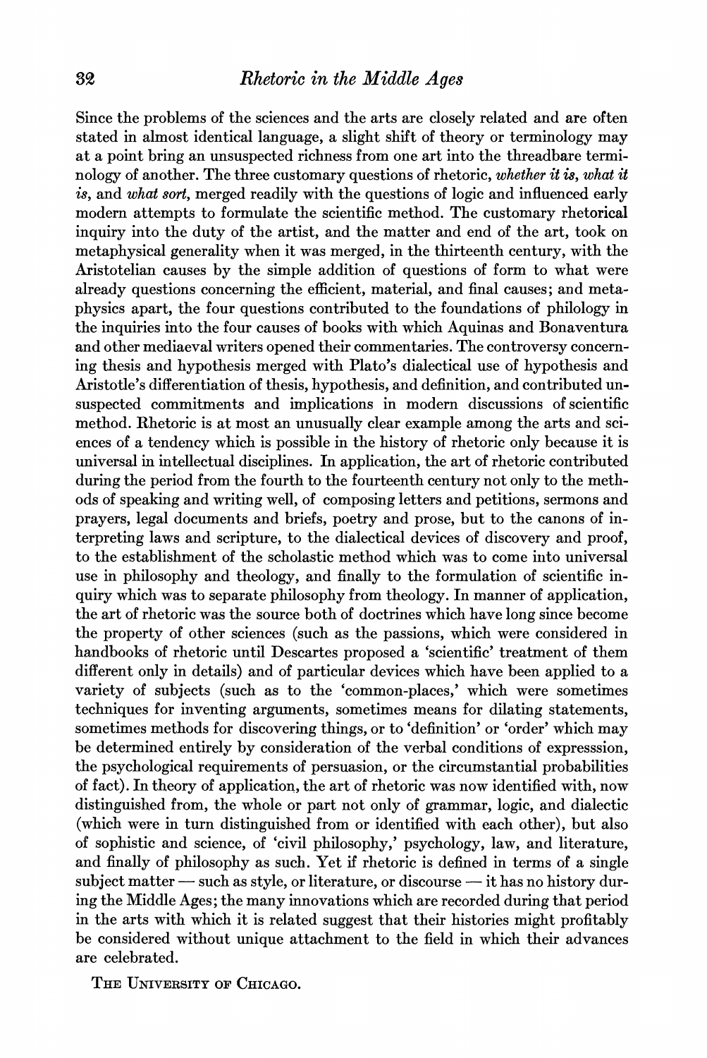Since the problems of the sciences and the arts are closely related and are often stated in almost identical language, a slight shift of theory or terminology may at a point bring an unsuspected richness from one art into the threadbare terminology of another. The three customary questions of rhetoric, *whether it is*, *what it is*, and *what sort*, merged readily with the questions of logic and influenced early modern attempts to formulate the scientific method. The customary rhetorical inquiry into the duty of the artist, and the matter and end of the art, took on metaphysical generality when it was merged, in the thirteenth century, with the Aristotelian causes by the simple addition of questions of form to what were already questions concerning the efficient, material, and final causes; and metaphysics apart, the four questions contributed to the foundations of philology in the inquiries into the four causes of books with which Aquinas and Bonaventura and other mediaeval writers opened their commentaries. The controversy concerning thesis and hypothesis merged with Plato's dialectical use of hypothesis and Aristotle's differentiation of thesis, hypothesis, and definition, and contributed unsuspected commitments and implications in modern discussions of scientific method. Rhetoric is at most an unusually clear example among the arts and sciences of a tendency which is possible in the history of rhetoric only because it is universal in intellectual disciplines. In application, the art of rhetoric contributed during the period from the fourth to the fourteenth century not only to the methods of speaking and writing well, of composing letters and petitions, sermons and prayers, legal documents and briefs, poetry and prose, but to the canons of interpreting laws and scripture, to the dialectical devices of discovery and proof, to the establishment of the scholastic method which was to come into universal use in philosophy and theology, and finally to the formulation of scientific inquiry which was to separate philosophy from theology. In manner of application, the art of rhetoric was the source both of doctrines which have long since become the property of other sciences (such as the passions, which were considered in handbooks of rhetoric until Descartes proposed a 'scientific' treatment of them different only in details) and of particular devices which have been applied to a variety of subjects (such as to the 'common-places,' which were sometimes techniques for inventing arguments, sometimes means for dilating statements, sometimes methods for discovering things, or to 'definition' or 'order' which may be determined entirely by consideration of the verbal conditions of expresssion, the psychological requirements of persuasion, or the circumstantial probabilities of fact). In theory of application, the art of rhetoric was now identified with, now distinguished from, the whole or part not only of grammar, logic, and dialectic (which were in turn distinguished from or identified with each other), but also of sophistic and science, of 'civil philosophy,' psychology, law, and literature, and finally of philosophy as such. Yet if rhetoric is defined in terms of a single subject matter — such as style, or literature, or discourse — it has no history during the Middle Ages; the many innovations which are recorded during that period in the arts with which it is related suggest that their histories might profitably be considered without unique attachment to the field in which their advances are celebrated.

THE UNIVERSITY OF CHICAGO.